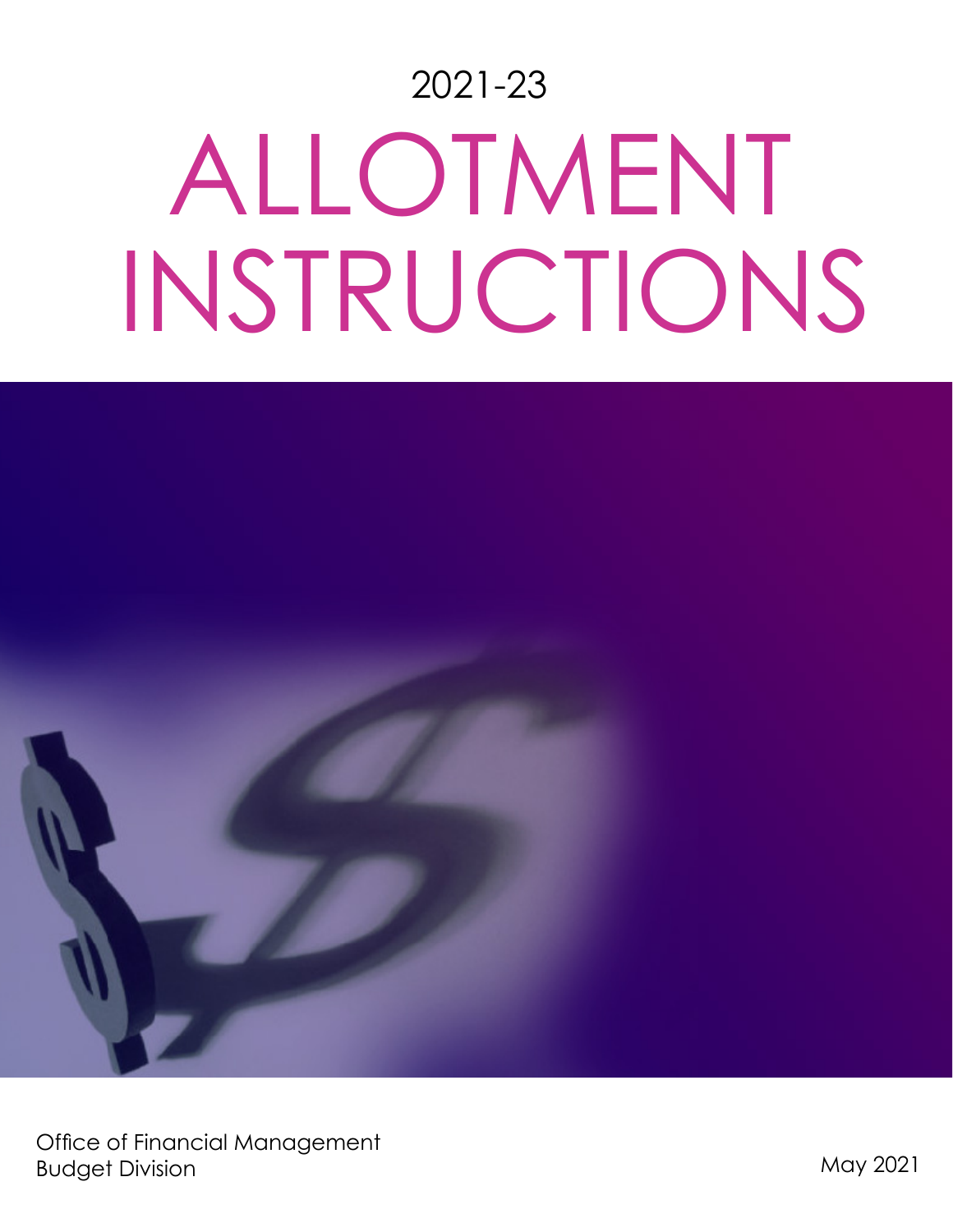2021-23

# ALLOTMENT INSTRUCTIONS

Office of Financial Management
Budget Division

May 2021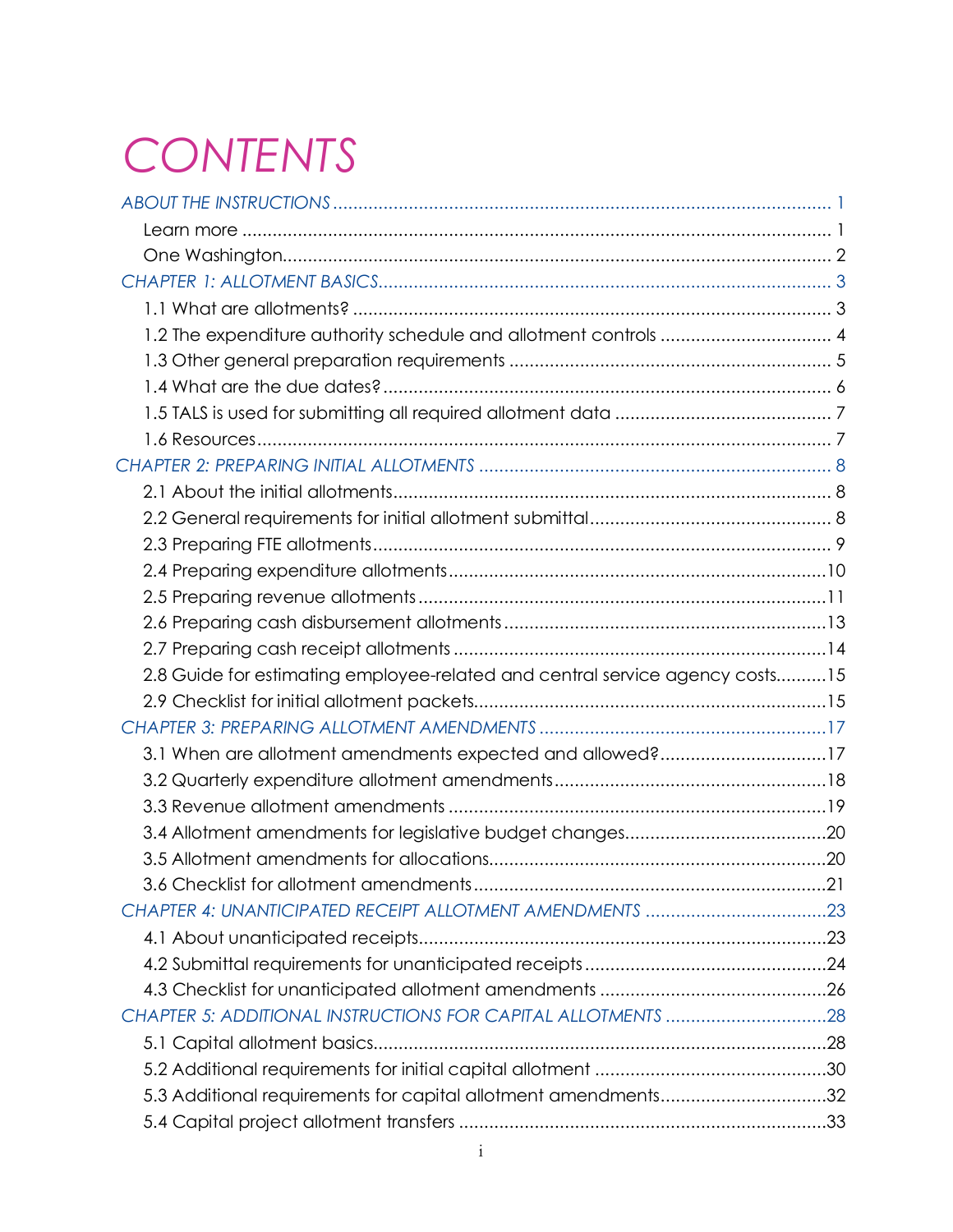# CONTENTS

ABOUT THE INSTRUCTIONS .................................................................................................. 1

- Learn more .................................................................................................................. 1
- One Washington........................................................................................................... 2

CHAPTER 1: ALLOTMENT BASICS......................................................................................... 3

- 1.1 What are allotments? ............................................................................................ 3
- 1.2 The expenditure authority schedule and allotment controls ................................. 4
- 1.3 Other general preparation requirements .............................................................. 5
- 1.4 What are the due dates? ....................................................................................... 6
- 1.5 TALS is used for submitting all required allotment data .......................................... 7
- 1.6 Resources............................................................................................................... 7

CHAPTER 2: PREPARING INITIAL ALLOTMENTS ..................................................................... 8

- 2.1 About the initial allotments..................................................................................... 8
- 2.2 General requirements for initial allotment submittal............................................... 8
- 2.3 Preparing FTE allotments......................................................................................... 9
- 2.4 Preparing expenditure allotments..........................................................................10
- 2.5 Preparing revenue allotments ...............................................................................11
- 2.6 Preparing cash disbursement allotments ...............................................................13
- 2.7 Preparing cash receipt allotments .........................................................................14
- 2.8 Guide for estimating employee-related and central service agency costs..........15
- 2.9 Checklist for initial allotment packets.....................................................................15

CHAPTER 3: PREPARING ALLOTMENT AMENDMENTS ........................................................17

- 3.1 When are allotment amendments expected and allowed?.................................17
- 3.2 Quarterly expenditure allotment amendments.....................................................18
- 3.3 Revenue allotment amendments .........................................................................19
- 3.4 Allotment amendments for legislative budget changes.......................................20
- 3.5 Allotment amendments for allocations..................................................................20
- 3.6 Checklist for allotment amendments ....................................................................21

CHAPTER 4: UNANTICIPATED RECEIPT ALLOTMENT AMENDMENTS ...................................23

- 4.1 About unanticipated receipts................................................................................23
- 4.2 Submittal requirements for unanticipated receipts ...............................................24
- 4.3 Checklist for unanticipated allotment amendments ............................................26

CHAPTER 5: ADDITIONAL INSTRUCTIONS FOR CAPITAL ALLOTMENTS ...............................28

- 5.1 Capital allotment basics........................................................................................28
- 5.2 Additional requirements for initial capital allotment .............................................30
- 5.3 Additional requirements for capital allotment amendments.................................32
- 5.4 Capital project allotment transfers ........................................................................33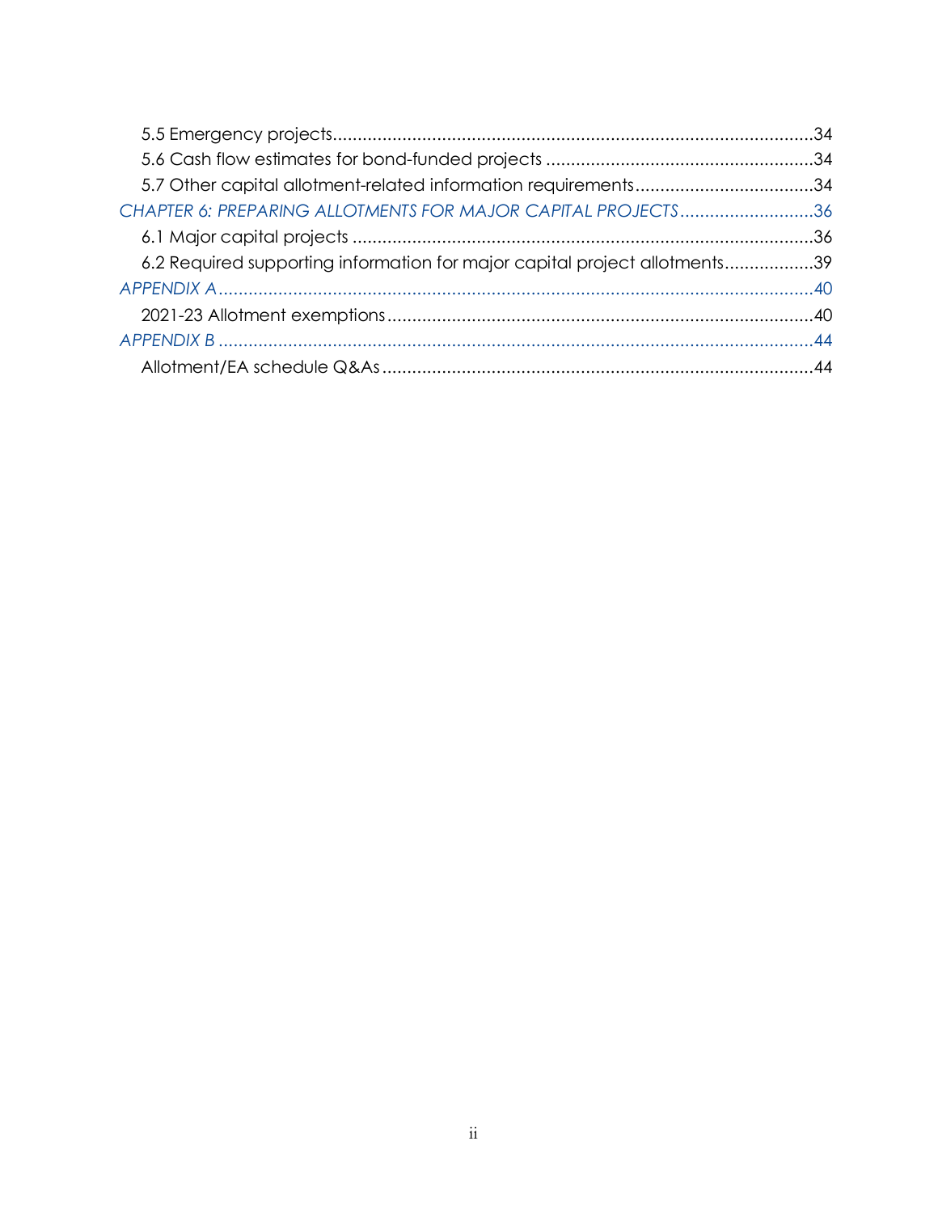5.5 Emergency projects....................................................................................................34
5.6 Cash flow estimates for bond-funded projects .....................................................34
5.7 Other capital allotment-related information requirements...................................34

*CHAPTER 6: PREPARING ALLOTMENTS FOR MAJOR CAPITAL PROJECTS*...........................36

6.1 Major capital projects ...........................................................................................36
6.2 Required supporting information for major capital project allotments..................39

*APPENDIX A*.......................................................................................................................40

2021-23 Allotment exemptions.....................................................................................40

*APPENDIX B*.......................................................................................................................44

Allotment/EA schedule Q&As......................................................................................44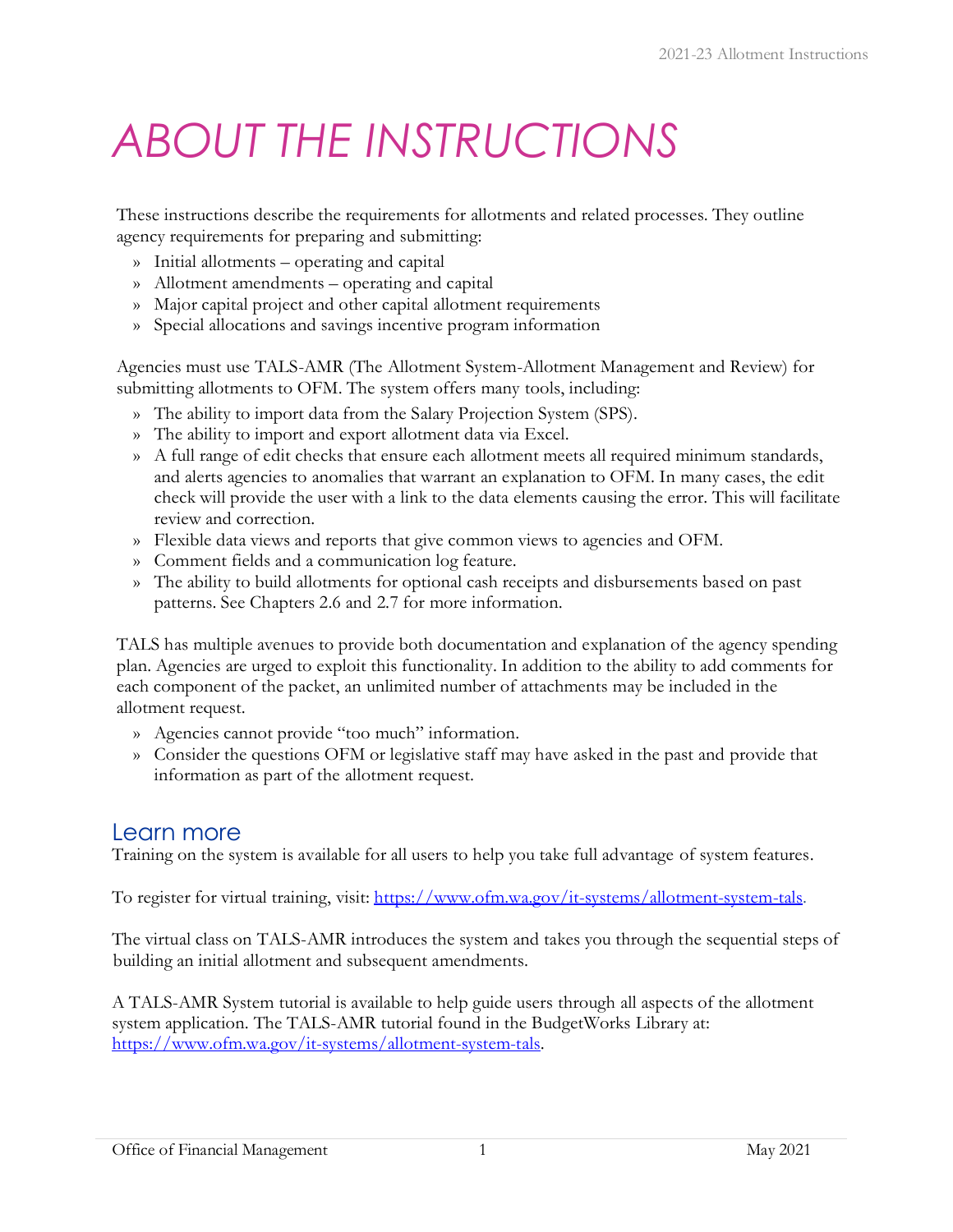# ABOUT THE INSTRUCTIONS

These instructions describe the requirements for allotments and related processes. They outline agency requirements for preparing and submitting:

- Initial allotments – operating and capital
- Allotment amendments – operating and capital
- Major capital project and other capital allotment requirements
- Special allocations and savings incentive program information

Agencies must use TALS-AMR (The Allotment System-Allotment Management and Review) for submitting allotments to OFM. The system offers many tools, including:

- The ability to import data from the Salary Projection System (SPS).
- The ability to import and export allotment data via Excel.
- A full range of edit checks that ensure each allotment meets all required minimum standards, and alerts agencies to anomalies that warrant an explanation to OFM. In many cases, the edit check will provide the user with a link to the data elements causing the error. This will facilitate review and correction.
- Flexible data views and reports that give common views to agencies and OFM.
- Comment fields and a communication log feature.
- The ability to build allotments for optional cash receipts and disbursements based on past patterns. See Chapters 2.6 and 2.7 for more information.

TALS has multiple avenues to provide both documentation and explanation of the agency spending plan. Agencies are urged to exploit this functionality. In addition to the ability to add comments for each component of the packet, an unlimited number of attachments may be included in the allotment request.

- Agencies cannot provide "too much" information.
- Consider the questions OFM or legislative staff may have asked in the past and provide that information as part of the allotment request.

## Learn more

Training on the system is available for all users to help you take full advantage of system features.

To register for virtual training, visit: [https://www.ofm.wa.gov/it-systems/allotment-system-tals](https://www.ofm.wa.gov/it-systems/allotment-system-tals).

The virtual class on TALS-AMR introduces the system and takes you through the sequential steps of building an initial allotment and subsequent amendments.

A TALS-AMR System tutorial is available to help guide users through all aspects of the allotment system application. The TALS-AMR tutorial found in the BudgetWorks Library at: [https://www.ofm.wa.gov/it-systems/allotment-system-tals](https://www.ofm.wa.gov/it-systems/allotment-system-tals).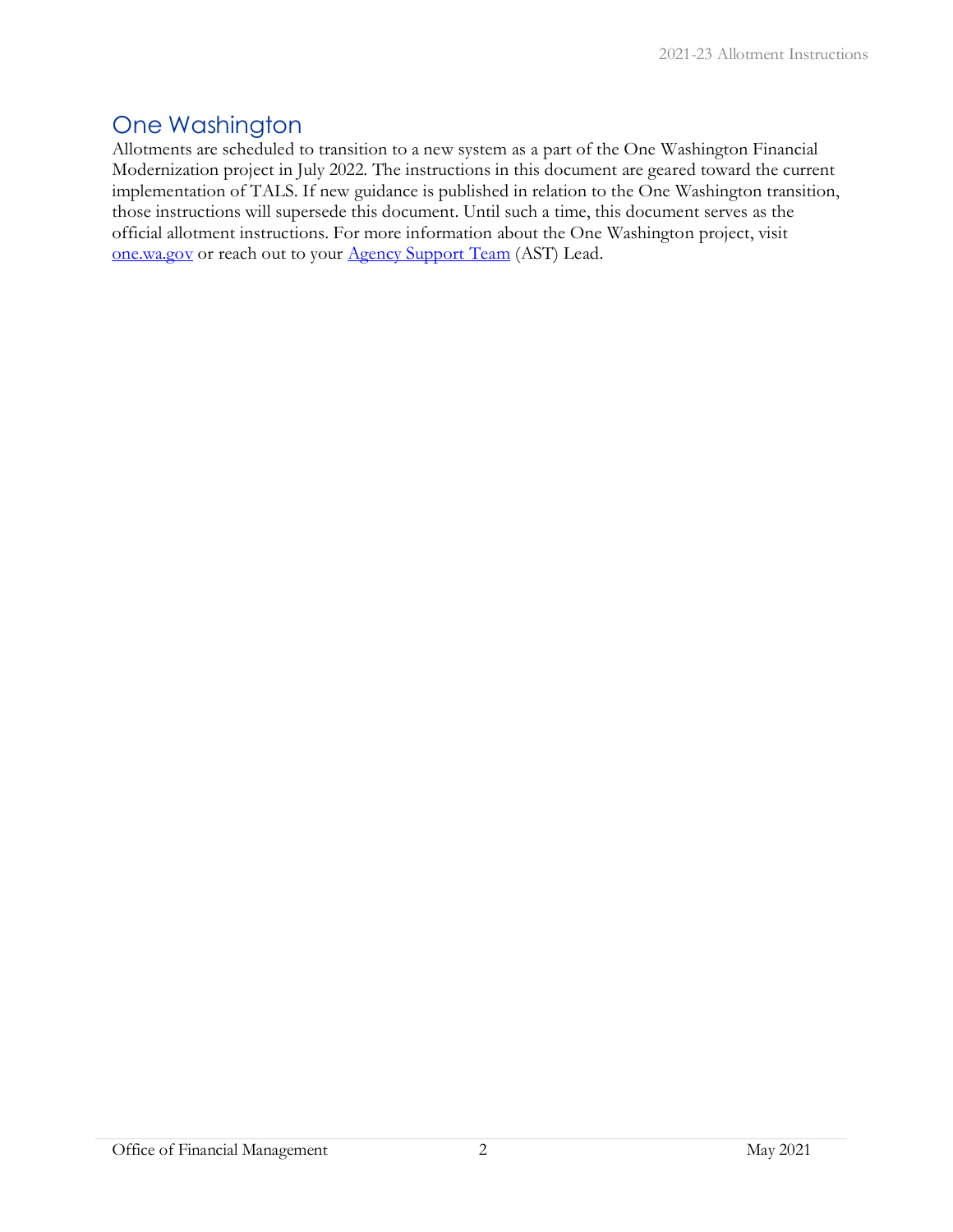# One Washington

Allotments are scheduled to transition to a new system as a part of the One Washington Financial Modernization project in July 2022. The instructions in this document are geared toward the current implementation of TALS. If new guidance is published in relation to the One Washington transition, those instructions will supersede this document. Until such a time, this document serves as the official allotment instructions. For more information about the One Washington project, visit [one.wa.gov](one.wa.gov) or reach out to your [Agency Support Team](Agency Support Team) (AST) Lead.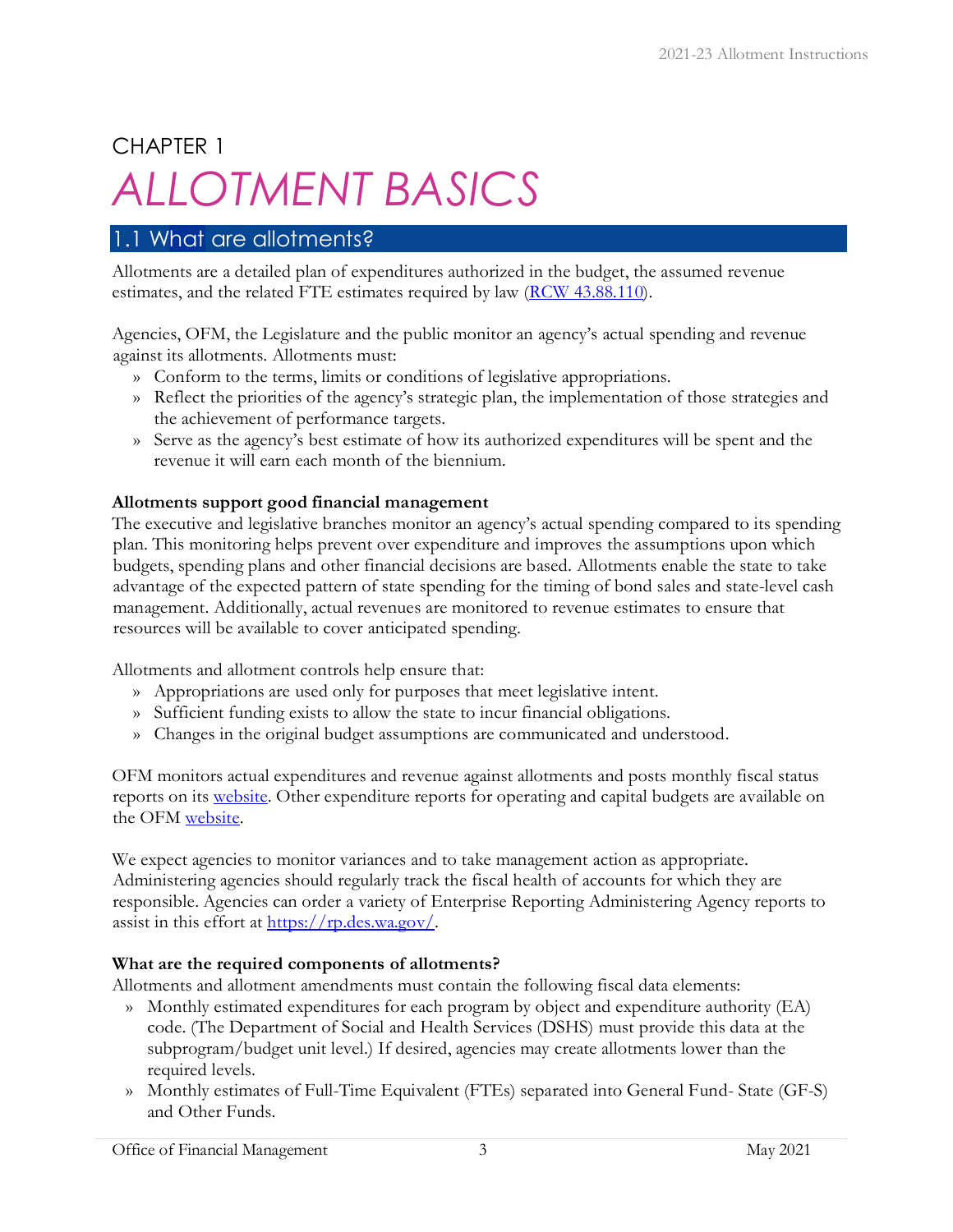# CHAPTER 1

# *ALLOTMENT BASICS*

## 1.1 What are allotments?

Allotments are a detailed plan of expenditures authorized in the budget, the assumed revenue estimates, and the related FTE estimates required by law ([RCW 43.88.110](RCW 43.88.110)).

Agencies, OFM, the Legislature and the public monitor an agency's actual spending and revenue against its allotments. Allotments must:

- Conform to the terms, limits or conditions of legislative appropriations.
- Reflect the priorities of the agency's strategic plan, the implementation of those strategies and the achievement of performance targets.
- Serve as the agency's best estimate of how its authorized expenditures will be spent and the revenue it will earn each month of the biennium.

**Allotments support good financial management**

The executive and legislative branches monitor an agency's actual spending compared to its spending plan. This monitoring helps prevent over expenditure and improves the assumptions upon which budgets, spending plans and other financial decisions are based. Allotments enable the state to take advantage of the expected pattern of state spending for the timing of bond sales and state-level cash management. Additionally, actual revenues are monitored to revenue estimates to ensure that resources will be available to cover anticipated spending.

Allotments and allotment controls help ensure that:

- Appropriations are used only for purposes that meet legislative intent.
- Sufficient funding exists to allow the state to incur financial obligations.
- Changes in the original budget assumptions are communicated and understood.

OFM monitors actual expenditures and revenue against allotments and posts monthly fiscal status reports on its website. Other expenditure reports for operating and capital budgets are available on the OFM website.

We expect agencies to monitor variances and to take management action as appropriate. Administering agencies should regularly track the fiscal health of accounts for which they are responsible. Agencies can order a variety of Enterprise Reporting Administering Agency reports to assist in this effort at https://rp.des.wa.gov/.

**What are the required components of allotments?**

Allotments and allotment amendments must contain the following fiscal data elements:

- Monthly estimated expenditures for each program by object and expenditure authority (EA) code. (The Department of Social and Health Services (DSHS) must provide this data at the subprogram/budget unit level.) If desired, agencies may create allotments lower than the required levels.
- Monthly estimates of Full-Time Equivalent (FTEs) separated into General Fund- State (GF-S) and Other Funds.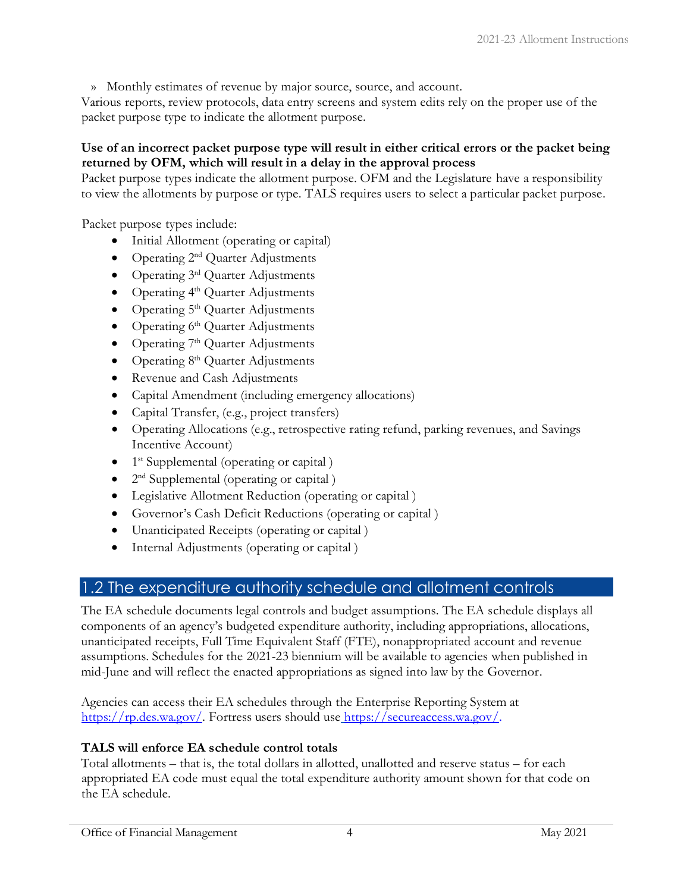» Monthly estimates of revenue by major source, source, and account.

Various reports, review protocols, data entry screens and system edits rely on the proper use of the packet purpose type to indicate the allotment purpose.

**Use of an incorrect packet purpose type will result in either critical errors or the packet being returned by OFM, which will result in a delay in the approval process**

Packet purpose types indicate the allotment purpose. OFM and the Legislature have a responsibility to view the allotments by purpose or type. TALS requires users to select a particular packet purpose.

Packet purpose types include:

- Initial Allotment (operating or capital)
- Operating 2nd Quarter Adjustments
- Operating 3rd Quarter Adjustments
- Operating 4th Quarter Adjustments
- Operating 5th Quarter Adjustments
- Operating 6th Quarter Adjustments
- Operating 7th Quarter Adjustments
- Operating 8th Quarter Adjustments
- Revenue and Cash Adjustments
- Capital Amendment (including emergency allocations)
- Capital Transfer, (e.g., project transfers)
- Operating Allocations (e.g., retrospective rating refund, parking revenues, and Savings Incentive Account)
- 1st Supplemental (operating or capital )
- 2nd Supplemental (operating or capital )
- Legislative Allotment Reduction (operating or capital )
- Governor's Cash Deficit Reductions (operating or capital )
- Unanticipated Receipts (operating or capital )
- Internal Adjustments (operating or capital )

## 1.2 The expenditure authority schedule and allotment controls

The EA schedule documents legal controls and budget assumptions. The EA schedule displays all components of an agency's budgeted expenditure authority, including appropriations, allocations, unanticipated receipts, Full Time Equivalent Staff (FTE), nonappropriated account and revenue assumptions. Schedules for the 2021-23 biennium will be available to agencies when published in mid-June and will reflect the enacted appropriations as signed into law by the Governor.

Agencies can access their EA schedules through the Enterprise Reporting System at https://rp.des.wa.gov/. Fortress users should use https://secureaccess.wa.gov/.

**TALS will enforce EA schedule control totals**

Total allotments – that is, the total dollars in allotted, unallotted and reserve status – for each appropriated EA code must equal the total expenditure authority amount shown for that code on the EA schedule.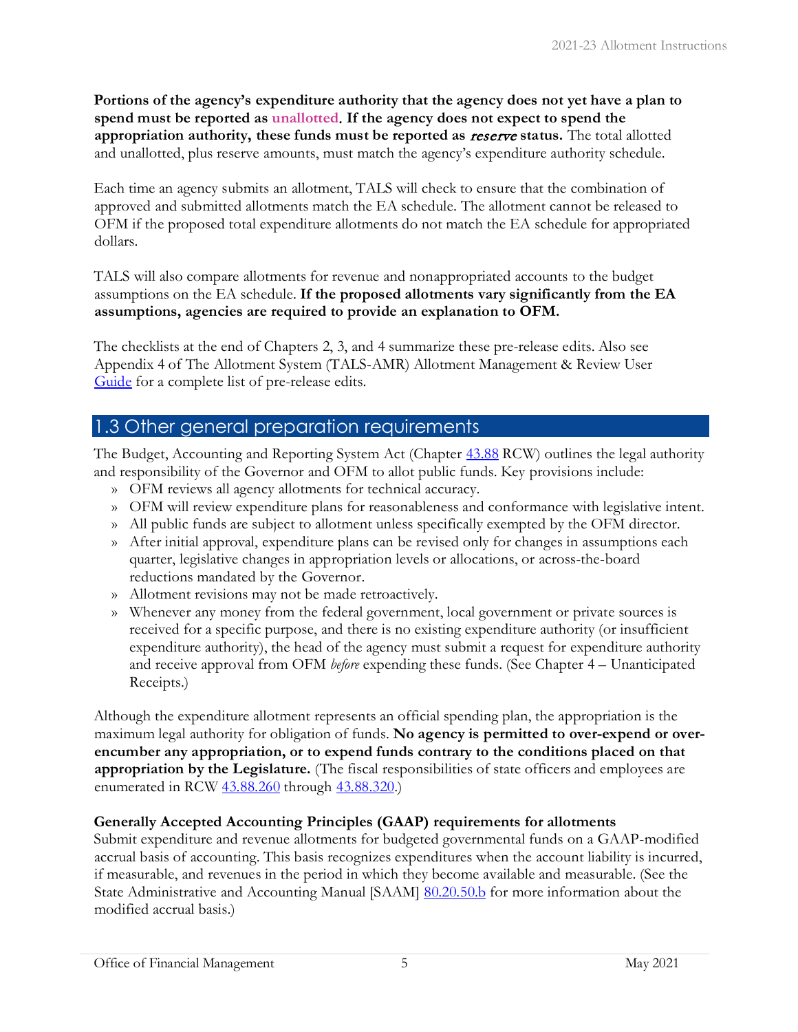**Portions of the agency's expenditure authority that the agency does not yet have a plan to spend must be reported as unallotted. If the agency does not expect to spend the appropriation authority, these funds must be reported as *reserve* status.** The total allotted and unallotted, plus reserve amounts, must match the agency's expenditure authority schedule.

Each time an agency submits an allotment, TALS will check to ensure that the combination of approved and submitted allotments match the EA schedule. The allotment cannot be released to OFM if the proposed total expenditure allotments do not match the EA schedule for appropriated dollars.

TALS will also compare allotments for revenue and nonappropriated accounts to the budget assumptions on the EA schedule. **If the proposed allotments vary significantly from the EA assumptions, agencies are required to provide an explanation to OFM.**

The checklists at the end of Chapters 2, 3, and 4 summarize these pre-release edits. Also see Appendix 4 of The Allotment System (TALS-AMR) Allotment Management & Review User Guide for a complete list of pre-release edits.

## 1.3 Other general preparation requirements

The Budget, Accounting and Reporting System Act (Chapter 43.88 RCW) outlines the legal authority and responsibility of the Governor and OFM to allot public funds. Key provisions include:

- OFM reviews all agency allotments for technical accuracy.
- OFM will review expenditure plans for reasonableness and conformance with legislative intent.
- All public funds are subject to allotment unless specifically exempted by the OFM director.
- After initial approval, expenditure plans can be revised only for changes in assumptions each quarter, legislative changes in appropriation levels or allocations, or across-the-board reductions mandated by the Governor.
- Allotment revisions may not be made retroactively.
- Whenever any money from the federal government, local government or private sources is received for a specific purpose, and there is no existing expenditure authority (or insufficient expenditure authority), the head of the agency must submit a request for expenditure authority and receive approval from OFM *before* expending these funds. (See Chapter 4 – Unanticipated Receipts.)

Although the expenditure allotment represents an official spending plan, the appropriation is the maximum legal authority for obligation of funds. **No agency is permitted to over-expend or over-encumber any appropriation, or to expend funds contrary to the conditions placed on that appropriation by the Legislature.** (The fiscal responsibilities of state officers and employees are enumerated in RCW 43.88.260 through 43.88.320.)

**Generally Accepted Accounting Principles (GAAP) requirements for allotments**

Submit expenditure and revenue allotments for budgeted governmental funds on a GAAP-modified accrual basis of accounting. This basis recognizes expenditures when the account liability is incurred, if measurable, and revenues in the period in which they become available and measurable. (See the State Administrative and Accounting Manual [SAAM] 80.20.50.b for more information about the modified accrual basis.)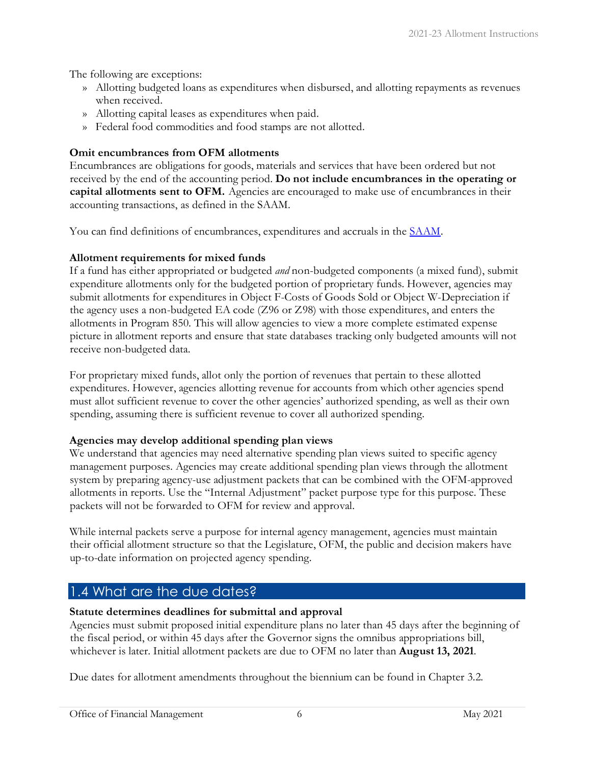The following are exceptions:

- Allotting budgeted loans as expenditures when disbursed, and allotting repayments as revenues when received.
- Allotting capital leases as expenditures when paid.
- Federal food commodities and food stamps are not allotted.

**Omit encumbrances from OFM allotments**

Encumbrances are obligations for goods, materials and services that have been ordered but not received by the end of the accounting period. **Do not include encumbrances in the operating or capital allotments sent to OFM.** Agencies are encouraged to make use of encumbrances in their accounting transactions, as defined in the SAAM.

You can find definitions of encumbrances, expenditures and accruals in the SAAM.

**Allotment requirements for mixed funds**

If a fund has either appropriated or budgeted *and* non-budgeted components (a mixed fund), submit expenditure allotments only for the budgeted portion of proprietary funds. However, agencies may submit allotments for expenditures in Object F-Costs of Goods Sold or Object W-Depreciation if the agency uses a non-budgeted EA code (Z96 or Z98) with those expenditures, and enters the allotments in Program 850. This will allow agencies to view a more complete estimated expense picture in allotment reports and ensure that state databases tracking only budgeted amounts will not receive non-budgeted data.

For proprietary mixed funds, allot only the portion of revenues that pertain to these allotted expenditures. However, agencies allotting revenue for accounts from which other agencies spend must allot sufficient revenue to cover the other agencies' authorized spending, as well as their own spending, assuming there is sufficient revenue to cover all authorized spending.

**Agencies may develop additional spending plan views**

We understand that agencies may need alternative spending plan views suited to specific agency management purposes. Agencies may create additional spending plan views through the allotment system by preparing agency-use adjustment packets that can be combined with the OFM-approved allotments in reports. Use the "Internal Adjustment" packet purpose type for this purpose. These packets will not be forwarded to OFM for review and approval.

While internal packets serve a purpose for internal agency management, agencies must maintain their official allotment structure so that the Legislature, OFM, the public and decision makers have up-to-date information on projected agency spending.

## 1.4 What are the due dates?

**Statute determines deadlines for submittal and approval**

Agencies must submit proposed initial expenditure plans no later than 45 days after the beginning of the fiscal period, or within 45 days after the Governor signs the omnibus appropriations bill, whichever is later. Initial allotment packets are due to OFM no later than **August 13, 2021**.

Due dates for allotment amendments throughout the biennium can be found in Chapter 3.2.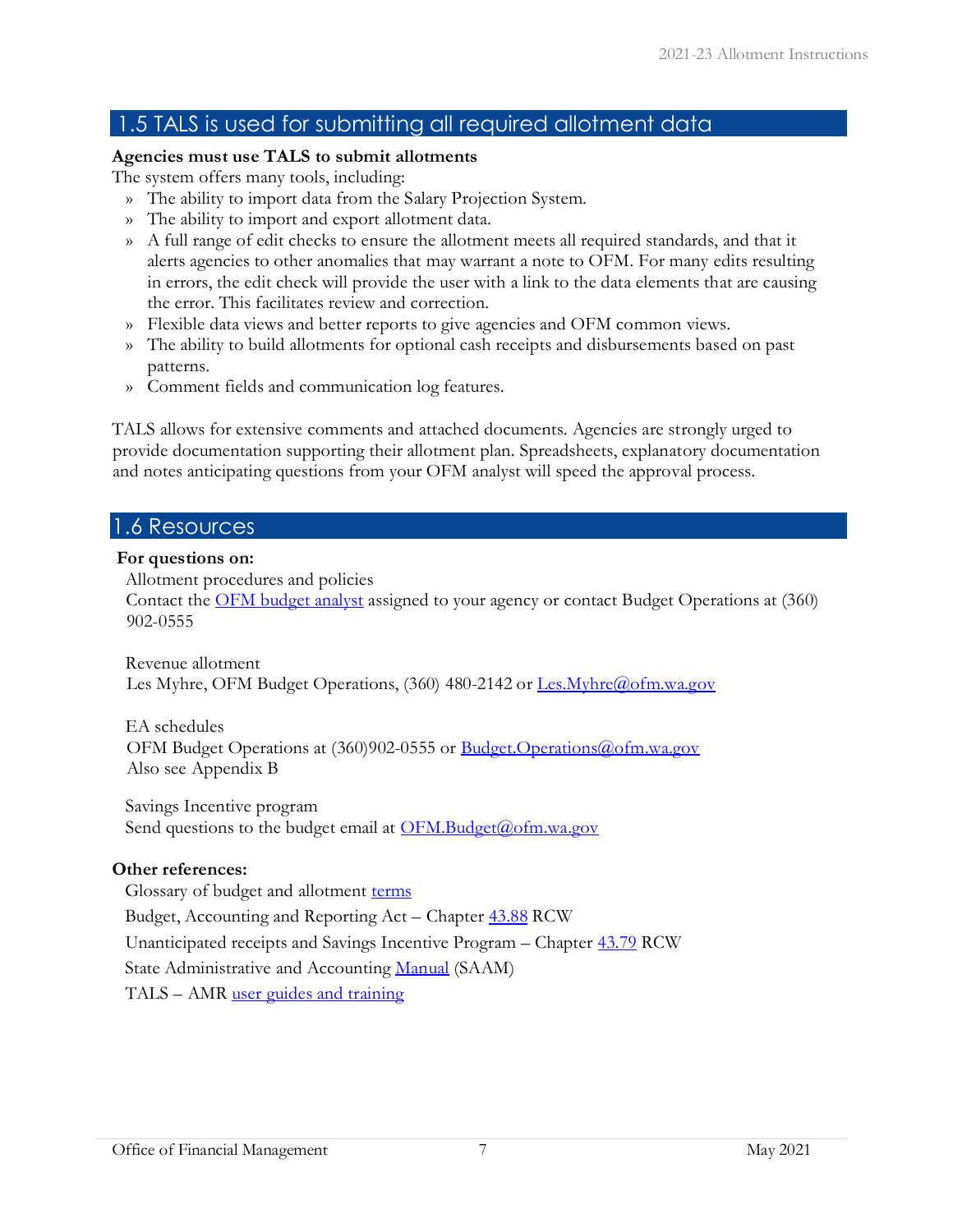## 1.5 TALS is used for submitting all required allotment data

**Agencies must use TALS to submit allotments**

The system offers many tools, including:

- The ability to import data from the Salary Projection System.
- The ability to import and export allotment data.
- A full range of edit checks to ensure the allotment meets all required standards, and that it alerts agencies to other anomalies that may warrant a note to OFM. For many edits resulting in errors, the edit check will provide the user with a link to the data elements that are causing the error. This facilitates review and correction.
- Flexible data views and better reports to give agencies and OFM common views.
- The ability to build allotments for optional cash receipts and disbursements based on past patterns.
- Comment fields and communication log features.

TALS allows for extensive comments and attached documents. Agencies are strongly urged to provide documentation supporting their allotment plan. Spreadsheets, explanatory documentation and notes anticipating questions from your OFM analyst will speed the approval process.

## 1.6 Resources

**For questions on:**

Allotment procedures and policies
Contact the OFM budget analyst assigned to your agency or contact Budget Operations at (360) 902-0555

Revenue allotment
Les Myhre, OFM Budget Operations, (360) 480-2142 or Les.Myhre@ofm.wa.gov

EA schedules
OFM Budget Operations at (360)902-0555 or Budget.Operations@ofm.wa.gov
Also see Appendix B

Savings Incentive program
Send questions to the budget email at OFM.Budget@ofm.wa.gov

**Other references:**

Glossary of budget and allotment terms

Budget, Accounting and Reporting Act – Chapter 43.88 RCW

Unanticipated receipts and Savings Incentive Program – Chapter 43.79 RCW

State Administrative and Accounting Manual (SAAM)

TALS – AMR user guides and training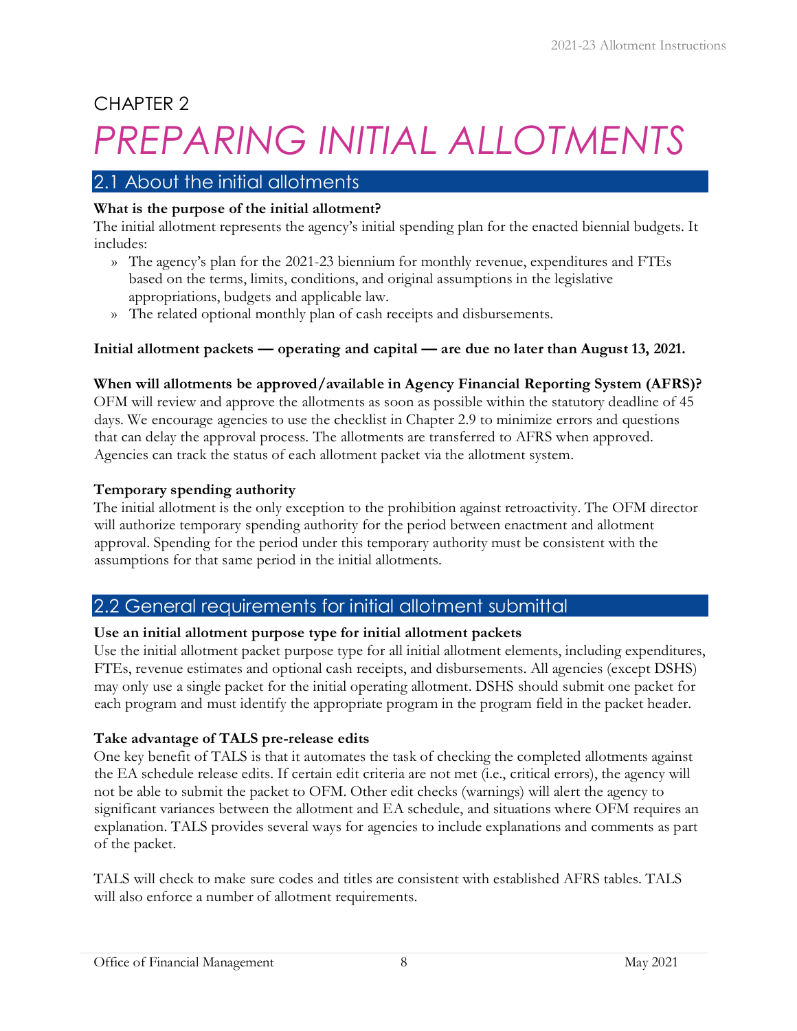# CHAPTER 2

# *PREPARING INITIAL ALLOTMENTS*

## 2.1 About the initial allotments

**What is the purpose of the initial allotment?**

The initial allotment represents the agency's initial spending plan for the enacted biennial budgets. It includes:

- The agency's plan for the 2021-23 biennium for monthly revenue, expenditures and FTEs based on the terms, limits, conditions, and original assumptions in the legislative appropriations, budgets and applicable law.
- The related optional monthly plan of cash receipts and disbursements.

**Initial allotment packets — operating and capital — are due no later than August 13, 2021.**

**When will allotments be approved/available in Agency Financial Reporting System (AFRS)?**

OFM will review and approve the allotments as soon as possible within the statutory deadline of 45 days. We encourage agencies to use the checklist in Chapter 2.9 to minimize errors and questions that can delay the approval process. The allotments are transferred to AFRS when approved. Agencies can track the status of each allotment packet via the allotment system.

**Temporary spending authority**

The initial allotment is the only exception to the prohibition against retroactivity. The OFM director will authorize temporary spending authority for the period between enactment and allotment approval. Spending for the period under this temporary authority must be consistent with the assumptions for that same period in the initial allotments.

## 2.2 General requirements for initial allotment submittal

**Use an initial allotment purpose type for initial allotment packets**

Use the initial allotment packet purpose type for all initial allotment elements, including expenditures, FTEs, revenue estimates and optional cash receipts, and disbursements. All agencies (except DSHS) may only use a single packet for the initial operating allotment. DSHS should submit one packet for each program and must identify the appropriate program in the program field in the packet header.

**Take advantage of TALS pre-release edits**

One key benefit of TALS is that it automates the task of checking the completed allotments against the EA schedule release edits. If certain edit criteria are not met (i.e., critical errors), the agency will not be able to submit the packet to OFM. Other edit checks (warnings) will alert the agency to significant variances between the allotment and EA schedule, and situations where OFM requires an explanation. TALS provides several ways for agencies to include explanations and comments as part of the packet.

TALS will check to make sure codes and titles are consistent with established AFRS tables. TALS will also enforce a number of allotment requirements.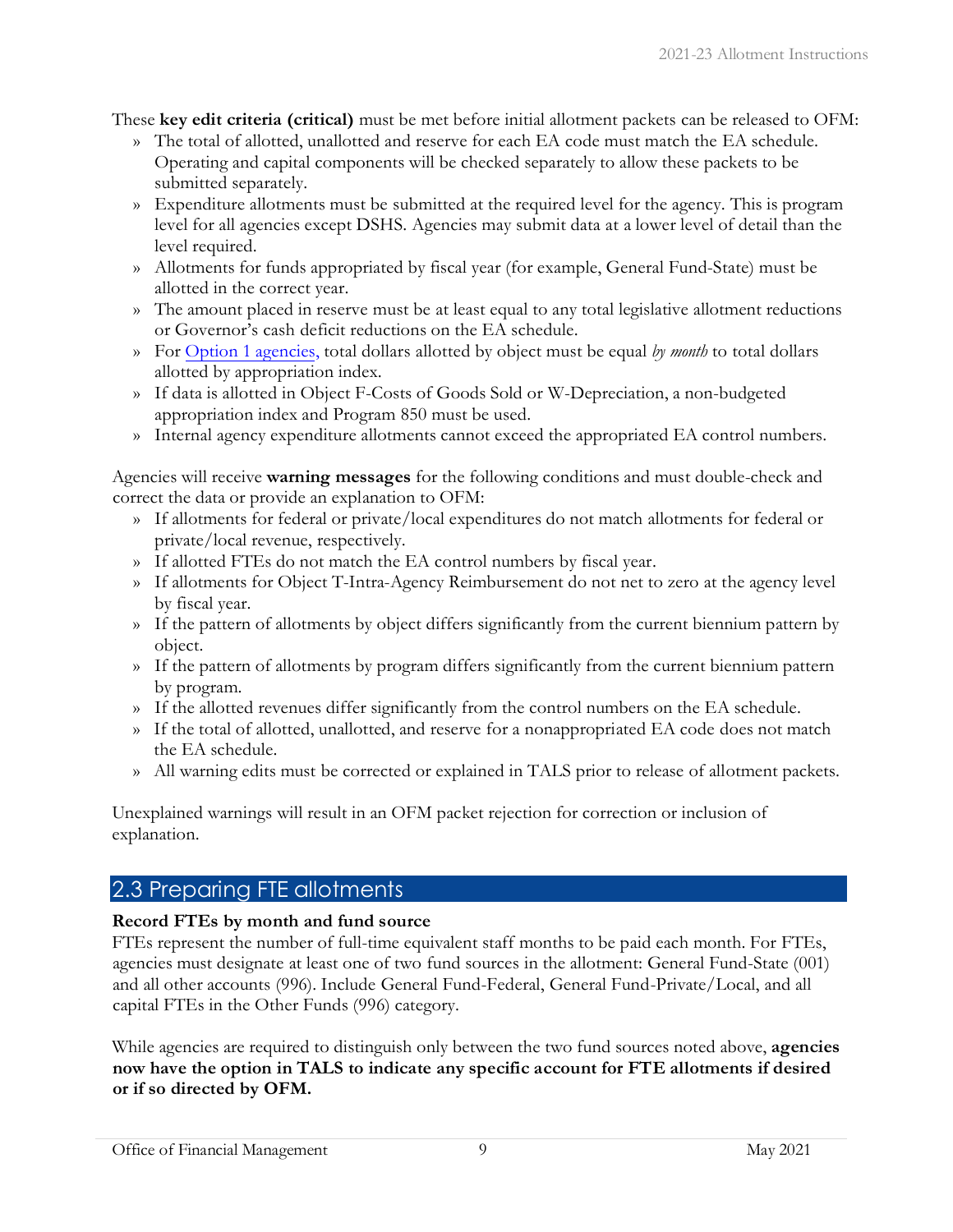These **key edit criteria (critical)** must be met before initial allotment packets can be released to OFM:

- The total of allotted, unallotted and reserve for each EA code must match the EA schedule. Operating and capital components will be checked separately to allow these packets to be submitted separately.
- Expenditure allotments must be submitted at the required level for the agency. This is program level for all agencies except DSHS. Agencies may submit data at a lower level of detail than the level required.
- Allotments for funds appropriated by fiscal year (for example, General Fund-State) must be allotted in the correct year.
- The amount placed in reserve must be at least equal to any total legislative allotment reductions or Governor's cash deficit reductions on the EA schedule.
- For Option 1 agencies, total dollars allotted by object must be equal *by month* to total dollars allotted by appropriation index.
- If data is allotted in Object F-Costs of Goods Sold or W-Depreciation, a non-budgeted appropriation index and Program 850 must be used.
- Internal agency expenditure allotments cannot exceed the appropriated EA control numbers.

Agencies will receive **warning messages** for the following conditions and must double-check and correct the data or provide an explanation to OFM:

- If allotments for federal or private/local expenditures do not match allotments for federal or private/local revenue, respectively.
- If allotted FTEs do not match the EA control numbers by fiscal year.
- If allotments for Object T-Intra-Agency Reimbursement do not net to zero at the agency level by fiscal year.
- If the pattern of allotments by object differs significantly from the current biennium pattern by object.
- If the pattern of allotments by program differs significantly from the current biennium pattern by program.
- If the allotted revenues differ significantly from the control numbers on the EA schedule.
- If the total of allotted, unallotted, and reserve for a nonappropriated EA code does not match the EA schedule.
- All warning edits must be corrected or explained in TALS prior to release of allotment packets.

Unexplained warnings will result in an OFM packet rejection for correction or inclusion of explanation.

## 2.3 Preparing FTE allotments

**Record FTEs by month and fund source**

FTEs represent the number of full-time equivalent staff months to be paid each month. For FTEs, agencies must designate at least one of two fund sources in the allotment: General Fund-State (001) and all other accounts (996). Include General Fund-Federal, General Fund-Private/Local, and all capital FTEs in the Other Funds (996) category.

While agencies are required to distinguish only between the two fund sources noted above, **agencies now have the option in TALS to indicate any specific account for FTE allotments if desired or if so directed by OFM.**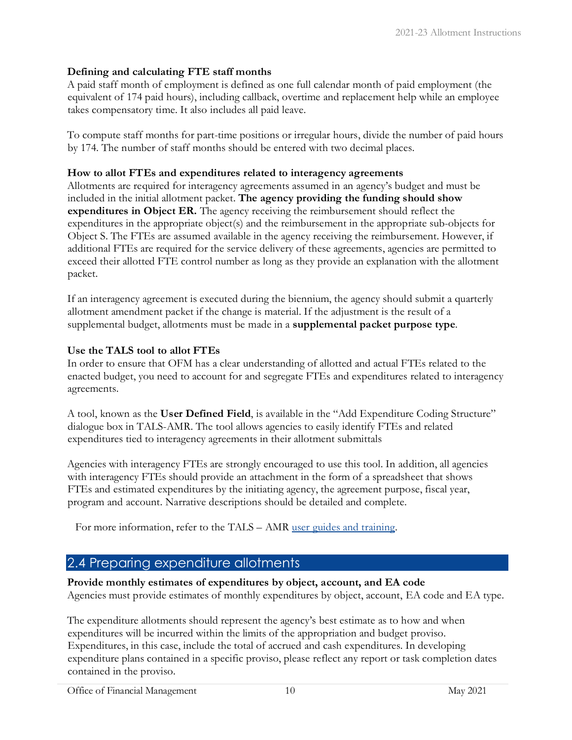**Defining and calculating FTE staff months**

A paid staff month of employment is defined as one full calendar month of paid employment (the equivalent of 174 paid hours), including callback, overtime and replacement help while an employee takes compensatory time. It also includes all paid leave.

To compute staff months for part-time positions or irregular hours, divide the number of paid hours by 174. The number of staff months should be entered with two decimal places.

**How to allot FTEs and expenditures related to interagency agreements**

Allotments are required for interagency agreements assumed in an agency's budget and must be included in the initial allotment packet. **The agency providing the funding should show expenditures in Object ER.** The agency receiving the reimbursement should reflect the expenditures in the appropriate object(s) and the reimbursement in the appropriate sub-objects for Object S. The FTEs are assumed available in the agency receiving the reimbursement. However, if additional FTEs are required for the service delivery of these agreements, agencies are permitted to exceed their allotted FTE control number as long as they provide an explanation with the allotment packet.

If an interagency agreement is executed during the biennium, the agency should submit a quarterly allotment amendment packet if the change is material. If the adjustment is the result of a supplemental budget, allotments must be made in a **supplemental packet purpose type**.

**Use the TALS tool to allot FTEs**

In order to ensure that OFM has a clear understanding of allotted and actual FTEs related to the enacted budget, you need to account for and segregate FTEs and expenditures related to interagency agreements.

A tool, known as the **User Defined Field**, is available in the "Add Expenditure Coding Structure" dialogue box in TALS-AMR. The tool allows agencies to easily identify FTEs and related expenditures tied to interagency agreements in their allotment submittals

Agencies with interagency FTEs are strongly encouraged to use this tool. In addition, all agencies with interagency FTEs should provide an attachment in the form of a spreadsheet that shows FTEs and estimated expenditures by the initiating agency, the agreement purpose, fiscal year, program and account. Narrative descriptions should be detailed and complete.

For more information, refer to the TALS – AMR [user guides and training](#).

## 2.4 Preparing expenditure allotments

**Provide monthly estimates of expenditures by object, account, and EA code**

Agencies must provide estimates of monthly expenditures by object, account, EA code and EA type.

The expenditure allotments should represent the agency's best estimate as to how and when expenditures will be incurred within the limits of the appropriation and budget proviso. Expenditures, in this case, include the total of accrued and cash expenditures. In developing expenditure plans contained in a specific proviso, please reflect any report or task completion dates contained in the proviso.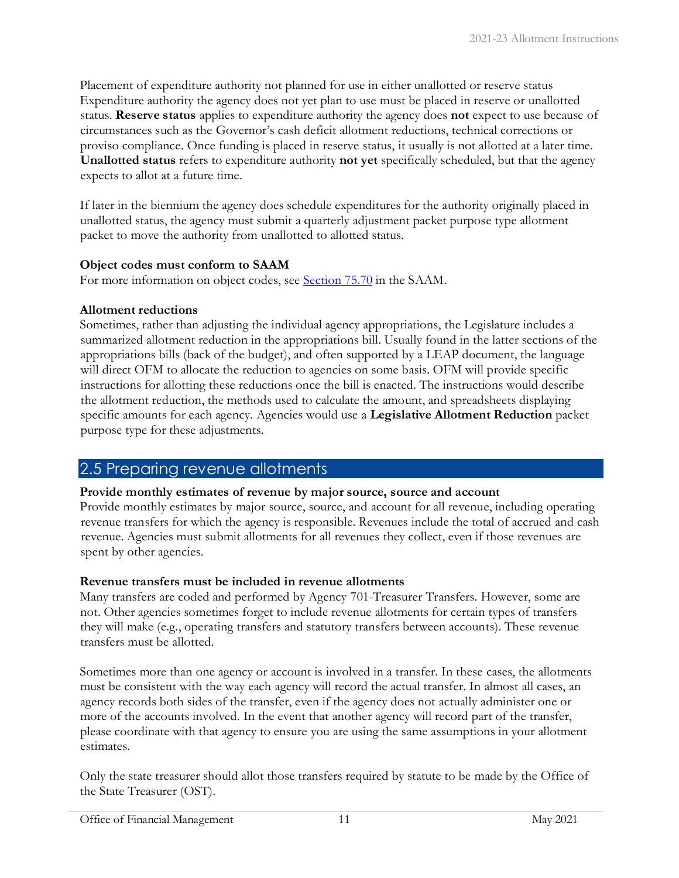Placement of expenditure authority not planned for use in either unallotted or reserve status
Expenditure authority the agency does not yet plan to use must be placed in reserve or unallotted status. **Reserve status** applies to expenditure authority the agency does **not** expect to use because of circumstances such as the Governor's cash deficit allotment reductions, technical corrections or proviso compliance. Once funding is placed in reserve status, it usually is not allotted at a later time. **Unallotted status** refers to expenditure authority **not yet** specifically scheduled, but that the agency expects to allot at a future time.

If later in the biennium the agency does schedule expenditures for the authority originally placed in unallotted status, the agency must submit a quarterly adjustment packet purpose type allotment packet to move the authority from unallotted to allotted status.

**Object codes must conform to SAAM**
For more information on object codes, see [Section 75.70] in the SAAM.

**Allotment reductions**
Sometimes, rather than adjusting the individual agency appropriations, the Legislature includes a summarized allotment reduction in the appropriations bill. Usually found in the latter sections of the appropriations bills (back of the budget), and often supported by a LEAP document, the language will direct OFM to allocate the reduction to agencies on some basis. OFM will provide specific instructions for allotting these reductions once the bill is enacted. The instructions would describe the allotment reduction, the methods used to calculate the amount, and spreadsheets displaying specific amounts for each agency. Agencies would use a **Legislative Allotment Reduction** packet purpose type for these adjustments.

## 2.5 Preparing revenue allotments

**Provide monthly estimates of revenue by major source, source and account**
Provide monthly estimates by major source, source, and account for all revenue, including operating revenue transfers for which the agency is responsible. Revenues include the total of accrued and cash revenue. Agencies must submit allotments for all revenues they collect, even if those revenues are spent by other agencies.

**Revenue transfers must be included in revenue allotments**
Many transfers are coded and performed by Agency 701-Treasurer Transfers. However, some are not. Other agencies sometimes forget to include revenue allotments for certain types of transfers they will make (e.g., operating transfers and statutory transfers between accounts). These revenue transfers must be allotted.

Sometimes more than one agency or account is involved in a transfer. In these cases, the allotments must be consistent with the way each agency will record the actual transfer. In almost all cases, an agency records both sides of the transfer, even if the agency does not actually administer one or more of the accounts involved. In the event that another agency will record part of the transfer, please coordinate with that agency to ensure you are using the same assumptions in your allotment estimates.

Only the state treasurer should allot those transfers required by statute to be made by the Office of the State Treasurer (OST).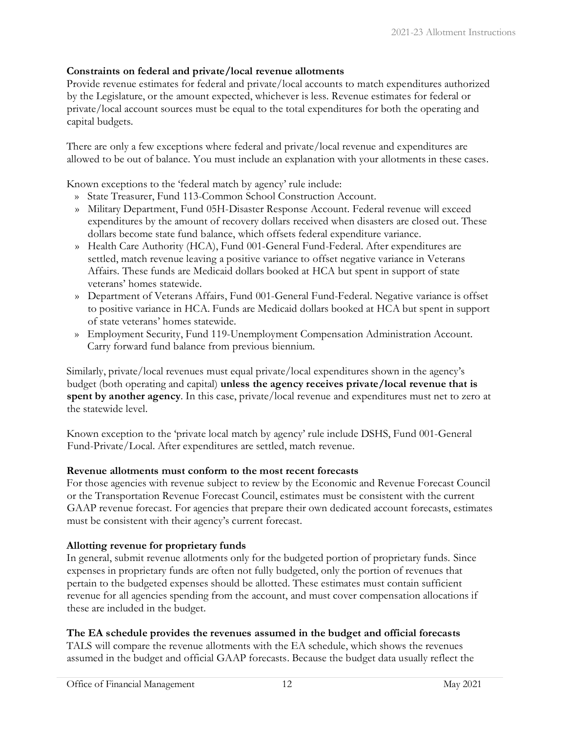**Constraints on federal and private/local revenue allotments**

Provide revenue estimates for federal and private/local accounts to match expenditures authorized by the Legislature, or the amount expected, whichever is less. Revenue estimates for federal or private/local account sources must be equal to the total expenditures for both the operating and capital budgets.

There are only a few exceptions where federal and private/local revenue and expenditures are allowed to be out of balance. You must include an explanation with your allotments in these cases.

Known exceptions to the 'federal match by agency' rule include:

- State Treasurer, Fund 113-Common School Construction Account.
- Military Department, Fund 05H-Disaster Response Account. Federal revenue will exceed expenditures by the amount of recovery dollars received when disasters are closed out. These dollars become state fund balance, which offsets federal expenditure variance.
- Health Care Authority (HCA), Fund 001-General Fund-Federal. After expenditures are settled, match revenue leaving a positive variance to offset negative variance in Veterans Affairs. These funds are Medicaid dollars booked at HCA but spent in support of state veterans' homes statewide.
- Department of Veterans Affairs, Fund 001-General Fund-Federal. Negative variance is offset to positive variance in HCA. Funds are Medicaid dollars booked at HCA but spent in support of state veterans' homes statewide.
- Employment Security, Fund 119-Unemployment Compensation Administration Account. Carry forward fund balance from previous biennium.

Similarly, private/local revenues must equal private/local expenditures shown in the agency's budget (both operating and capital) **unless the agency receives private/local revenue that is spent by another agency**. In this case, private/local revenue and expenditures must net to zero at the statewide level.

Known exception to the 'private local match by agency' rule include DSHS, Fund 001-General Fund-Private/Local. After expenditures are settled, match revenue.

**Revenue allotments must conform to the most recent forecasts**

For those agencies with revenue subject to review by the Economic and Revenue Forecast Council or the Transportation Revenue Forecast Council, estimates must be consistent with the current GAAP revenue forecast. For agencies that prepare their own dedicated account forecasts, estimates must be consistent with their agency's current forecast.

**Allotting revenue for proprietary funds**

In general, submit revenue allotments only for the budgeted portion of proprietary funds. Since expenses in proprietary funds are often not fully budgeted, only the portion of revenues that pertain to the budgeted expenses should be allotted. These estimates must contain sufficient revenue for all agencies spending from the account, and must cover compensation allocations if these are included in the budget.

**The EA schedule provides the revenues assumed in the budget and official forecasts**

TALS will compare the revenue allotments with the EA schedule, which shows the revenues assumed in the budget and official GAAP forecasts. Because the budget data usually reflect the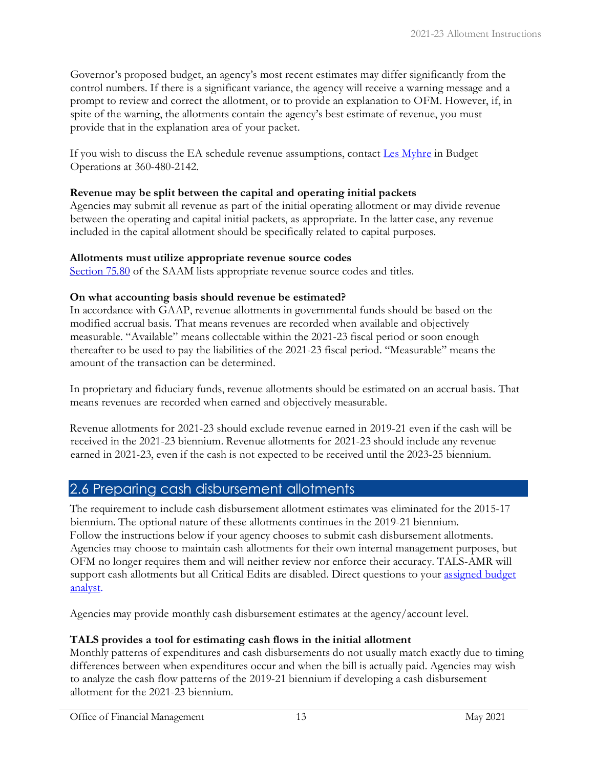Governor's proposed budget, an agency's most recent estimates may differ significantly from the control numbers. If there is a significant variance, the agency will receive a warning message and a prompt to review and correct the allotment, or to provide an explanation to OFM. However, if, in spite of the warning, the allotments contain the agency's best estimate of revenue, you must provide that in the explanation area of your packet.

If you wish to discuss the EA schedule revenue assumptions, contact Les Myhre in Budget Operations at 360-480-2142.

**Revenue may be split between the capital and operating initial packets**
Agencies may submit all revenue as part of the initial operating allotment or may divide revenue between the operating and capital initial packets, as appropriate. In the latter case, any revenue included in the capital allotment should be specifically related to capital purposes.

**Allotments must utilize appropriate revenue source codes**
Section 75.80 of the SAAM lists appropriate revenue source codes and titles.

**On what accounting basis should revenue be estimated?**
In accordance with GAAP, revenue allotments in governmental funds should be based on the modified accrual basis. That means revenues are recorded when available and objectively measurable. "Available" means collectable within the 2021-23 fiscal period or soon enough thereafter to be used to pay the liabilities of the 2021-23 fiscal period. "Measurable" means the amount of the transaction can be determined.

In proprietary and fiduciary funds, revenue allotments should be estimated on an accrual basis. That means revenues are recorded when earned and objectively measurable.

Revenue allotments for 2021-23 should exclude revenue earned in 2019-21 even if the cash will be received in the 2021-23 biennium. Revenue allotments for 2021-23 should include any revenue earned in 2021-23, even if the cash is not expected to be received until the 2023-25 biennium.

## 2.6 Preparing cash disbursement allotments

The requirement to include cash disbursement allotment estimates was eliminated for the 2015-17 biennium. The optional nature of these allotments continues in the 2019-21 biennium. Follow the instructions below if your agency chooses to submit cash disbursement allotments. Agencies may choose to maintain cash allotments for their own internal management purposes, but OFM no longer requires them and will neither review nor enforce their accuracy. TALS-AMR will support cash allotments but all Critical Edits are disabled. Direct questions to your assigned budget analyst.

Agencies may provide monthly cash disbursement estimates at the agency/account level.

**TALS provides a tool for estimating cash flows in the initial allotment**
Monthly patterns of expenditures and cash disbursements do not usually match exactly due to timing differences between when expenditures occur and when the bill is actually paid. Agencies may wish to analyze the cash flow patterns of the 2019-21 biennium if developing a cash disbursement allotment for the 2021-23 biennium.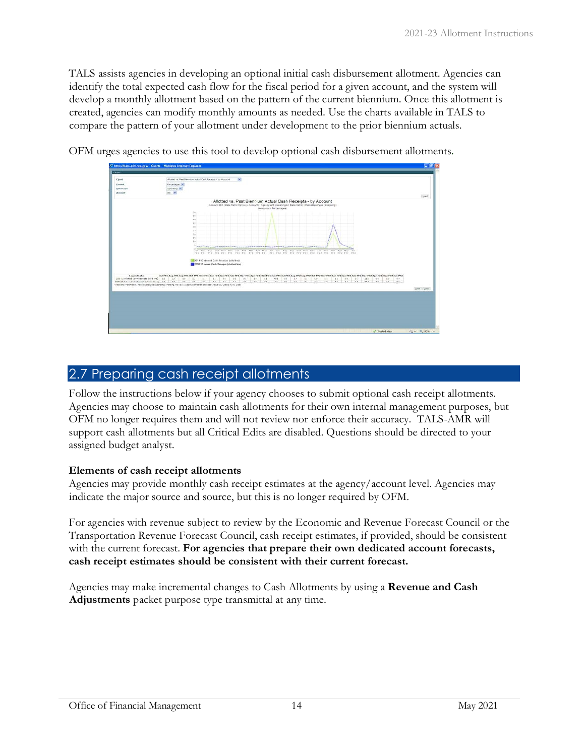TALS assists agencies in developing an optional initial cash disbursement allotment. Agencies can identify the total expected cash flow for the fiscal period for a given account, and the system will develop a monthly allotment based on the pattern of the current biennium. Once this allotment is created, agencies can modify monthly amounts as needed. Use the charts available in TALS to compare the pattern of your allotment under development to the prior biennium actuals.

OFM urges agencies to use this tool to develop optional cash disbursement allotments.

## 2.7 Preparing cash receipt allotments

Follow the instructions below if your agency chooses to submit optional cash receipt allotments. Agencies may choose to maintain cash allotments for their own internal management purposes, but OFM no longer requires them and will not review nor enforce their accuracy. TALS-AMR will support cash allotments but all Critical Edits are disabled. Questions should be directed to your assigned budget analyst.

**Elements of cash receipt allotments**

Agencies may provide monthly cash receipt estimates at the agency/account level. Agencies may indicate the major source and source, but this is no longer required by OFM.

For agencies with revenue subject to review by the Economic and Revenue Forecast Council or the Transportation Revenue Forecast Council, cash receipt estimates, if provided, should be consistent with the current forecast. **For agencies that prepare their own dedicated account forecasts, cash receipt estimates should be consistent with their current forecast.**

Agencies may make incremental changes to Cash Allotments by using a **Revenue and Cash Adjustments** packet purpose type transmittal at any time.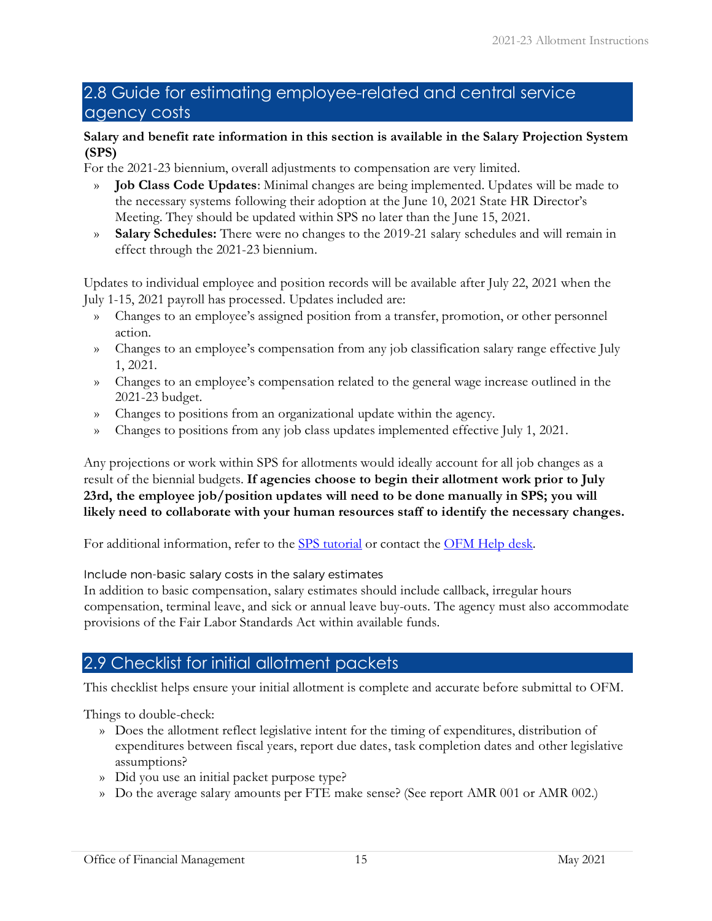## 2.8 Guide for estimating employee-related and central service agency costs

**Salary and benefit rate information in this section is available in the Salary Projection System (SPS)**

For the 2021-23 biennium, overall adjustments to compensation are very limited.

- **Job Class Code Updates**: Minimal changes are being implemented. Updates will be made to the necessary systems following their adoption at the June 10, 2021 State HR Director's Meeting. They should be updated within SPS no later than the June 15, 2021.
- **Salary Schedules:** There were no changes to the 2019-21 salary schedules and will remain in effect through the 2021-23 biennium.

Updates to individual employee and position records will be available after July 22, 2021 when the July 1-15, 2021 payroll has processed. Updates included are:

- Changes to an employee's assigned position from a transfer, promotion, or other personnel action.
- Changes to an employee's compensation from any job classification salary range effective July 1, 2021.
- Changes to an employee's compensation related to the general wage increase outlined in the 2021-23 budget.
- Changes to positions from an organizational update within the agency.
- Changes to positions from any job class updates implemented effective July 1, 2021.

Any projections or work within SPS for allotments would ideally account for all job changes as a result of the biennial budgets. **If agencies choose to begin their allotment work prior to July 23rd, the employee job/position updates will need to be done manually in SPS; you will likely need to collaborate with your human resources staff to identify the necessary changes.**

For additional information, refer to the [SPS tutorial] or contact the [OFM Help desk].

### Include non-basic salary costs in the salary estimates

In addition to basic compensation, salary estimates should include callback, irregular hours compensation, terminal leave, and sick or annual leave buy-outs. The agency must also accommodate provisions of the Fair Labor Standards Act within available funds.

## 2.9 Checklist for initial allotment packets

This checklist helps ensure your initial allotment is complete and accurate before submittal to OFM.

Things to double-check:

- Does the allotment reflect legislative intent for the timing of expenditures, distribution of expenditures between fiscal years, report due dates, task completion dates and other legislative assumptions?
- Did you use an initial packet purpose type?
- Do the average salary amounts per FTE make sense? (See report AMR 001 or AMR 002.)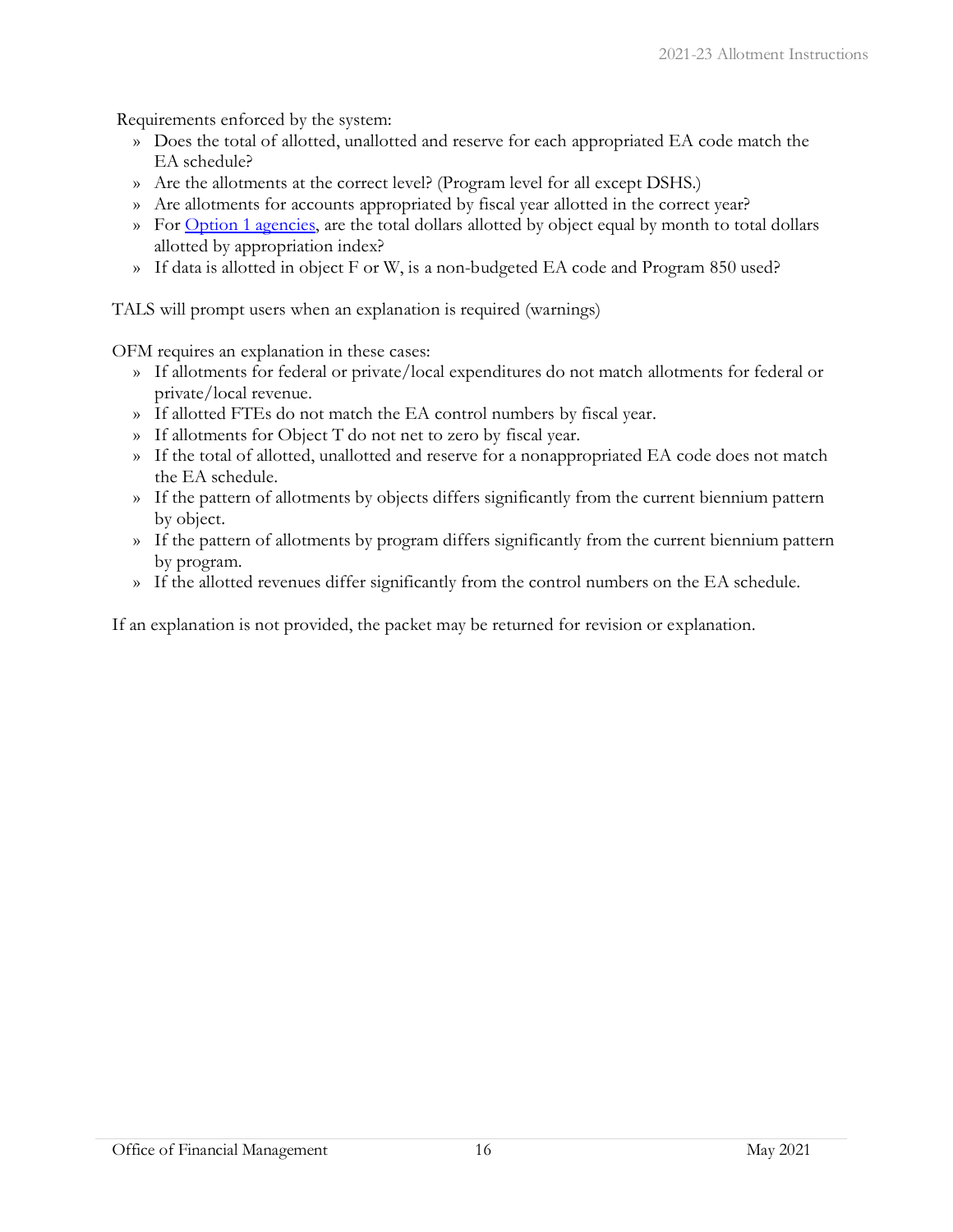Requirements enforced by the system:

- Does the total of allotted, unallotted and reserve for each appropriated EA code match the EA schedule?
- Are the allotments at the correct level? (Program level for all except DSHS.)
- Are allotments for accounts appropriated by fiscal year allotted in the correct year?
- For Option 1 agencies, are the total dollars allotted by object equal by month to total dollars allotted by appropriation index?
- If data is allotted in object F or W, is a non-budgeted EA code and Program 850 used?

TALS will prompt users when an explanation is required (warnings)

OFM requires an explanation in these cases:

- If allotments for federal or private/local expenditures do not match allotments for federal or private/local revenue.
- If allotted FTEs do not match the EA control numbers by fiscal year.
- If allotments for Object T do not net to zero by fiscal year.
- If the total of allotted, unallotted and reserve for a nonappropriated EA code does not match the EA schedule.
- If the pattern of allotments by objects differs significantly from the current biennium pattern by object.
- If the pattern of allotments by program differs significantly from the current biennium pattern by program.
- If the allotted revenues differ significantly from the control numbers on the EA schedule.

If an explanation is not provided, the packet may be returned for revision or explanation.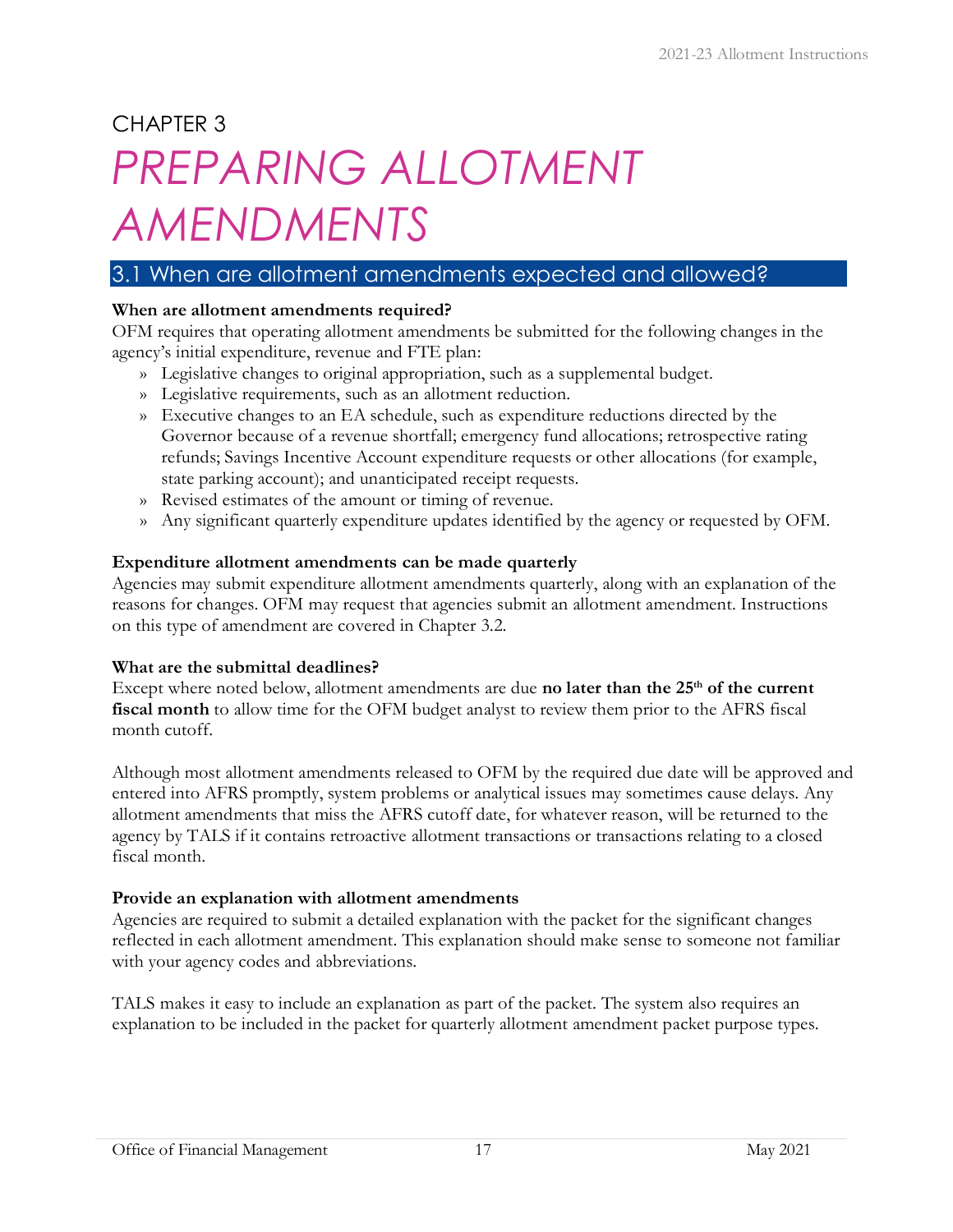# CHAPTER 3

# *PREPARING ALLOTMENT AMENDMENTS*

## 3.1 When are allotment amendments expected and allowed?

**When are allotment amendments required?**

OFM requires that operating allotment amendments be submitted for the following changes in the agency's initial expenditure, revenue and FTE plan:

- Legislative changes to original appropriation, such as a supplemental budget.
- Legislative requirements, such as an allotment reduction.
- Executive changes to an EA schedule, such as expenditure reductions directed by the Governor because of a revenue shortfall; emergency fund allocations; retrospective rating refunds; Savings Incentive Account expenditure requests or other allocations (for example, state parking account); and unanticipated receipt requests.
- Revised estimates of the amount or timing of revenue.
- Any significant quarterly expenditure updates identified by the agency or requested by OFM.

**Expenditure allotment amendments can be made quarterly**

Agencies may submit expenditure allotment amendments quarterly, along with an explanation of the reasons for changes. OFM may request that agencies submit an allotment amendment. Instructions on this type of amendment are covered in Chapter 3.2.

**What are the submittal deadlines?**

Except where noted below, allotment amendments are due **no later than the 25th of the current fiscal month** to allow time for the OFM budget analyst to review them prior to the AFRS fiscal month cutoff.

Although most allotment amendments released to OFM by the required due date will be approved and entered into AFRS promptly, system problems or analytical issues may sometimes cause delays. Any allotment amendments that miss the AFRS cutoff date, for whatever reason, will be returned to the agency by TALS if it contains retroactive allotment transactions or transactions relating to a closed fiscal month.

**Provide an explanation with allotment amendments**

Agencies are required to submit a detailed explanation with the packet for the significant changes reflected in each allotment amendment. This explanation should make sense to someone not familiar with your agency codes and abbreviations.

TALS makes it easy to include an explanation as part of the packet. The system also requires an explanation to be included in the packet for quarterly allotment amendment packet purpose types.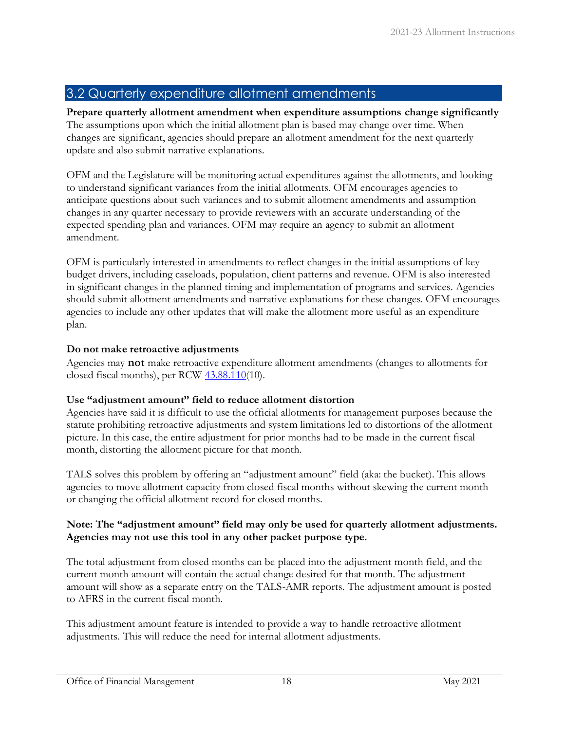## 3.2 Quarterly expenditure allotment amendments

**Prepare quarterly allotment amendment when expenditure assumptions change significantly**

The assumptions upon which the initial allotment plan is based may change over time. When changes are significant, agencies should prepare an allotment amendment for the next quarterly update and also submit narrative explanations.

OFM and the Legislature will be monitoring actual expenditures against the allotments, and looking to understand significant variances from the initial allotments. OFM encourages agencies to anticipate questions about such variances and to submit allotment amendments and assumption changes in any quarter necessary to provide reviewers with an accurate understanding of the expected spending plan and variances. OFM may require an agency to submit an allotment amendment.

OFM is particularly interested in amendments to reflect changes in the initial assumptions of key budget drivers, including caseloads, population, client patterns and revenue. OFM is also interested in significant changes in the planned timing and implementation of programs and services. Agencies should submit allotment amendments and narrative explanations for these changes. OFM encourages agencies to include any other updates that will make the allotment more useful as an expenditure plan.

**Do not make retroactive adjustments**

Agencies may **not** make retroactive expenditure allotment amendments (changes to allotments for closed fiscal months), per RCW 43.88.110(10).

**Use "adjustment amount" field to reduce allotment distortion**

Agencies have said it is difficult to use the official allotments for management purposes because the statute prohibiting retroactive adjustments and system limitations led to distortions of the allotment picture. In this case, the entire adjustment for prior months had to be made in the current fiscal month, distorting the allotment picture for that month.

TALS solves this problem by offering an "adjustment amount" field (aka: the bucket). This allows agencies to move allotment capacity from closed fiscal months without skewing the current month or changing the official allotment record for closed months.

**Note: The "adjustment amount" field may only be used for quarterly allotment adjustments. Agencies may not use this tool in any other packet purpose type.**

The total adjustment from closed months can be placed into the adjustment month field, and the current month amount will contain the actual change desired for that month. The adjustment amount will show as a separate entry on the TALS-AMR reports. The adjustment amount is posted to AFRS in the current fiscal month.

This adjustment amount feature is intended to provide a way to handle retroactive allotment adjustments. This will reduce the need for internal allotment adjustments.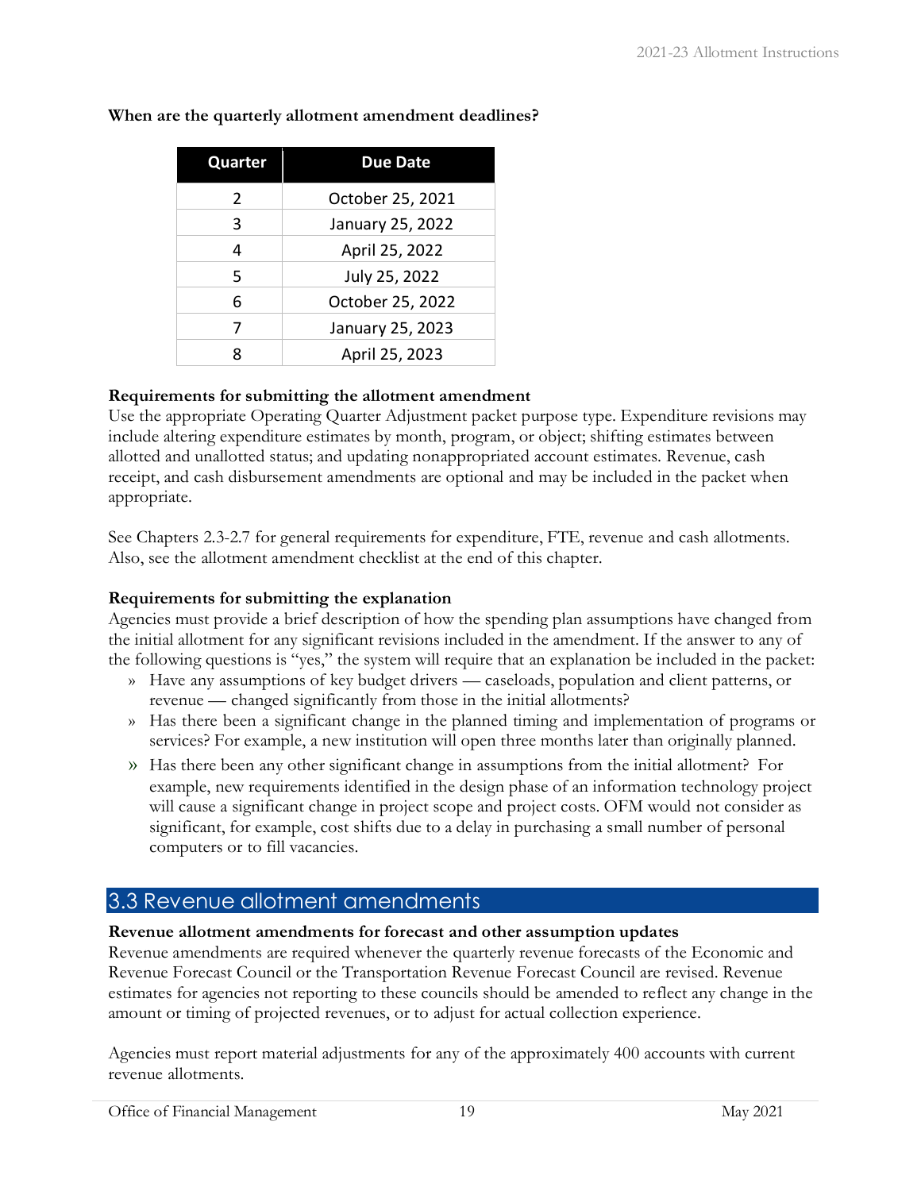**When are the quarterly allotment amendment deadlines?**

| Quarter | Due Date |
| --- | --- |
| 2 | October 25, 2021 |
| 3 | January 25, 2022 |
| 4 | April 25, 2022 |
| 5 | July 25, 2022 |
| 6 | October 25, 2022 |
| 7 | January 25, 2023 |
| 8 | April 25, 2023 |

**Requirements for submitting the allotment amendment**

Use the appropriate Operating Quarter Adjustment packet purpose type. Expenditure revisions may include altering expenditure estimates by month, program, or object; shifting estimates between allotted and unallotted status; and updating nonappropriated account estimates. Revenue, cash receipt, and cash disbursement amendments are optional and may be included in the packet when appropriate.

See Chapters 2.3-2.7 for general requirements for expenditure, FTE, revenue and cash allotments. Also, see the allotment amendment checklist at the end of this chapter.

**Requirements for submitting the explanation**

Agencies must provide a brief description of how the spending plan assumptions have changed from the initial allotment for any significant revisions included in the amendment. If the answer to any of the following questions is "yes," the system will require that an explanation be included in the packet:

- Have any assumptions of key budget drivers — caseloads, population and client patterns, or revenue — changed significantly from those in the initial allotments?
- Has there been a significant change in the planned timing and implementation of programs or services? For example, a new institution will open three months later than originally planned.
- Has there been any other significant change in assumptions from the initial allotment? For example, new requirements identified in the design phase of an information technology project will cause a significant change in project scope and project costs. OFM would not consider as significant, for example, cost shifts due to a delay in purchasing a small number of personal computers or to fill vacancies.

## 3.3 Revenue allotment amendments

**Revenue allotment amendments for forecast and other assumption updates**

Revenue amendments are required whenever the quarterly revenue forecasts of the Economic and Revenue Forecast Council or the Transportation Revenue Forecast Council are revised. Revenue estimates for agencies not reporting to these councils should be amended to reflect any change in the amount or timing of projected revenues, or to adjust for actual collection experience.

Agencies must report material adjustments for any of the approximately 400 accounts with current revenue allotments.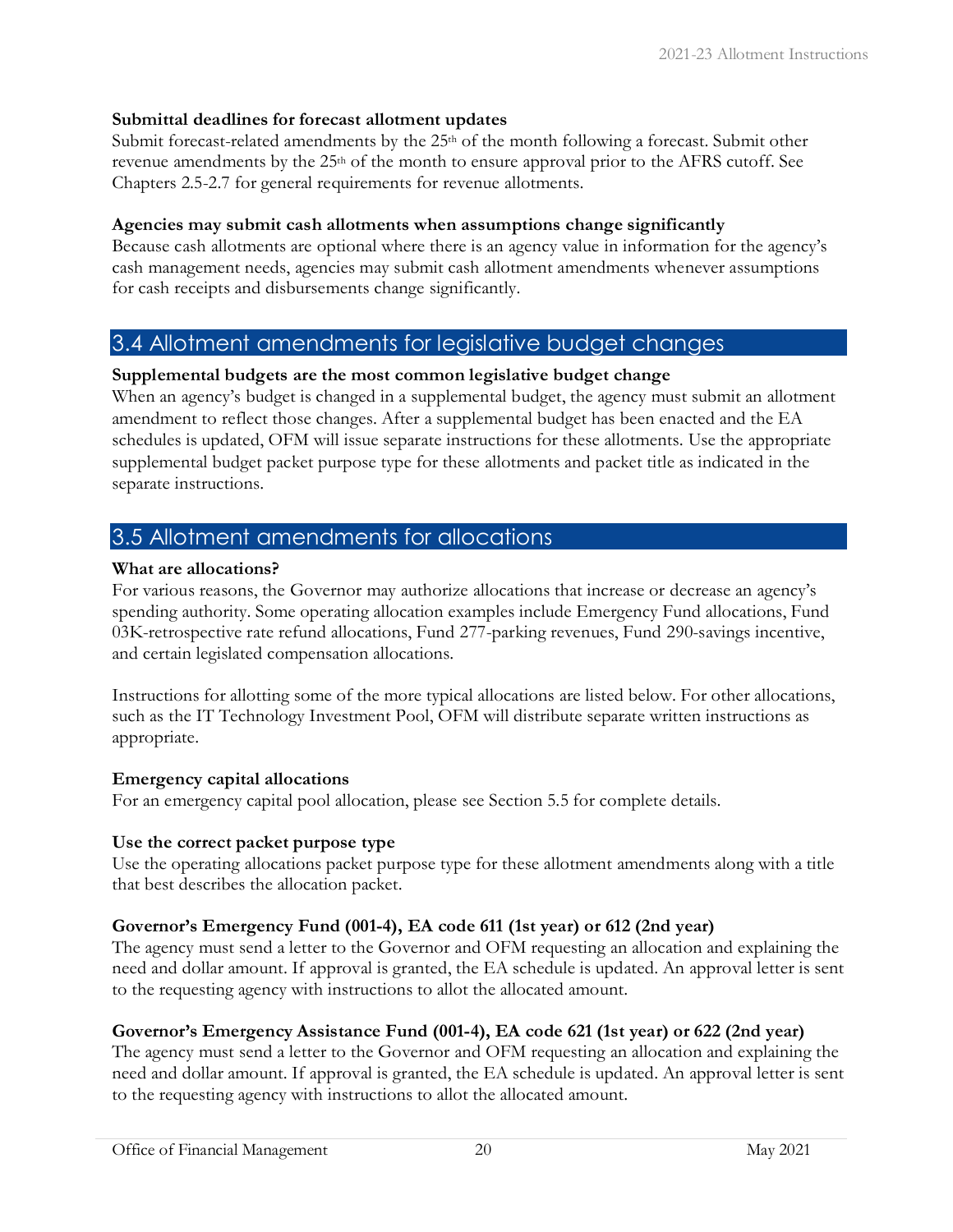**Submittal deadlines for forecast allotment updates**
Submit forecast-related amendments by the 25th of the month following a forecast. Submit other revenue amendments by the 25th of the month to ensure approval prior to the AFRS cutoff. See Chapters 2.5-2.7 for general requirements for revenue allotments.

**Agencies may submit cash allotments when assumptions change significantly**
Because cash allotments are optional where there is an agency value in information for the agency's cash management needs, agencies may submit cash allotment amendments whenever assumptions for cash receipts and disbursements change significantly.

## 3.4 Allotment amendments for legislative budget changes

**Supplemental budgets are the most common legislative budget change**
When an agency's budget is changed in a supplemental budget, the agency must submit an allotment amendment to reflect those changes. After a supplemental budget has been enacted and the EA schedules is updated, OFM will issue separate instructions for these allotments. Use the appropriate supplemental budget packet purpose type for these allotments and packet title as indicated in the separate instructions.

## 3.5 Allotment amendments for allocations

**What are allocations?**
For various reasons, the Governor may authorize allocations that increase or decrease an agency's spending authority. Some operating allocation examples include Emergency Fund allocations, Fund 03K-retrospective rate refund allocations, Fund 277-parking revenues, Fund 290-savings incentive, and certain legislated compensation allocations.

Instructions for allotting some of the more typical allocations are listed below. For other allocations, such as the IT Technology Investment Pool, OFM will distribute separate written instructions as appropriate.

**Emergency capital allocations**
For an emergency capital pool allocation, please see Section 5.5 for complete details.

**Use the correct packet purpose type**
Use the operating allocations packet purpose type for these allotment amendments along with a title that best describes the allocation packet.

**Governor's Emergency Fund (001-4), EA code 611 (1st year) or 612 (2nd year)**
The agency must send a letter to the Governor and OFM requesting an allocation and explaining the need and dollar amount. If approval is granted, the EA schedule is updated. An approval letter is sent to the requesting agency with instructions to allot the allocated amount.

**Governor's Emergency Assistance Fund (001-4), EA code 621 (1st year) or 622 (2nd year)**
The agency must send a letter to the Governor and OFM requesting an allocation and explaining the need and dollar amount. If approval is granted, the EA schedule is updated. An approval letter is sent to the requesting agency with instructions to allot the allocated amount.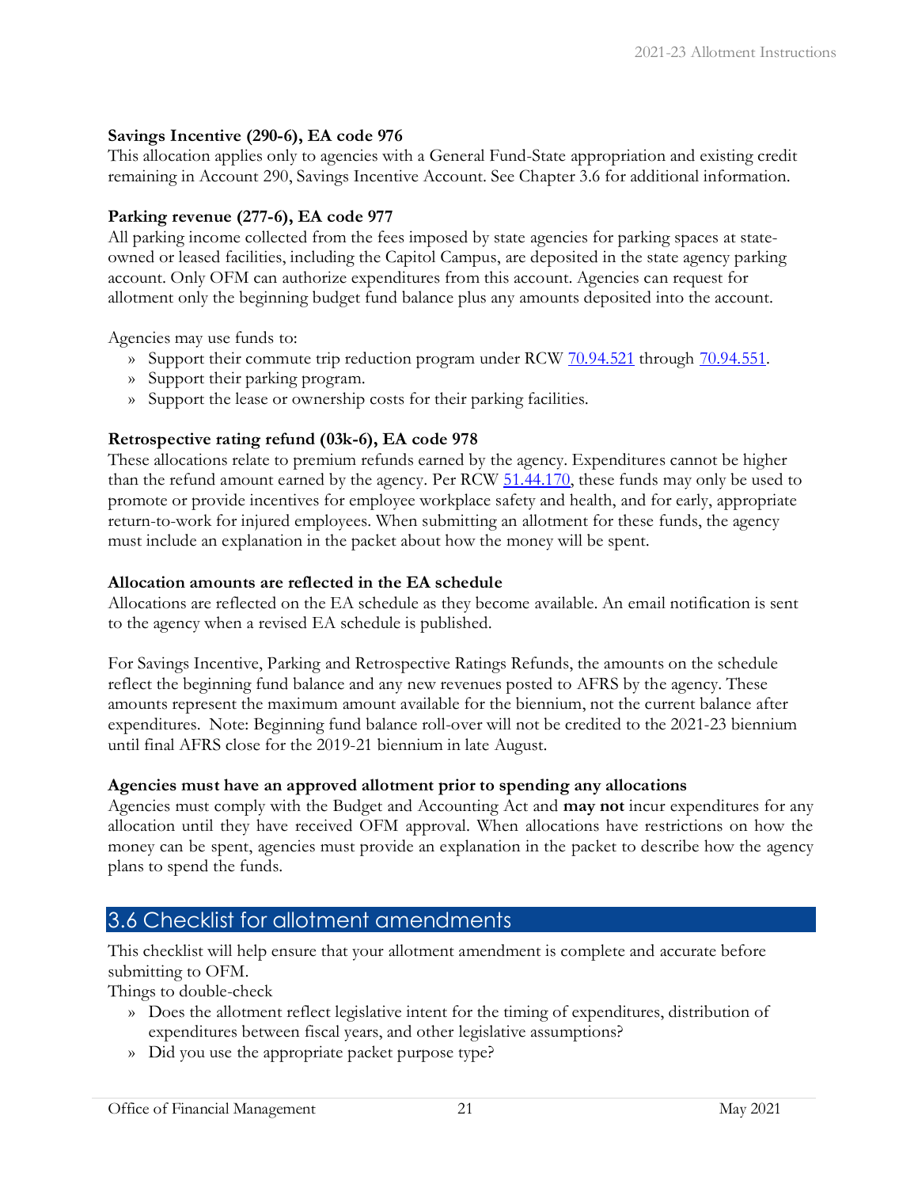**Savings Incentive (290-6), EA code 976**
This allocation applies only to agencies with a General Fund-State appropriation and existing credit remaining in Account 290, Savings Incentive Account. See Chapter 3.6 for additional information.

**Parking revenue (277-6), EA code 977**
All parking income collected from the fees imposed by state agencies for parking spaces at state-owned or leased facilities, including the Capitol Campus, are deposited in the state agency parking account. Only OFM can authorize expenditures from this account. Agencies can request for allotment only the beginning budget fund balance plus any amounts deposited into the account.

Agencies may use funds to:

- Support their commute trip reduction program under RCW 70.94.521 through 70.94.551.
- Support their parking program.
- Support the lease or ownership costs for their parking facilities.

**Retrospective rating refund (03k-6), EA code 978**
These allocations relate to premium refunds earned by the agency. Expenditures cannot be higher than the refund amount earned by the agency. Per RCW 51.44.170, these funds may only be used to promote or provide incentives for employee workplace safety and health, and for early, appropriate return-to-work for injured employees. When submitting an allotment for these funds, the agency must include an explanation in the packet about how the money will be spent.

**Allocation amounts are reflected in the EA schedule**
Allocations are reflected on the EA schedule as they become available. An email notification is sent to the agency when a revised EA schedule is published.

For Savings Incentive, Parking and Retrospective Ratings Refunds, the amounts on the schedule reflect the beginning fund balance and any new revenues posted to AFRS by the agency. These amounts represent the maximum amount available for the biennium, not the current balance after expenditures. Note: Beginning fund balance roll-over will not be credited to the 2021-23 biennium until final AFRS close for the 2019-21 biennium in late August.

**Agencies must have an approved allotment prior to spending any allocations**
Agencies must comply with the Budget and Accounting Act and **may not** incur expenditures for any allocation until they have received OFM approval. When allocations have restrictions on how the money can be spent, agencies must provide an explanation in the packet to describe how the agency plans to spend the funds.

## 3.6 Checklist for allotment amendments

This checklist will help ensure that your allotment amendment is complete and accurate before submitting to OFM.
Things to double-check

- Does the allotment reflect legislative intent for the timing of expenditures, distribution of expenditures between fiscal years, and other legislative assumptions?
- Did you use the appropriate packet purpose type?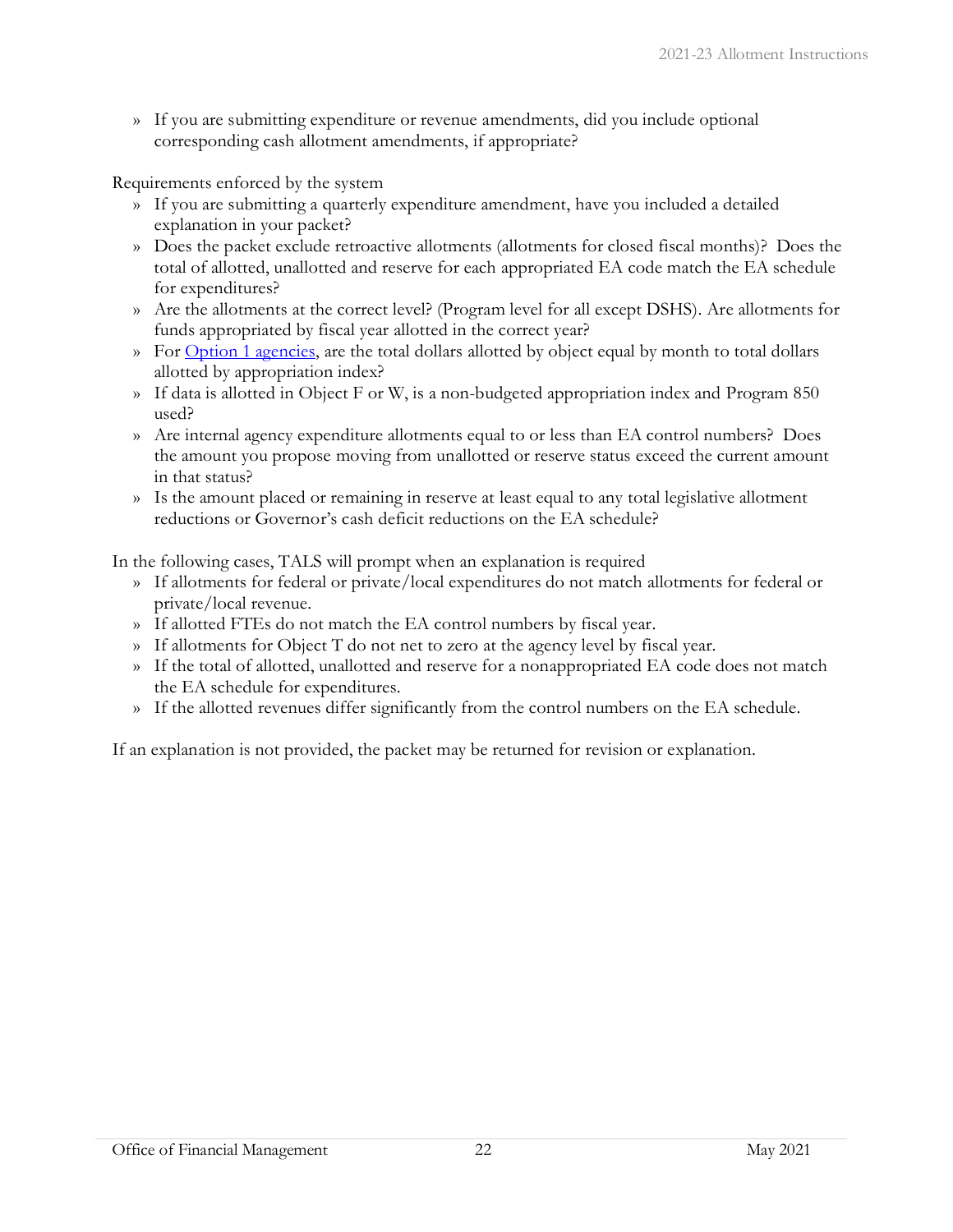- If you are submitting expenditure or revenue amendments, did you include optional corresponding cash allotment amendments, if appropriate?

Requirements enforced by the system

- If you are submitting a quarterly expenditure amendment, have you included a detailed explanation in your packet?
- Does the packet exclude retroactive allotments (allotments for closed fiscal months)? Does the total of allotted, unallotted and reserve for each appropriated EA code match the EA schedule for expenditures?
- Are the allotments at the correct level? (Program level for all except DSHS). Are allotments for funds appropriated by fiscal year allotted in the correct year?
- For [Option 1 agencies](), are the total dollars allotted by object equal by month to total dollars allotted by appropriation index?
- If data is allotted in Object F or W, is a non-budgeted appropriation index and Program 850 used?
- Are internal agency expenditure allotments equal to or less than EA control numbers? Does the amount you propose moving from unallotted or reserve status exceed the current amount in that status?
- Is the amount placed or remaining in reserve at least equal to any total legislative allotment reductions or Governor's cash deficit reductions on the EA schedule?

In the following cases, TALS will prompt when an explanation is required

- If allotments for federal or private/local expenditures do not match allotments for federal or private/local revenue.
- If allotted FTEs do not match the EA control numbers by fiscal year.
- If allotments for Object T do not net to zero at the agency level by fiscal year.
- If the total of allotted, unallotted and reserve for a nonappropriated EA code does not match the EA schedule for expenditures.
- If the allotted revenues differ significantly from the control numbers on the EA schedule.

If an explanation is not provided, the packet may be returned for revision or explanation.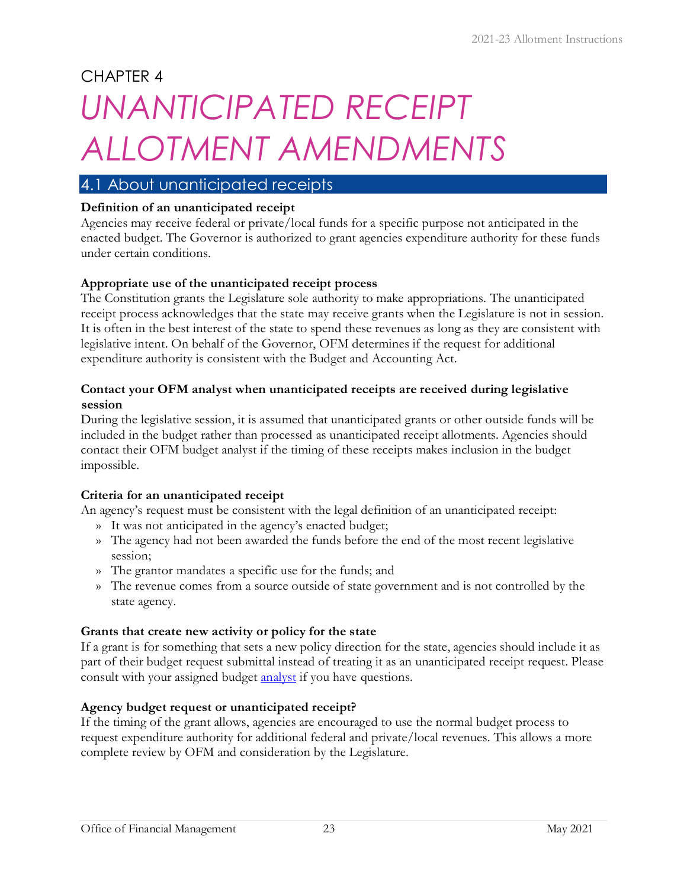# CHAPTER 4

# *UNANTICIPATED RECEIPT ALLOTMENT AMENDMENTS*

## 4.1 About unanticipated receipts

**Definition of an unanticipated receipt**

Agencies may receive federal or private/local funds for a specific purpose not anticipated in the enacted budget. The Governor is authorized to grant agencies expenditure authority for these funds under certain conditions.

**Appropriate use of the unanticipated receipt process**

The Constitution grants the Legislature sole authority to make appropriations. The unanticipated receipt process acknowledges that the state may receive grants when the Legislature is not in session. It is often in the best interest of the state to spend these revenues as long as they are consistent with legislative intent. On behalf of the Governor, OFM determines if the request for additional expenditure authority is consistent with the Budget and Accounting Act.

**Contact your OFM analyst when unanticipated receipts are received during legislative session**

During the legislative session, it is assumed that unanticipated grants or other outside funds will be included in the budget rather than processed as unanticipated receipt allotments. Agencies should contact their OFM budget analyst if the timing of these receipts makes inclusion in the budget impossible.

**Criteria for an unanticipated receipt**

An agency's request must be consistent with the legal definition of an unanticipated receipt:

- It was not anticipated in the agency's enacted budget;
- The agency had not been awarded the funds before the end of the most recent legislative session;
- The grantor mandates a specific use for the funds; and
- The revenue comes from a source outside of state government and is not controlled by the state agency.

**Grants that create new activity or policy for the state**

If a grant is for something that sets a new policy direction for the state, agencies should include it as part of their budget request submittal instead of treating it as an unanticipated receipt request. Please consult with your assigned budget analyst if you have questions.

**Agency budget request or unanticipated receipt?**

If the timing of the grant allows, agencies are encouraged to use the normal budget process to request expenditure authority for additional federal and private/local revenues. This allows a more complete review by OFM and consideration by the Legislature.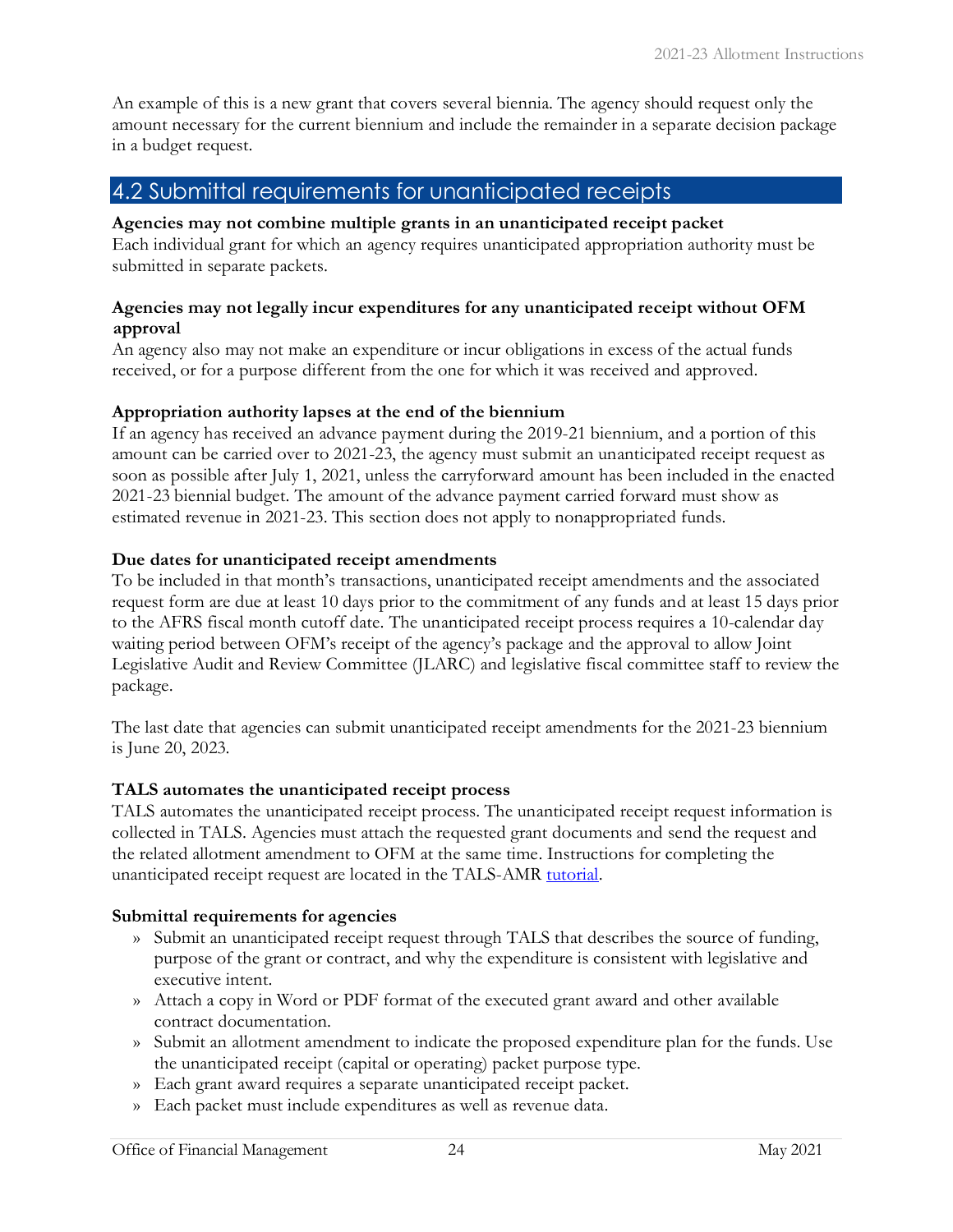An example of this is a new grant that covers several biennia. The agency should request only the amount necessary for the current biennium and include the remainder in a separate decision package in a budget request.

## 4.2 Submittal requirements for unanticipated receipts

**Agencies may not combine multiple grants in an unanticipated receipt packet**
Each individual grant for which an agency requires unanticipated appropriation authority must be submitted in separate packets.

**Agencies may not legally incur expenditures for any unanticipated receipt without OFM approval**
An agency also may not make an expenditure or incur obligations in excess of the actual funds received, or for a purpose different from the one for which it was received and approved.

**Appropriation authority lapses at the end of the biennium**
If an agency has received an advance payment during the 2019-21 biennium, and a portion of this amount can be carried over to 2021-23, the agency must submit an unanticipated receipt request as soon as possible after July 1, 2021, unless the carryforward amount has been included in the enacted 2021-23 biennial budget. The amount of the advance payment carried forward must show as estimated revenue in 2021-23. This section does not apply to nonappropriated funds.

**Due dates for unanticipated receipt amendments**
To be included in that month's transactions, unanticipated receipt amendments and the associated request form are due at least 10 days prior to the commitment of any funds and at least 15 days prior to the AFRS fiscal month cutoff date. The unanticipated receipt process requires a 10-calendar day waiting period between OFM's receipt of the agency's package and the approval to allow Joint Legislative Audit and Review Committee (JLARC) and legislative fiscal committee staff to review the package.

The last date that agencies can submit unanticipated receipt amendments for the 2021-23 biennium is June 20, 2023.

**TALS automates the unanticipated receipt process**
TALS automates the unanticipated receipt process. The unanticipated receipt request information is collected in TALS. Agencies must attach the requested grant documents and send the request and the related allotment amendment to OFM at the same time. Instructions for completing the unanticipated receipt request are located in the TALS-AMR tutorial.

**Submittal requirements for agencies**

- Submit an unanticipated receipt request through TALS that describes the source of funding, purpose of the grant or contract, and why the expenditure is consistent with legislative and executive intent.
- Attach a copy in Word or PDF format of the executed grant award and other available contract documentation.
- Submit an allotment amendment to indicate the proposed expenditure plan for the funds. Use the unanticipated receipt (capital or operating) packet purpose type.
- Each grant award requires a separate unanticipated receipt packet.
- Each packet must include expenditures as well as revenue data.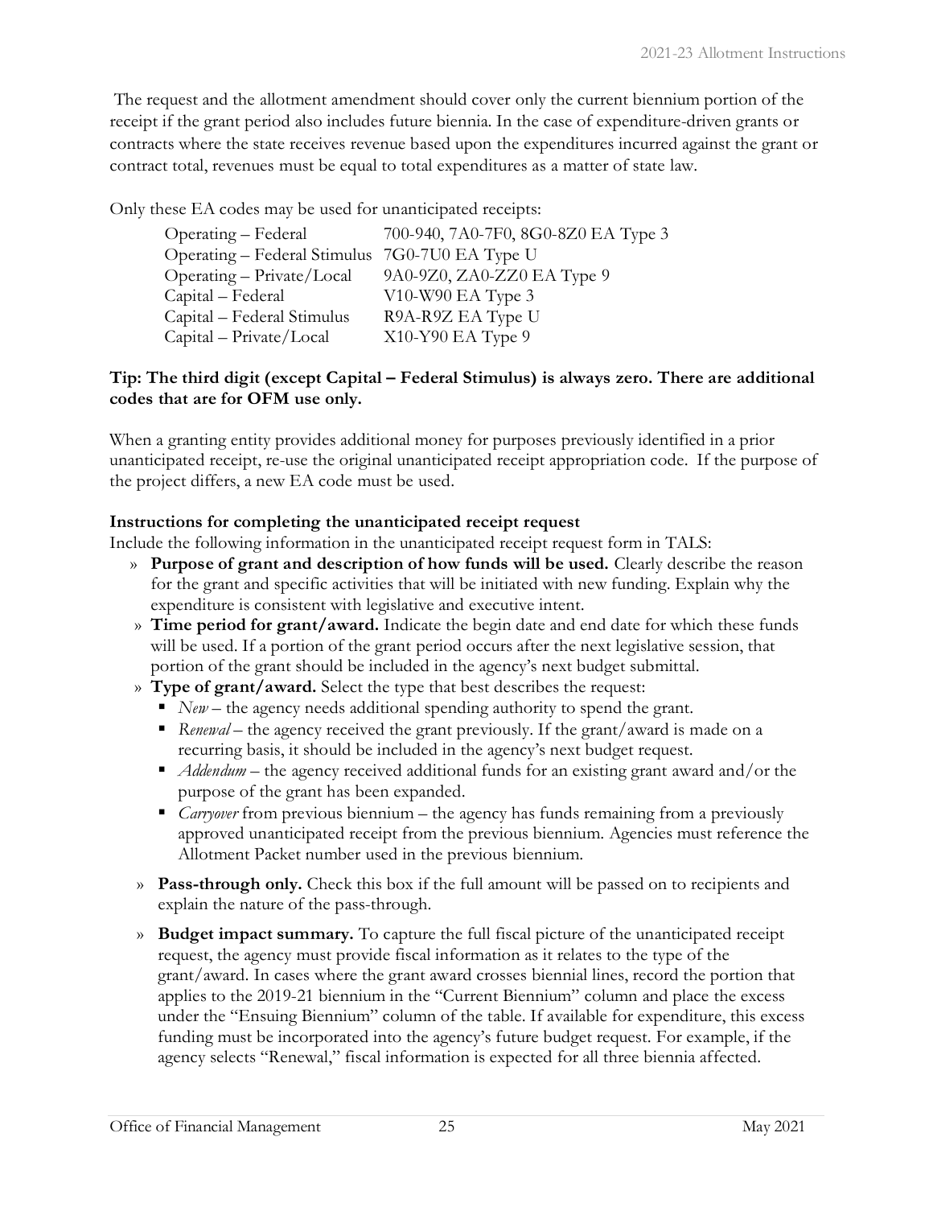The request and the allotment amendment should cover only the current biennium portion of the receipt if the grant period also includes future biennia. In the case of expenditure-driven grants or contracts where the state receives revenue based upon the expenditures incurred against the grant or contract total, revenues must be equal to total expenditures as a matter of state law.

Only these EA codes may be used for unanticipated receipts:

| | |
|---|---|
| Operating – Federal | 700-940, 7A0-7F0, 8G0-8Z0 EA Type 3 |
| Operating – Federal Stimulus | 7G0-7U0 EA Type U |
| Operating – Private/Local | 9A0-9Z0, ZA0-ZZ0 EA Type 9 |
| Capital – Federal | V10-W90 EA Type 3 |
| Capital – Federal Stimulus | R9A-R9Z EA Type U |
| Capital – Private/Local | X10-Y90 EA Type 9 |

**Tip: The third digit (except Capital – Federal Stimulus) is always zero. There are additional codes that are for OFM use only.**

When a granting entity provides additional money for purposes previously identified in a prior unanticipated receipt, re-use the original unanticipated receipt appropriation code. If the purpose of the project differs, a new EA code must be used.

**Instructions for completing the unanticipated receipt request**

Include the following information in the unanticipated receipt request form in TALS:

- **Purpose of grant and description of how funds will be used.** Clearly describe the reason for the grant and specific activities that will be initiated with new funding. Explain why the expenditure is consistent with legislative and executive intent.
- **Time period for grant/award.** Indicate the begin date and end date for which these funds will be used. If a portion of the grant period occurs after the next legislative session, that portion of the grant should be included in the agency's next budget submittal.
- **Type of grant/award.** Select the type that best describes the request:
  - *New* – the agency needs additional spending authority to spend the grant.
  - *Renewal* – the agency received the grant previously. If the grant/award is made on a recurring basis, it should be included in the agency's next budget request.
  - *Addendum* – the agency received additional funds for an existing grant award and/or the purpose of the grant has been expanded.
  - *Carryover* from previous biennium – the agency has funds remaining from a previously approved unanticipated receipt from the previous biennium. Agencies must reference the Allotment Packet number used in the previous biennium.
- **Pass-through only.** Check this box if the full amount will be passed on to recipients and explain the nature of the pass-through.
- **Budget impact summary.** To capture the full fiscal picture of the unanticipated receipt request, the agency must provide fiscal information as it relates to the type of the grant/award. In cases where the grant award crosses biennial lines, record the portion that applies to the 2019-21 biennium in the "Current Biennium" column and place the excess under the "Ensuing Biennium" column of the table. If available for expenditure, this excess funding must be incorporated into the agency's future budget request. For example, if the agency selects "Renewal," fiscal information is expected for all three biennia affected.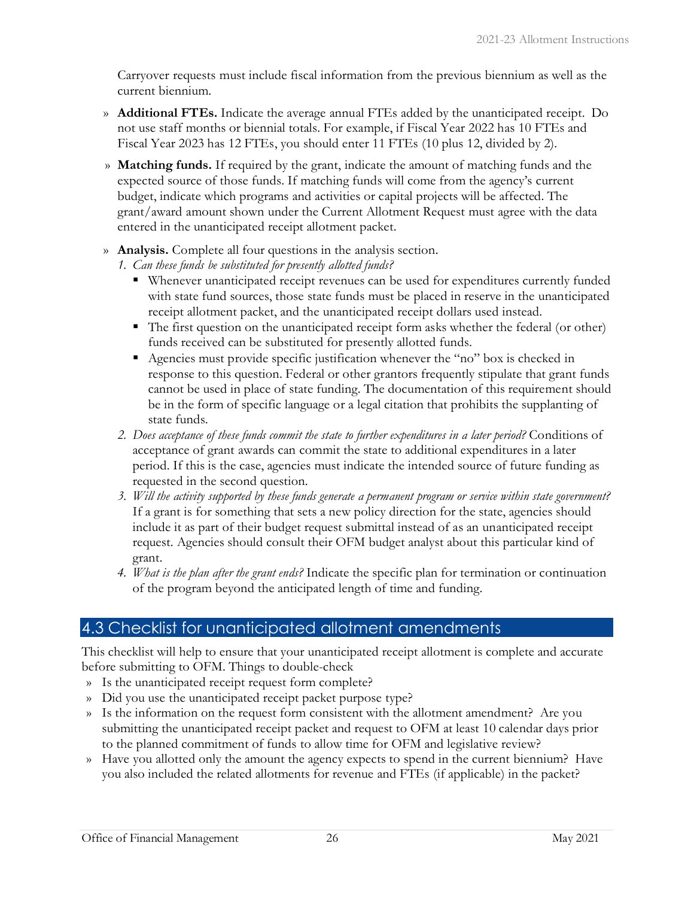Carryover requests must include fiscal information from the previous biennium as well as the current biennium.

- **Additional FTEs.** Indicate the average annual FTEs added by the unanticipated receipt. Do not use staff months or biennial totals. For example, if Fiscal Year 2022 has 10 FTEs and Fiscal Year 2023 has 12 FTEs, you should enter 11 FTEs (10 plus 12, divided by 2).
- **Matching funds.** If required by the grant, indicate the amount of matching funds and the expected source of those funds. If matching funds will come from the agency's current budget, indicate which programs and activities or capital projects will be affected. The grant/award amount shown under the Current Allotment Request must agree with the data entered in the unanticipated receipt allotment packet.
- **Analysis.** Complete all four questions in the analysis section.
  1. *Can these funds be substituted for presently allotted funds?*
     - Whenever unanticipated receipt revenues can be used for expenditures currently funded with state fund sources, those state funds must be placed in reserve in the unanticipated receipt allotment packet, and the unanticipated receipt dollars used instead.
     - The first question on the unanticipated receipt form asks whether the federal (or other) funds received can be substituted for presently allotted funds.
     - Agencies must provide specific justification whenever the "no" box is checked in response to this question. Federal or other grantors frequently stipulate that grant funds cannot be used in place of state funding. The documentation of this requirement should be in the form of specific language or a legal citation that prohibits the supplanting of state funds.
  2. *Does acceptance of these funds commit the state to further expenditures in a later period?* Conditions of acceptance of grant awards can commit the state to additional expenditures in a later period. If this is the case, agencies must indicate the intended source of future funding as requested in the second question.
  3. *Will the activity supported by these funds generate a permanent program or service within state government?* If a grant is for something that sets a new policy direction for the state, agencies should include it as part of their budget request submittal instead of as an unanticipated receipt request. Agencies should consult their OFM budget analyst about this particular kind of grant.
  4. *What is the plan after the grant ends?* Indicate the specific plan for termination or continuation of the program beyond the anticipated length of time and funding.

## 4.3 Checklist for unanticipated allotment amendments

This checklist will help to ensure that your unanticipated receipt allotment is complete and accurate before submitting to OFM. Things to double-check

- Is the unanticipated receipt request form complete?
- Did you use the unanticipated receipt packet purpose type?
- Is the information on the request form consistent with the allotment amendment? Are you submitting the unanticipated receipt packet and request to OFM at least 10 calendar days prior to the planned commitment of funds to allow time for OFM and legislative review?
- Have you allotted only the amount the agency expects to spend in the current biennium? Have you also included the related allotments for revenue and FTEs (if applicable) in the packet?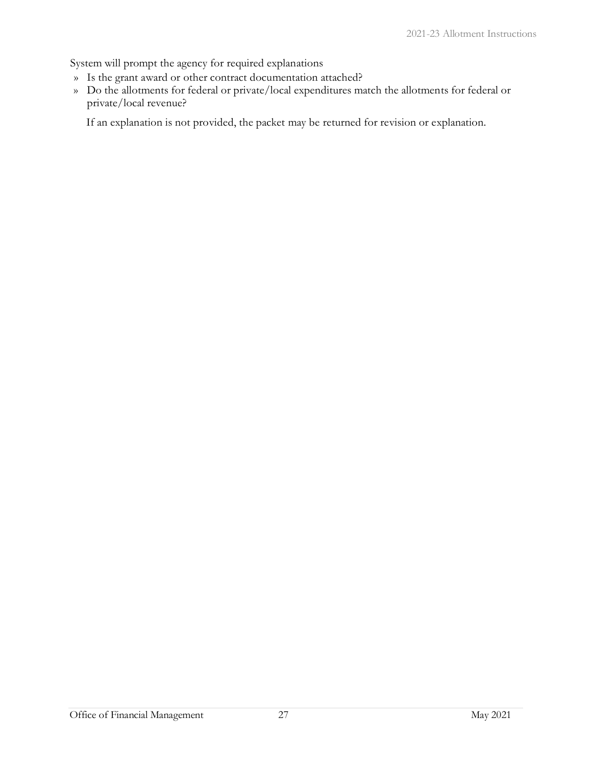System will prompt the agency for required explanations

- Is the grant award or other contract documentation attached?
- Do the allotments for federal or private/local expenditures match the allotments for federal or private/local revenue?

If an explanation is not provided, the packet may be returned for revision or explanation.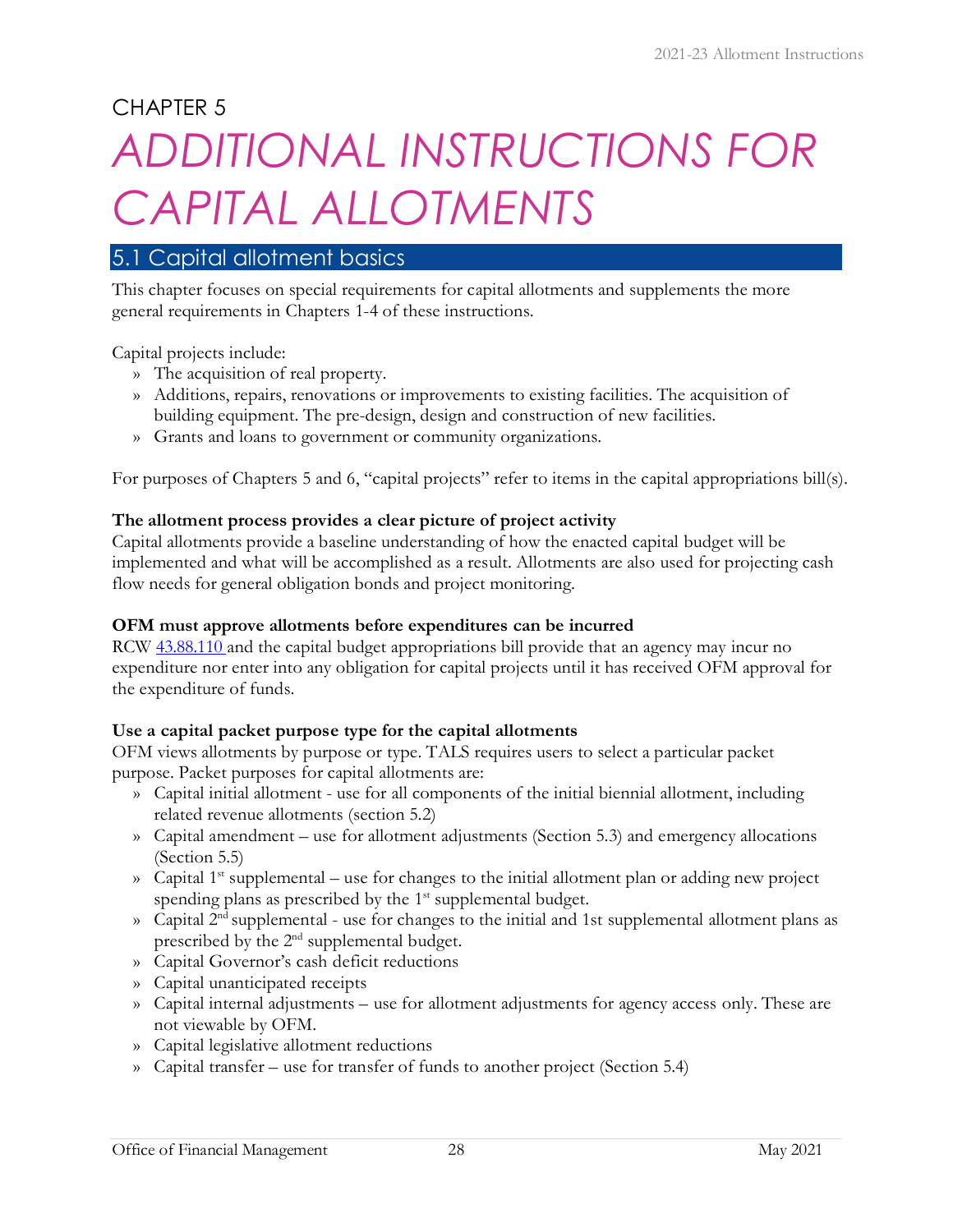# CHAPTER 5

# ADDITIONAL INSTRUCTIONS FOR CAPITAL ALLOTMENTS

## 5.1 Capital allotment basics

This chapter focuses on special requirements for capital allotments and supplements the more general requirements in Chapters 1-4 of these instructions.

Capital projects include:

- The acquisition of real property.
- Additions, repairs, renovations or improvements to existing facilities. The acquisition of building equipment. The pre-design, design and construction of new facilities.
- Grants and loans to government or community organizations.

For purposes of Chapters 5 and 6, "capital projects" refer to items in the capital appropriations bill(s).

**The allotment process provides a clear picture of project activity**

Capital allotments provide a baseline understanding of how the enacted capital budget will be implemented and what will be accomplished as a result. Allotments are also used for projecting cash flow needs for general obligation bonds and project monitoring.

**OFM must approve allotments before expenditures can be incurred**

RCW 43.88.110 and the capital budget appropriations bill provide that an agency may incur no expenditure nor enter into any obligation for capital projects until it has received OFM approval for the expenditure of funds.

**Use a capital packet purpose type for the capital allotments**

OFM views allotments by purpose or type. TALS requires users to select a particular packet purpose. Packet purposes for capital allotments are:

- Capital initial allotment - use for all components of the initial biennial allotment, including related revenue allotments (section 5.2)
- Capital amendment – use for allotment adjustments (Section 5.3) and emergency allocations (Section 5.5)
- Capital 1st supplemental – use for changes to the initial allotment plan or adding new project spending plans as prescribed by the 1st supplemental budget.
- Capital 2nd supplemental - use for changes to the initial and 1st supplemental allotment plans as prescribed by the 2nd supplemental budget.
- Capital Governor's cash deficit reductions
- Capital unanticipated receipts
- Capital internal adjustments – use for allotment adjustments for agency access only. These are not viewable by OFM.
- Capital legislative allotment reductions
- Capital transfer – use for transfer of funds to another project (Section 5.4)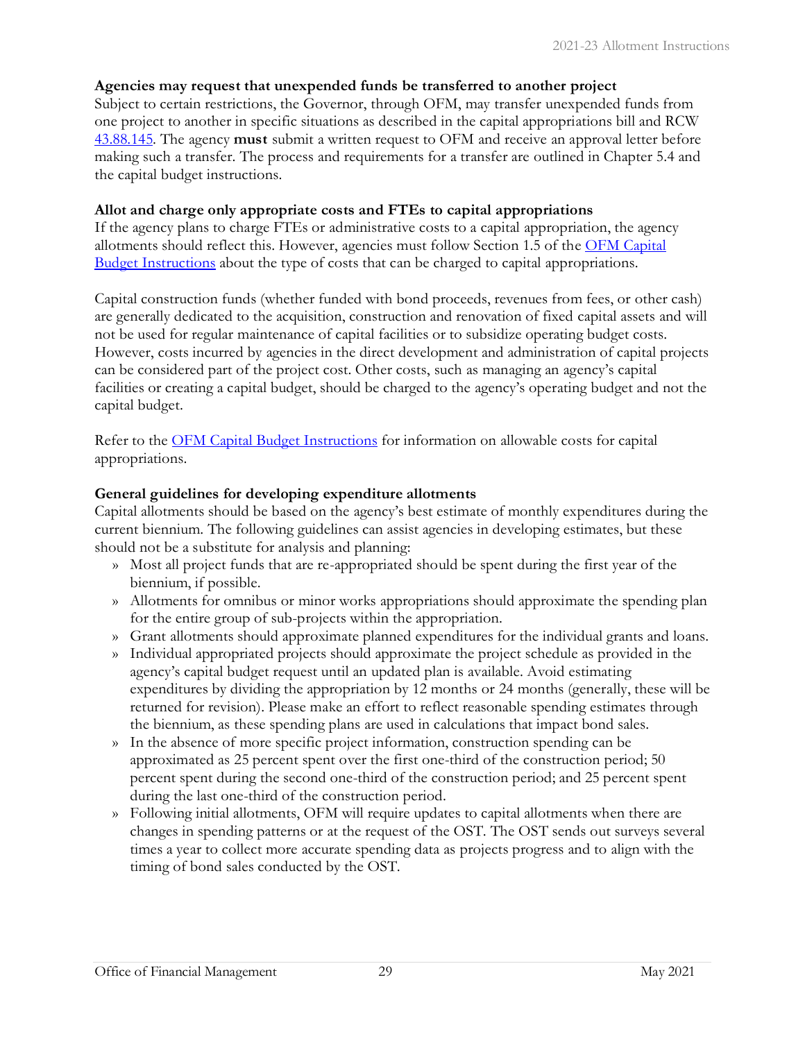**Agencies may request that unexpended funds be transferred to another project**

Subject to certain restrictions, the Governor, through OFM, may transfer unexpended funds from one project to another in specific situations as described in the capital appropriations bill and RCW [43.88.145](). The agency **must** submit a written request to OFM and receive an approval letter before making such a transfer. The process and requirements for a transfer are outlined in Chapter 5.4 and the capital budget instructions.

**Allot and charge only appropriate costs and FTEs to capital appropriations**

If the agency plans to charge FTEs or administrative costs to a capital appropriation, the agency allotments should reflect this. However, agencies must follow Section 1.5 of the [OFM Capital Budget Instructions]() about the type of costs that can be charged to capital appropriations.

Capital construction funds (whether funded with bond proceeds, revenues from fees, or other cash) are generally dedicated to the acquisition, construction and renovation of fixed capital assets and will not be used for regular maintenance of capital facilities or to subsidize operating budget costs. However, costs incurred by agencies in the direct development and administration of capital projects can be considered part of the project cost. Other costs, such as managing an agency's capital facilities or creating a capital budget, should be charged to the agency's operating budget and not the capital budget.

Refer to the [OFM Capital Budget Instructions]() for information on allowable costs for capital appropriations.

**General guidelines for developing expenditure allotments**

Capital allotments should be based on the agency's best estimate of monthly expenditures during the current biennium. The following guidelines can assist agencies in developing estimates, but these should not be a substitute for analysis and planning:

- Most all project funds that are re-appropriated should be spent during the first year of the biennium, if possible.
- Allotments for omnibus or minor works appropriations should approximate the spending plan for the entire group of sub-projects within the appropriation.
- Grant allotments should approximate planned expenditures for the individual grants and loans.
- Individual appropriated projects should approximate the project schedule as provided in the agency's capital budget request until an updated plan is available. Avoid estimating expenditures by dividing the appropriation by 12 months or 24 months (generally, these will be returned for revision). Please make an effort to reflect reasonable spending estimates through the biennium, as these spending plans are used in calculations that impact bond sales.
- In the absence of more specific project information, construction spending can be approximated as 25 percent spent over the first one-third of the construction period; 50 percent spent during the second one-third of the construction period; and 25 percent spent during the last one-third of the construction period.
- Following initial allotments, OFM will require updates to capital allotments when there are changes in spending patterns or at the request of the OST. The OST sends out surveys several times a year to collect more accurate spending data as projects progress and to align with the timing of bond sales conducted by the OST.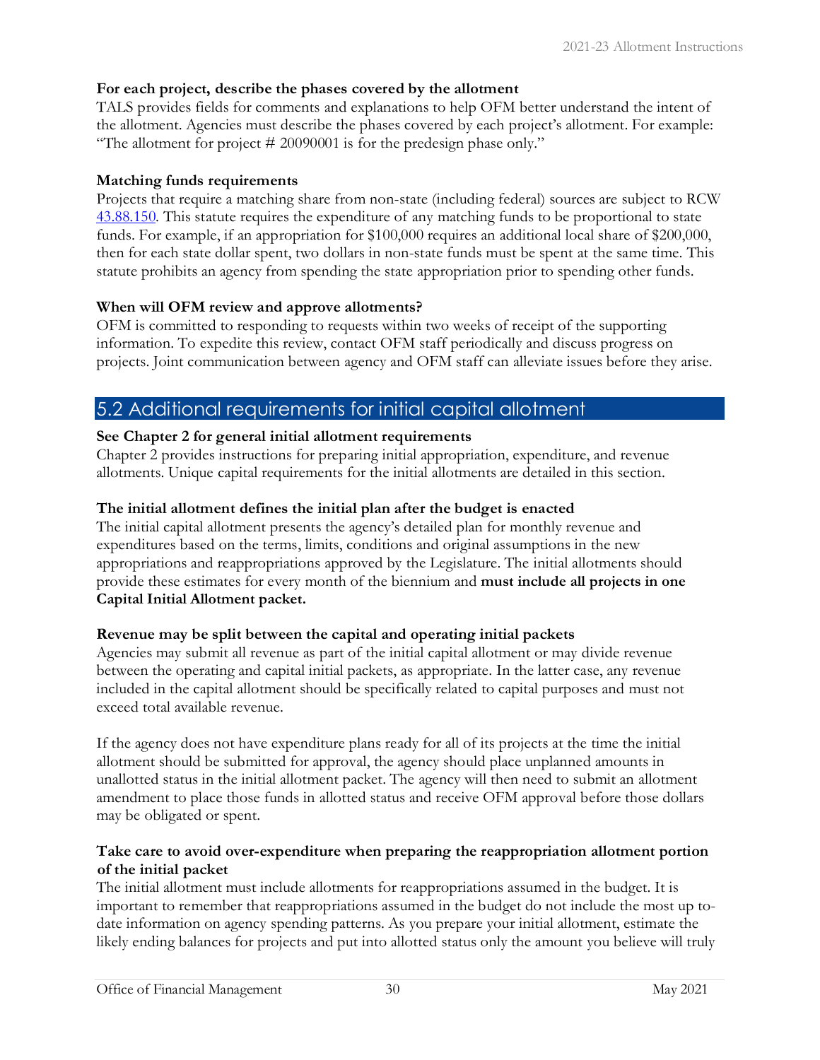**For each project, describe the phases covered by the allotment**

TALS provides fields for comments and explanations to help OFM better understand the intent of the allotment. Agencies must describe the phases covered by each project's allotment. For example: "The allotment for project # 20090001 is for the predesign phase only."

**Matching funds requirements**

Projects that require a matching share from non-state (including federal) sources are subject to RCW [43.88.150](). This statute requires the expenditure of any matching funds to be proportional to state funds. For example, if an appropriation for $100,000 requires an additional local share of $200,000, then for each state dollar spent, two dollars in non-state funds must be spent at the same time. This statute prohibits an agency from spending the state appropriation prior to spending other funds.

**When will OFM review and approve allotments?**

OFM is committed to responding to requests within two weeks of receipt of the supporting information. To expedite this review, contact OFM staff periodically and discuss progress on projects. Joint communication between agency and OFM staff can alleviate issues before they arise.

## 5.2 Additional requirements for initial capital allotment

**See Chapter 2 for general initial allotment requirements**

Chapter 2 provides instructions for preparing initial appropriation, expenditure, and revenue allotments. Unique capital requirements for the initial allotments are detailed in this section.

**The initial allotment defines the initial plan after the budget is enacted**

The initial capital allotment presents the agency's detailed plan for monthly revenue and expenditures based on the terms, limits, conditions and original assumptions in the new appropriations and reappropriations approved by the Legislature. The initial allotments should provide these estimates for every month of the biennium and **must include all projects in one Capital Initial Allotment packet.**

**Revenue may be split between the capital and operating initial packets**

Agencies may submit all revenue as part of the initial capital allotment or may divide revenue between the operating and capital initial packets, as appropriate. In the latter case, any revenue included in the capital allotment should be specifically related to capital purposes and must not exceed total available revenue.

If the agency does not have expenditure plans ready for all of its projects at the time the initial allotment should be submitted for approval, the agency should place unplanned amounts in unallotted status in the initial allotment packet. The agency will then need to submit an allotment amendment to place those funds in allotted status and receive OFM approval before those dollars may be obligated or spent.

**Take care to avoid over-expenditure when preparing the reappropriation allotment portion of the initial packet**

The initial allotment must include allotments for reappropriations assumed in the budget. It is important to remember that reappropriations assumed in the budget do not include the most up to-date information on agency spending patterns. As you prepare your initial allotment, estimate the likely ending balances for projects and put into allotted status only the amount you believe will truly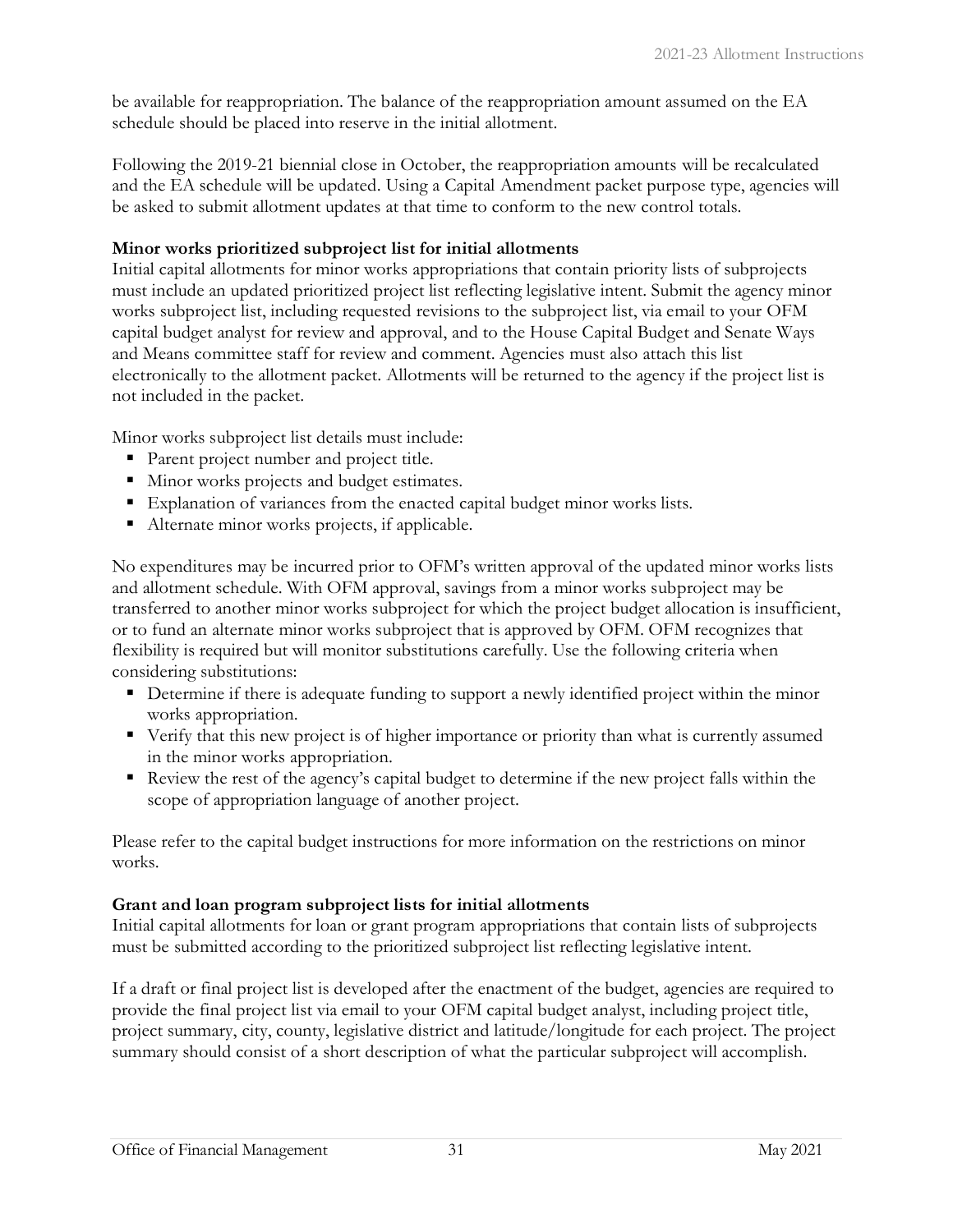be available for reappropriation. The balance of the reappropriation amount assumed on the EA schedule should be placed into reserve in the initial allotment.

Following the 2019-21 biennial close in October, the reappropriation amounts will be recalculated and the EA schedule will be updated. Using a Capital Amendment packet purpose type, agencies will be asked to submit allotment updates at that time to conform to the new control totals.

**Minor works prioritized subproject list for initial allotments**

Initial capital allotments for minor works appropriations that contain priority lists of subprojects must include an updated prioritized project list reflecting legislative intent. Submit the agency minor works subproject list, including requested revisions to the subproject list, via email to your OFM capital budget analyst for review and approval, and to the House Capital Budget and Senate Ways and Means committee staff for review and comment. Agencies must also attach this list electronically to the allotment packet. Allotments will be returned to the agency if the project list is not included in the packet.

Minor works subproject list details must include:

- Parent project number and project title.
- Minor works projects and budget estimates.
- Explanation of variances from the enacted capital budget minor works lists.
- Alternate minor works projects, if applicable.

No expenditures may be incurred prior to OFM's written approval of the updated minor works lists and allotment schedule. With OFM approval, savings from a minor works subproject may be transferred to another minor works subproject for which the project budget allocation is insufficient, or to fund an alternate minor works subproject that is approved by OFM. OFM recognizes that flexibility is required but will monitor substitutions carefully. Use the following criteria when considering substitutions:

- Determine if there is adequate funding to support a newly identified project within the minor works appropriation.
- Verify that this new project is of higher importance or priority than what is currently assumed in the minor works appropriation.
- Review the rest of the agency's capital budget to determine if the new project falls within the scope of appropriation language of another project.

Please refer to the capital budget instructions for more information on the restrictions on minor works.

**Grant and loan program subproject lists for initial allotments**

Initial capital allotments for loan or grant program appropriations that contain lists of subprojects must be submitted according to the prioritized subproject list reflecting legislative intent.

If a draft or final project list is developed after the enactment of the budget, agencies are required to provide the final project list via email to your OFM capital budget analyst, including project title, project summary, city, county, legislative district and latitude/longitude for each project. The project summary should consist of a short description of what the particular subproject will accomplish.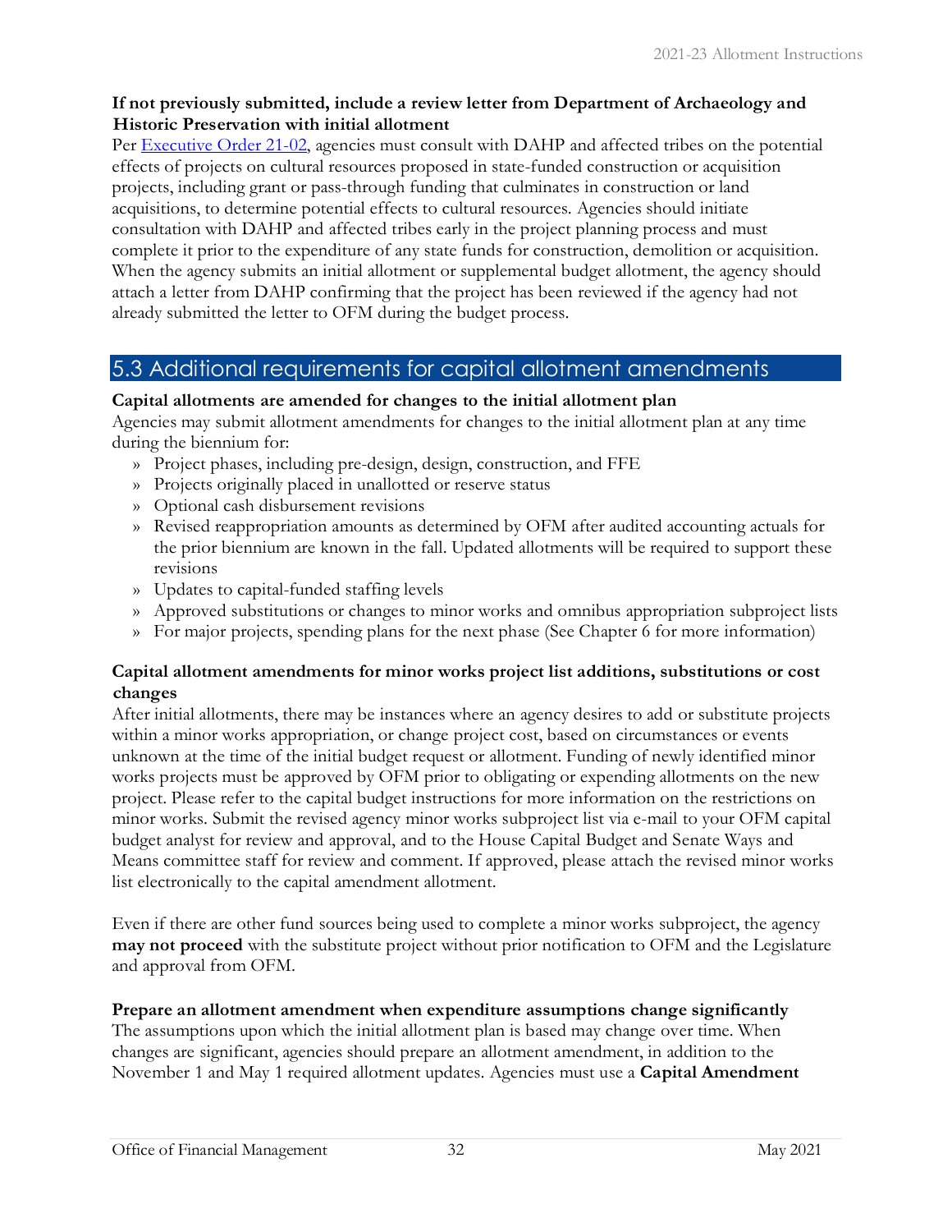**If not previously submitted, include a review letter from Department of Archaeology and Historic Preservation with initial allotment**

Per [Executive Order 21-02](), agencies must consult with DAHP and affected tribes on the potential effects of projects on cultural resources proposed in state-funded construction or acquisition projects, including grant or pass-through funding that culminates in construction or land acquisitions, to determine potential effects to cultural resources. Agencies should initiate consultation with DAHP and affected tribes early in the project planning process and must complete it prior to the expenditure of any state funds for construction, demolition or acquisition. When the agency submits an initial allotment or supplemental budget allotment, the agency should attach a letter from DAHP confirming that the project has been reviewed if the agency had not already submitted the letter to OFM during the budget process.

## 5.3 Additional requirements for capital allotment amendments

**Capital allotments are amended for changes to the initial allotment plan**

Agencies may submit allotment amendments for changes to the initial allotment plan at any time during the biennium for:

- Project phases, including pre-design, design, construction, and FFE
- Projects originally placed in unallotted or reserve status
- Optional cash disbursement revisions
- Revised reappropriation amounts as determined by OFM after audited accounting actuals for the prior biennium are known in the fall. Updated allotments will be required to support these revisions
- Updates to capital-funded staffing levels
- Approved substitutions or changes to minor works and omnibus appropriation subproject lists
- For major projects, spending plans for the next phase (See Chapter 6 for more information)

**Capital allotment amendments for minor works project list additions, substitutions or cost changes**

After initial allotments, there may be instances where an agency desires to add or substitute projects within a minor works appropriation, or change project cost, based on circumstances or events unknown at the time of the initial budget request or allotment. Funding of newly identified minor works projects must be approved by OFM prior to obligating or expending allotments on the new project. Please refer to the capital budget instructions for more information on the restrictions on minor works. Submit the revised agency minor works subproject list via e-mail to your OFM capital budget analyst for review and approval, and to the House Capital Budget and Senate Ways and Means committee staff for review and comment. If approved, please attach the revised minor works list electronically to the capital amendment allotment.

Even if there are other fund sources being used to complete a minor works subproject, the agency **may not proceed** with the substitute project without prior notification to OFM and the Legislature and approval from OFM.

**Prepare an allotment amendment when expenditure assumptions change significantly**

The assumptions upon which the initial allotment plan is based may change over time. When changes are significant, agencies should prepare an allotment amendment, in addition to the November 1 and May 1 required allotment updates. Agencies must use a **Capital Amendment**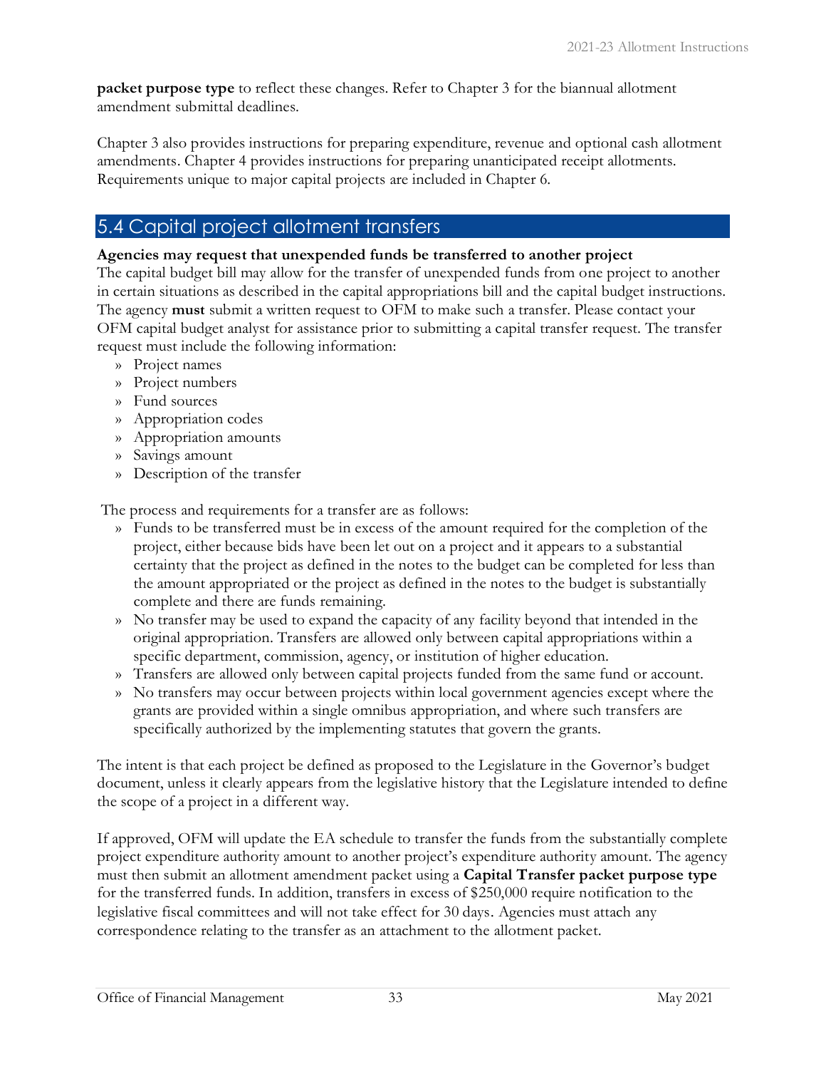**packet purpose type** to reflect these changes. Refer to Chapter 3 for the biannual allotment amendment submittal deadlines.

Chapter 3 also provides instructions for preparing expenditure, revenue and optional cash allotment amendments. Chapter 4 provides instructions for preparing unanticipated receipt allotments. Requirements unique to major capital projects are included in Chapter 6.

## 5.4 Capital project allotment transfers

**Agencies may request that unexpended funds be transferred to another project**

The capital budget bill may allow for the transfer of unexpended funds from one project to another in certain situations as described in the capital appropriations bill and the capital budget instructions. The agency **must** submit a written request to OFM to make such a transfer. Please contact your OFM capital budget analyst for assistance prior to submitting a capital transfer request. The transfer request must include the following information:

- Project names
- Project numbers
- Fund sources
- Appropriation codes
- Appropriation amounts
- Savings amount
- Description of the transfer

The process and requirements for a transfer are as follows:

- Funds to be transferred must be in excess of the amount required for the completion of the project, either because bids have been let out on a project and it appears to a substantial certainty that the project as defined in the notes to the budget can be completed for less than the amount appropriated or the project as defined in the notes to the budget is substantially complete and there are funds remaining.
- No transfer may be used to expand the capacity of any facility beyond that intended in the original appropriation. Transfers are allowed only between capital appropriations within a specific department, commission, agency, or institution of higher education.
- Transfers are allowed only between capital projects funded from the same fund or account.
- No transfers may occur between projects within local government agencies except where the grants are provided within a single omnibus appropriation, and where such transfers are specifically authorized by the implementing statutes that govern the grants.

The intent is that each project be defined as proposed to the Legislature in the Governor's budget document, unless it clearly appears from the legislative history that the Legislature intended to define the scope of a project in a different way.

If approved, OFM will update the EA schedule to transfer the funds from the substantially complete project expenditure authority amount to another project's expenditure authority amount. The agency must then submit an allotment amendment packet using a **Capital Transfer packet purpose type** for the transferred funds. In addition, transfers in excess of $250,000 require notification to the legislative fiscal committees and will not take effect for 30 days. Agencies must attach any correspondence relating to the transfer as an attachment to the allotment packet.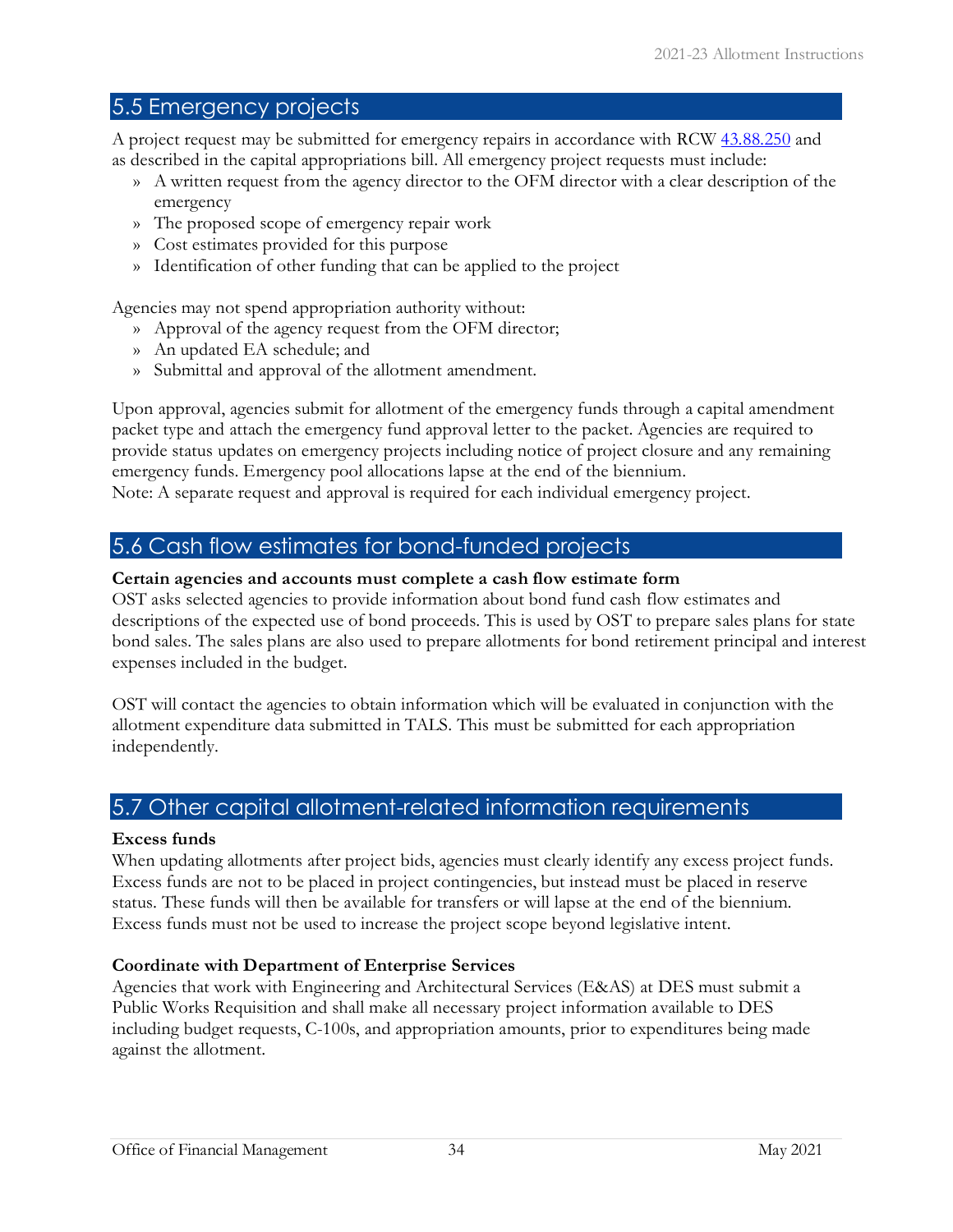## 5.5 Emergency projects

A project request may be submitted for emergency repairs in accordance with RCW [43.88.250](43.88.250) and as described in the capital appropriations bill. All emergency project requests must include:

- A written request from the agency director to the OFM director with a clear description of the emergency
- The proposed scope of emergency repair work
- Cost estimates provided for this purpose
- Identification of other funding that can be applied to the project

Agencies may not spend appropriation authority without:

- Approval of the agency request from the OFM director;
- An updated EA schedule; and
- Submittal and approval of the allotment amendment.

Upon approval, agencies submit for allotment of the emergency funds through a capital amendment packet type and attach the emergency fund approval letter to the packet. Agencies are required to provide status updates on emergency projects including notice of project closure and any remaining emergency funds. Emergency pool allocations lapse at the end of the biennium.
Note: A separate request and approval is required for each individual emergency project.

## 5.6 Cash flow estimates for bond-funded projects

**Certain agencies and accounts must complete a cash flow estimate form**
OST asks selected agencies to provide information about bond fund cash flow estimates and descriptions of the expected use of bond proceeds. This is used by OST to prepare sales plans for state bond sales. The sales plans are also used to prepare allotments for bond retirement principal and interest expenses included in the budget.

OST will contact the agencies to obtain information which will be evaluated in conjunction with the allotment expenditure data submitted in TALS. This must be submitted for each appropriation independently.

## 5.7 Other capital allotment-related information requirements

**Excess funds**
When updating allotments after project bids, agencies must clearly identify any excess project funds. Excess funds are not to be placed in project contingencies, but instead must be placed in reserve status. These funds will then be available for transfers or will lapse at the end of the biennium. Excess funds must not be used to increase the project scope beyond legislative intent.

**Coordinate with Department of Enterprise Services**
Agencies that work with Engineering and Architectural Services (E&AS) at DES must submit a Public Works Requisition and shall make all necessary project information available to DES including budget requests, C-100s, and appropriation amounts, prior to expenditures being made against the allotment.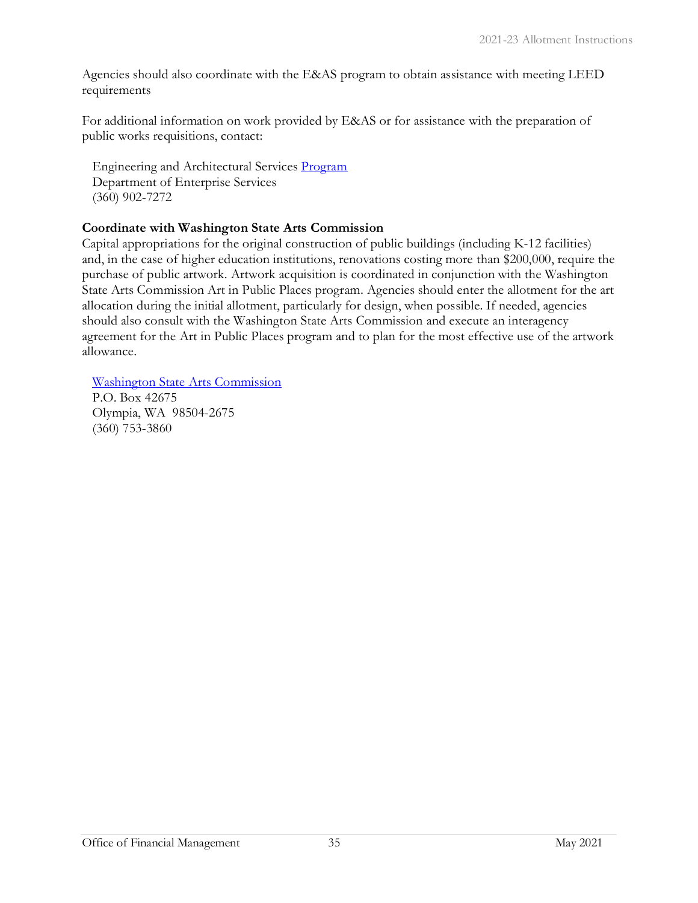Agencies should also coordinate with the E&AS program to obtain assistance with meeting LEED requirements

For additional information on work provided by E&AS or for assistance with the preparation of public works requisitions, contact:

Engineering and Architectural Services Program
Department of Enterprise Services
(360) 902-7272

**Coordinate with Washington State Arts Commission**

Capital appropriations for the original construction of public buildings (including K-12 facilities) and, in the case of higher education institutions, renovations costing more than $200,000, require the purchase of public artwork. Artwork acquisition is coordinated in conjunction with the Washington State Arts Commission Art in Public Places program. Agencies should enter the allotment for the art allocation during the initial allotment, particularly for design, when possible. If needed, agencies should also consult with the Washington State Arts Commission and execute an interagency agreement for the Art in Public Places program and to plan for the most effective use of the artwork allowance.

Washington State Arts Commission
P.O. Box 42675
Olympia, WA  98504-2675
(360) 753-3860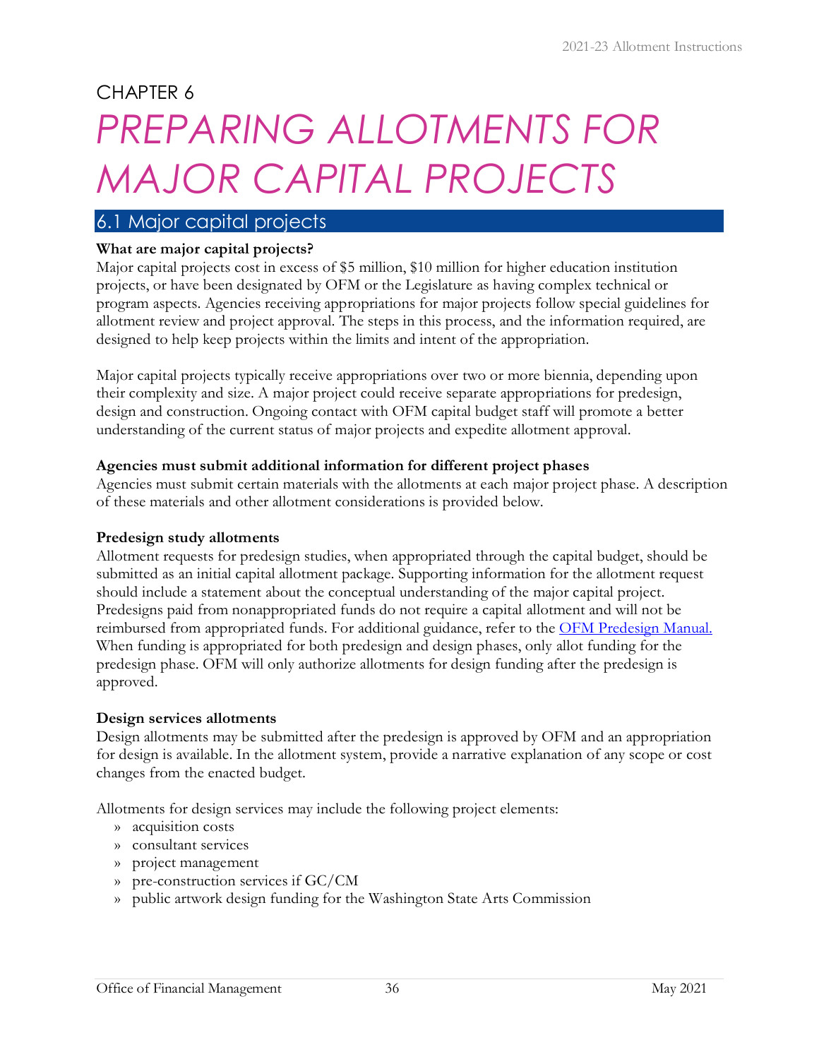# CHAPTER 6

# *PREPARING ALLOTMENTS FOR MAJOR CAPITAL PROJECTS*

## 6.1 Major capital projects

**What are major capital projects?**

Major capital projects cost in excess of $5 million, $10 million for higher education institution projects, or have been designated by OFM or the Legislature as having complex technical or program aspects. Agencies receiving appropriations for major projects follow special guidelines for allotment review and project approval. The steps in this process, and the information required, are designed to help keep projects within the limits and intent of the appropriation.

Major capital projects typically receive appropriations over two or more biennia, depending upon their complexity and size. A major project could receive separate appropriations for predesign, design and construction. Ongoing contact with OFM capital budget staff will promote a better understanding of the current status of major projects and expedite allotment approval.

**Agencies must submit additional information for different project phases**

Agencies must submit certain materials with the allotments at each major project phase. A description of these materials and other allotment considerations is provided below.

**Predesign study allotments**

Allotment requests for predesign studies, when appropriated through the capital budget, should be submitted as an initial capital allotment package. Supporting information for the allotment request should include a statement about the conceptual understanding of the major capital project. Predesigns paid from nonappropriated funds do not require a capital allotment and will not be reimbursed from appropriated funds. For additional guidance, refer to the OFM Predesign Manual. When funding is appropriated for both predesign and design phases, only allot funding for the predesign phase. OFM will only authorize allotments for design funding after the predesign is approved.

**Design services allotments**

Design allotments may be submitted after the predesign is approved by OFM and an appropriation for design is available. In the allotment system, provide a narrative explanation of any scope or cost changes from the enacted budget.

Allotments for design services may include the following project elements:

- acquisition costs
- consultant services
- project management
- pre-construction services if GC/CM
- public artwork design funding for the Washington State Arts Commission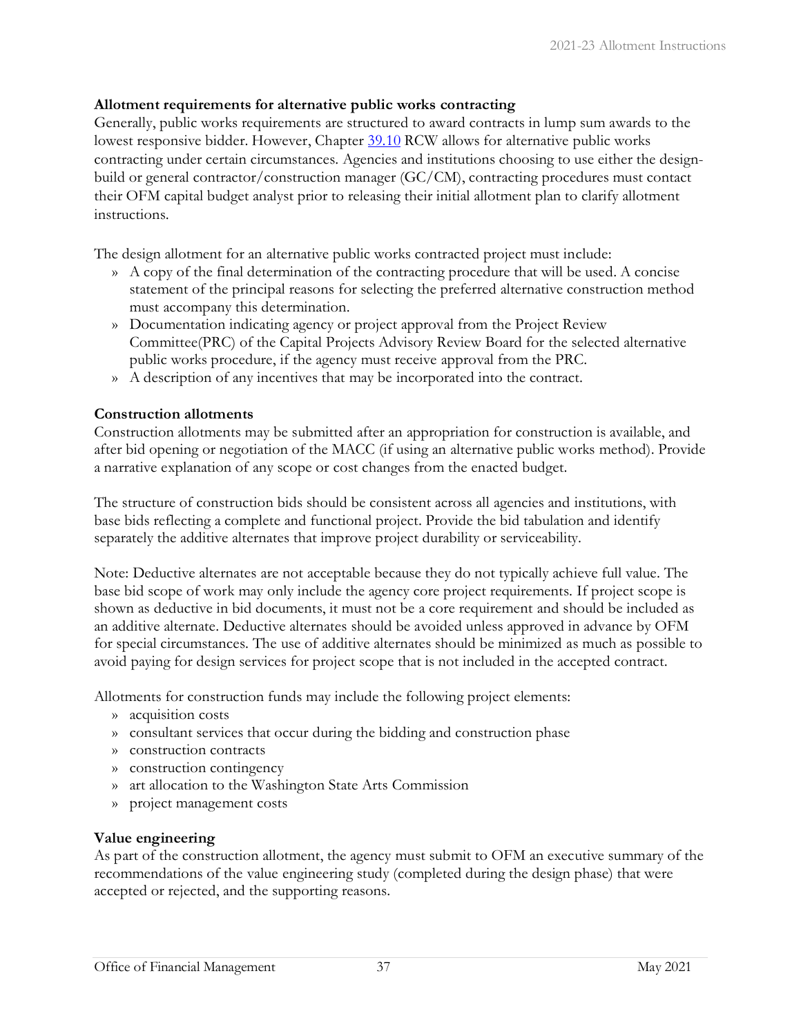**Allotment requirements for alternative public works contracting**

Generally, public works requirements are structured to award contracts in lump sum awards to the lowest responsive bidder. However, Chapter [39.10](#) RCW allows for alternative public works contracting under certain circumstances. Agencies and institutions choosing to use either the design-build or general contractor/construction manager (GC/CM), contracting procedures must contact their OFM capital budget analyst prior to releasing their initial allotment plan to clarify allotment instructions.

The design allotment for an alternative public works contracted project must include:

- A copy of the final determination of the contracting procedure that will be used. A concise statement of the principal reasons for selecting the preferred alternative construction method must accompany this determination.
- Documentation indicating agency or project approval from the Project Review Committee(PRC) of the Capital Projects Advisory Review Board for the selected alternative public works procedure, if the agency must receive approval from the PRC.
- A description of any incentives that may be incorporated into the contract.

**Construction allotments**

Construction allotments may be submitted after an appropriation for construction is available, and after bid opening or negotiation of the MACC (if using an alternative public works method). Provide a narrative explanation of any scope or cost changes from the enacted budget.

The structure of construction bids should be consistent across all agencies and institutions, with base bids reflecting a complete and functional project. Provide the bid tabulation and identify separately the additive alternates that improve project durability or serviceability.

Note: Deductive alternates are not acceptable because they do not typically achieve full value. The base bid scope of work may only include the agency core project requirements. If project scope is shown as deductive in bid documents, it must not be a core requirement and should be included as an additive alternate. Deductive alternates should be avoided unless approved in advance by OFM for special circumstances. The use of additive alternates should be minimized as much as possible to avoid paying for design services for project scope that is not included in the accepted contract.

Allotments for construction funds may include the following project elements:

- acquisition costs
- consultant services that occur during the bidding and construction phase
- construction contracts
- construction contingency
- art allocation to the Washington State Arts Commission
- project management costs

**Value engineering**

As part of the construction allotment, the agency must submit to OFM an executive summary of the recommendations of the value engineering study (completed during the design phase) that were accepted or rejected, and the supporting reasons.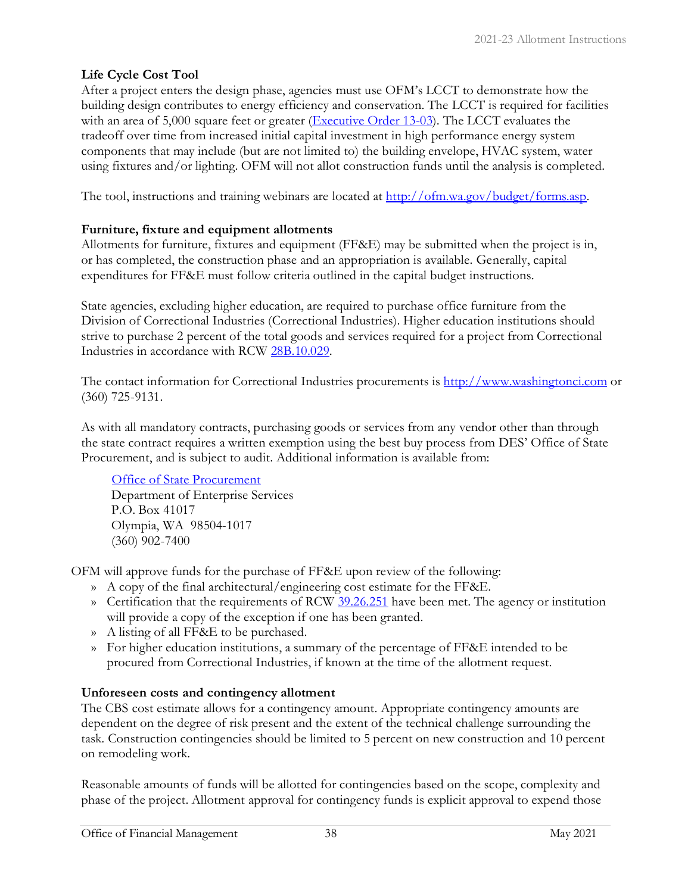### Life Cycle Cost Tool

After a project enters the design phase, agencies must use OFM's LCCT to demonstrate how the building design contributes to energy efficiency and conservation. The LCCT is required for facilities with an area of 5,000 square feet or greater ([Executive Order 13-03](#)). The LCCT evaluates the tradeoff over time from increased initial capital investment in high performance energy system components that may include (but are not limited to) the building envelope, HVAC system, water using fixtures and/or lighting. OFM will not allot construction funds until the analysis is completed.

The tool, instructions and training webinars are located at [http://ofm.wa.gov/budget/forms.asp](http://ofm.wa.gov/budget/forms.asp).

### Furniture, fixture and equipment allotments

Allotments for furniture, fixtures and equipment (FF&E) may be submitted when the project is in, or has completed, the construction phase and an appropriation is available. Generally, capital expenditures for FF&E must follow criteria outlined in the capital budget instructions.

State agencies, excluding higher education, are required to purchase office furniture from the Division of Correctional Industries (Correctional Industries). Higher education institutions should strive to purchase 2 percent of the total goods and services required for a project from Correctional Industries in accordance with RCW [28B.10.029](#).

The contact information for Correctional Industries procurements is [http://www.washingtonci.com](http://www.washingtonci.com) or (360) 725-9131.

As with all mandatory contracts, purchasing goods or services from any vendor other than through the state contract requires a written exemption using the best buy process from DES' Office of State Procurement, and is subject to audit. Additional information is available from:

> [Office of State Procurement](#)
> Department of Enterprise Services
> P.O. Box 41017
> Olympia, WA 98504-1017
> (360) 902-7400

OFM will approve funds for the purchase of FF&E upon review of the following:

- A copy of the final architectural/engineering cost estimate for the FF&E.
- Certification that the requirements of RCW [39.26.251](#) have been met. The agency or institution will provide a copy of the exception if one has been granted.
- A listing of all FF&E to be purchased.
- For higher education institutions, a summary of the percentage of FF&E intended to be procured from Correctional Industries, if known at the time of the allotment request.

### Unforeseen costs and contingency allotment

The CBS cost estimate allows for a contingency amount. Appropriate contingency amounts are dependent on the degree of risk present and the extent of the technical challenge surrounding the task. Construction contingencies should be limited to 5 percent on new construction and 10 percent on remodeling work.

Reasonable amounts of funds will be allotted for contingencies based on the scope, complexity and phase of the project. Allotment approval for contingency funds is explicit approval to expend those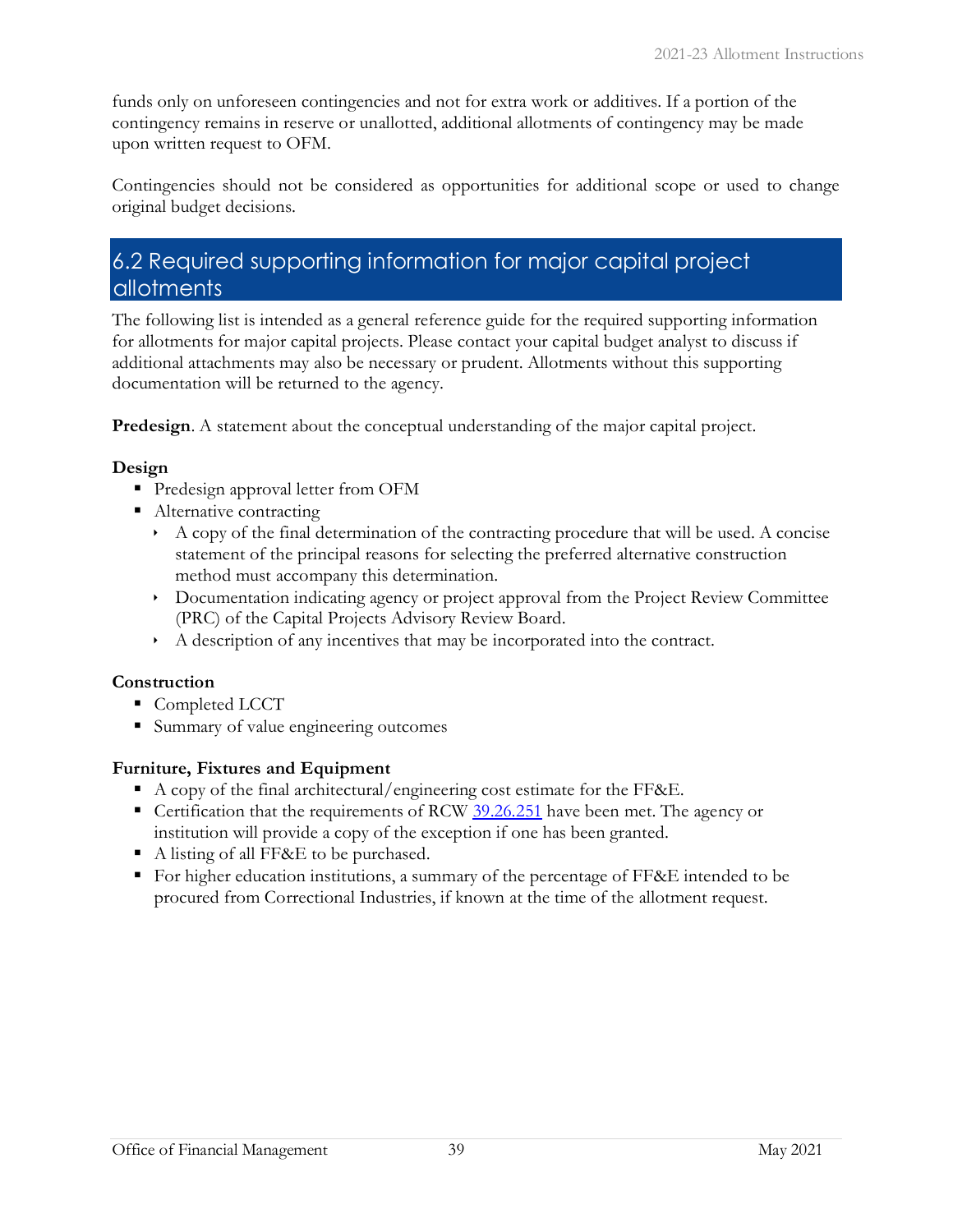funds only on unforeseen contingencies and not for extra work or additives. If a portion of the contingency remains in reserve or unallotted, additional allotments of contingency may be made upon written request to OFM.

Contingencies should not be considered as opportunities for additional scope or used to change original budget decisions.

## 6.2 Required supporting information for major capital project allotments

The following list is intended as a general reference guide for the required supporting information for allotments for major capital projects. Please contact your capital budget analyst to discuss if additional attachments may also be necessary or prudent. Allotments without this supporting documentation will be returned to the agency.

**Predesign**. A statement about the conceptual understanding of the major capital project.

**Design**

- Predesign approval letter from OFM
- Alternative contracting
  - A copy of the final determination of the contracting procedure that will be used. A concise statement of the principal reasons for selecting the preferred alternative construction method must accompany this determination.
  - Documentation indicating agency or project approval from the Project Review Committee (PRC) of the Capital Projects Advisory Review Board.
  - A description of any incentives that may be incorporated into the contract.

**Construction**

- Completed LCCT
- Summary of value engineering outcomes

**Furniture, Fixtures and Equipment**

- A copy of the final architectural/engineering cost estimate for the FF&E.
- Certification that the requirements of RCW 39.26.251 have been met. The agency or institution will provide a copy of the exception if one has been granted.
- A listing of all FF&E to be purchased.
- For higher education institutions, a summary of the percentage of FF&E intended to be procured from Correctional Industries, if known at the time of the allotment request.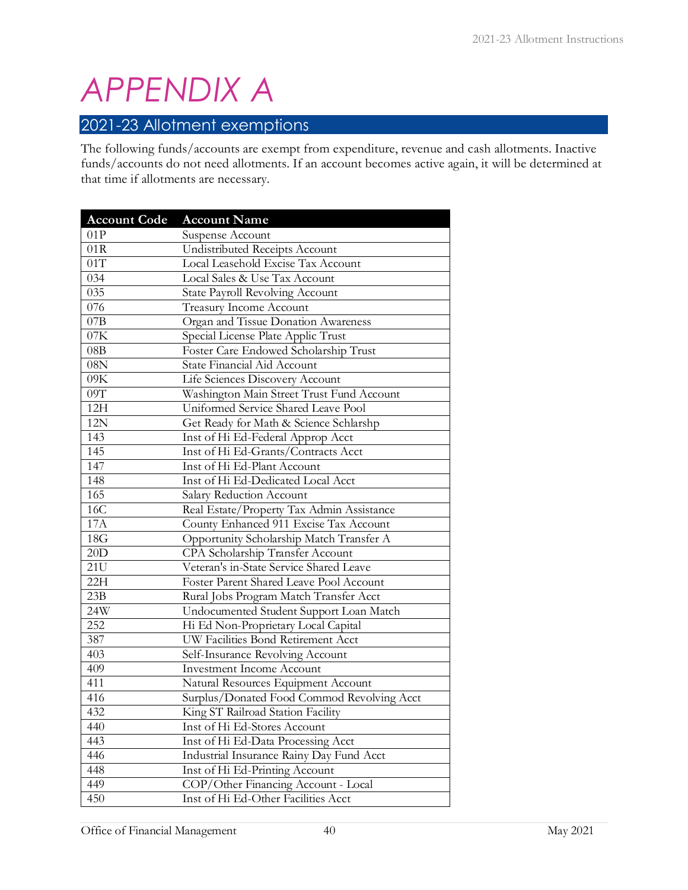# APPENDIX A

## 2021-23 Allotment exemptions

The following funds/accounts are exempt from expenditure, revenue and cash allotments. Inactive funds/accounts do not need allotments. If an account becomes active again, it will be determined at that time if allotments are necessary.

| Account Code | Account Name |
|---|---|
| 01P | Suspense Account |
| 01R | Undistributed Receipts Account |
| 01T | Local Leasehold Excise Tax Account |
| 034 | Local Sales & Use Tax Account |
| 035 | State Payroll Revolving Account |
| 076 | Treasury Income Account |
| 07B | Organ and Tissue Donation Awareness |
| 07K | Special License Plate Applic Trust |
| 08B | Foster Care Endowed Scholarship Trust |
| 08N | State Financial Aid Account |
| 09K | Life Sciences Discovery Account |
| 09T | Washington Main Street Trust Fund Account |
| 12H | Uniformed Service Shared Leave Pool |
| 12N | Get Ready for Math & Science Schlarshp |
| 143 | Inst of Hi Ed-Federal Approp Acct |
| 145 | Inst of Hi Ed-Grants/Contracts Acct |
| 147 | Inst of Hi Ed-Plant Account |
| 148 | Inst of Hi Ed-Dedicated Local Acct |
| 165 | Salary Reduction Account |
| 16C | Real Estate/Property Tax Admin Assistance |
| 17A | County Enhanced 911 Excise Tax Account |
| 18G | Opportunity Scholarship Match Transfer A |
| 20D | CPA Scholarship Transfer Account |
| 21U | Veteran's in-State Service Shared Leave |
| 22H | Foster Parent Shared Leave Pool Account |
| 23B | Rural Jobs Program Match Transfer Acct |
| 24W | Undocumented Student Support Loan Match |
| 252 | Hi Ed Non-Proprietary Local Capital |
| 387 | UW Facilities Bond Retirement Acct |
| 403 | Self-Insurance Revolving Account |
| 409 | Investment Income Account |
| 411 | Natural Resources Equipment Account |
| 416 | Surplus/Donated Food Commod Revolving Acct |
| 432 | King ST Railroad Station Facility |
| 440 | Inst of Hi Ed-Stores Account |
| 443 | Inst of Hi Ed-Data Processing Acct |
| 446 | Industrial Insurance Rainy Day Fund Acct |
| 448 | Inst of Hi Ed-Printing Account |
| 449 | COP/Other Financing Account - Local |
| 450 | Inst of Hi Ed-Other Facilities Acct |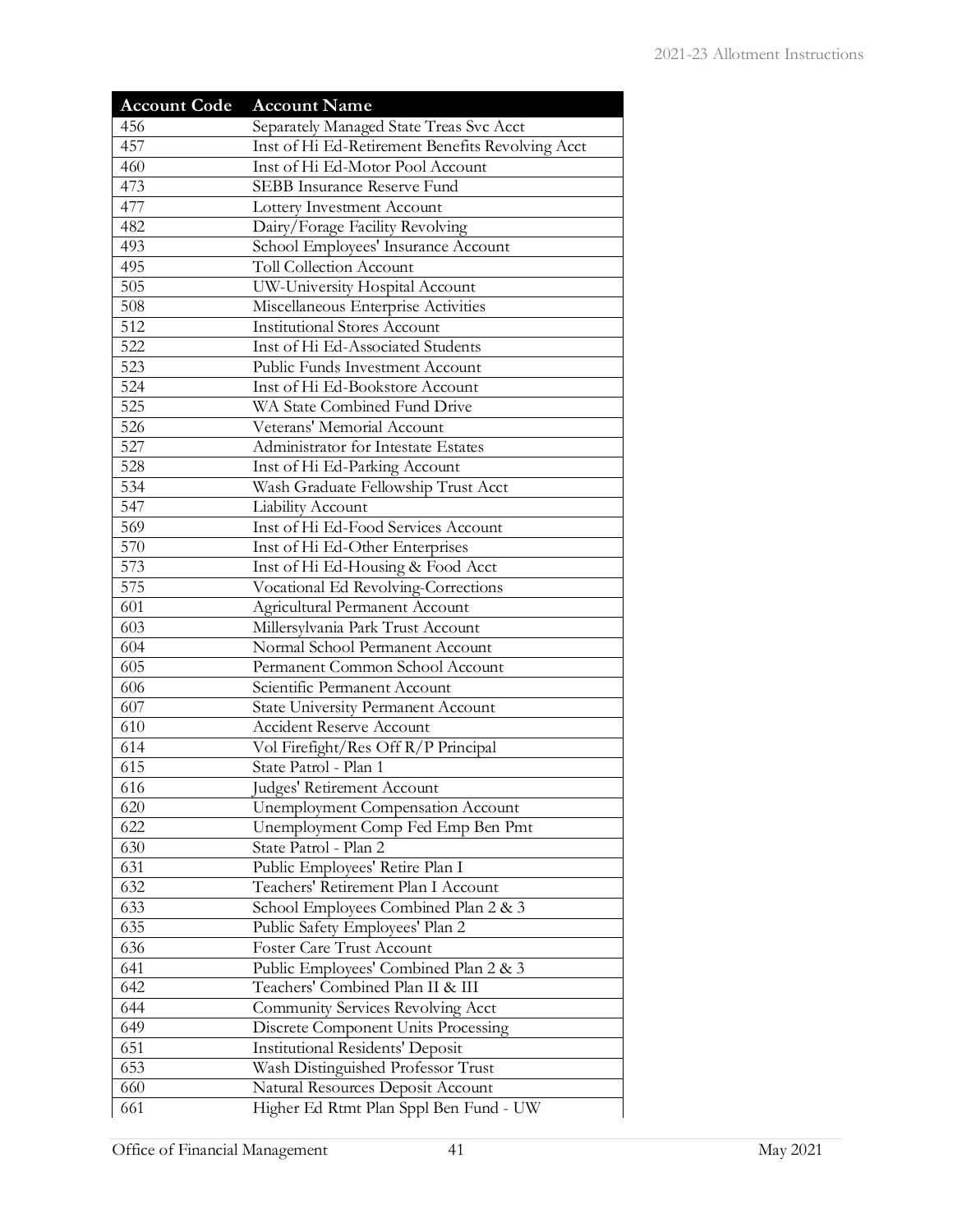| Account Code | Account Name |
|---|---|
| 456 | Separately Managed State Treas Svc Acct |
| 457 | Inst of Hi Ed-Retirement Benefits Revolving Acct |
| 460 | Inst of Hi Ed-Motor Pool Account |
| 473 | SEBB Insurance Reserve Fund |
| 477 | Lottery Investment Account |
| 482 | Dairy/Forage Facility Revolving |
| 493 | School Employees' Insurance Account |
| 495 | Toll Collection Account |
| 505 | UW-University Hospital Account |
| 508 | Miscellaneous Enterprise Activities |
| 512 | Institutional Stores Account |
| 522 | Inst of Hi Ed-Associated Students |
| 523 | Public Funds Investment Account |
| 524 | Inst of Hi Ed-Bookstore Account |
| 525 | WA State Combined Fund Drive |
| 526 | Veterans' Memorial Account |
| 527 | Administrator for Intestate Estates |
| 528 | Inst of Hi Ed-Parking Account |
| 534 | Wash Graduate Fellowship Trust Acct |
| 547 | Liability Account |
| 569 | Inst of Hi Ed-Food Services Account |
| 570 | Inst of Hi Ed-Other Enterprises |
| 573 | Inst of Hi Ed-Housing & Food Acct |
| 575 | Vocational Ed Revolving-Corrections |
| 601 | Agricultural Permanent Account |
| 603 | Millersylvania Park Trust Account |
| 604 | Normal School Permanent Account |
| 605 | Permanent Common School Account |
| 606 | Scientific Permanent Account |
| 607 | State University Permanent Account |
| 610 | Accident Reserve Account |
| 614 | Vol Firefight/Res Off R/P Principal |
| 615 | State Patrol - Plan 1 |
| 616 | Judges' Retirement Account |
| 620 | Unemployment Compensation Account |
| 622 | Unemployment Comp Fed Emp Ben Pmt |
| 630 | State Patrol - Plan 2 |
| 631 | Public Employees' Retire Plan I |
| 632 | Teachers' Retirement Plan I Account |
| 633 | School Employees Combined Plan 2 & 3 |
| 635 | Public Safety Employees' Plan 2 |
| 636 | Foster Care Trust Account |
| 641 | Public Employees' Combined Plan 2 & 3 |
| 642 | Teachers' Combined Plan II & III |
| 644 | Community Services Revolving Acct |
| 649 | Discrete Component Units Processing |
| 651 | Institutional Residents' Deposit |
| 653 | Wash Distinguished Professor Trust |
| 660 | Natural Resources Deposit Account |
| 661 | Higher Ed Rtmt Plan Sppl Ben Fund - UW |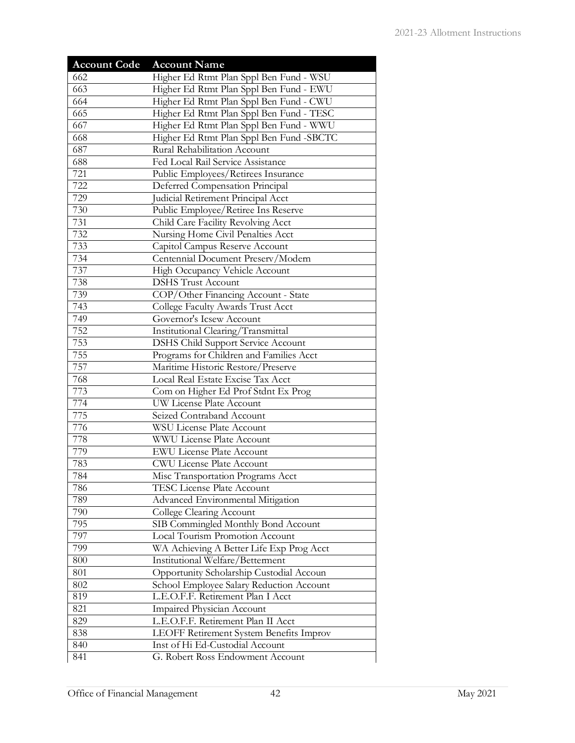| Account Code | Account Name |
| --- | --- |
| 662 | Higher Ed Rtmt Plan Sppl Ben Fund - WSU |
| 663 | Higher Ed Rtmt Plan Sppl Ben Fund - EWU |
| 664 | Higher Ed Rtmt Plan Sppl Ben Fund - CWU |
| 665 | Higher Ed Rtmt Plan Sppl Ben Fund - TESC |
| 667 | Higher Ed Rtmt Plan Sppl Ben Fund - WWU |
| 668 | Higher Ed Rtmt Plan Sppl Ben Fund -SBCTC |
| 687 | Rural Rehabilitation Account |
| 688 | Fed Local Rail Service Assistance |
| 721 | Public Employees/Retirees Insurance |
| 722 | Deferred Compensation Principal |
| 729 | Judicial Retirement Principal Acct |
| 730 | Public Employee/Retiree Ins Reserve |
| 731 | Child Care Facility Revolving Acct |
| 732 | Nursing Home Civil Penalties Acct |
| 733 | Capitol Campus Reserve Account |
| 734 | Centennial Document Preserv/Modern |
| 737 | High Occupancy Vehicle Account |
| 738 | DSHS Trust Account |
| 739 | COP/Other Financing Account - State |
| 743 | College Faculty Awards Trust Acct |
| 749 | Governor's Icsew Account |
| 752 | Institutional Clearing/Transmittal |
| 753 | DSHS Child Support Service Account |
| 755 | Programs for Children and Families Acct |
| 757 | Maritime Historic Restore/Preserve |
| 768 | Local Real Estate Excise Tax Acct |
| 773 | Com on Higher Ed Prof Stdnt Ex Prog |
| 774 | UW License Plate Account |
| 775 | Seized Contraband Account |
| 776 | WSU License Plate Account |
| 778 | WWU License Plate Account |
| 779 | EWU License Plate Account |
| 783 | CWU License Plate Account |
| 784 | Misc Transportation Programs Acct |
| 786 | TESC License Plate Account |
| 789 | Advanced Environmental Mitigation |
| 790 | College Clearing Account |
| 795 | SIB Commingled Monthly Bond Account |
| 797 | Local Tourism Promotion Account |
| 799 | WA Achieving A Better Life Exp Prog Acct |
| 800 | Institutional Welfare/Betterment |
| 801 | Opportunity Scholarship Custodial Accoun |
| 802 | School Employee Salary Reduction Account |
| 819 | L.E.O.F.F. Retirement Plan I Acct |
| 821 | Impaired Physician Account |
| 829 | L.E.O.F.F. Retirement Plan II Acct |
| 838 | LEOFF Retirement System Benefits Improv |
| 840 | Inst of Hi Ed-Custodial Account |
| 841 | G. Robert Ross Endowment Account |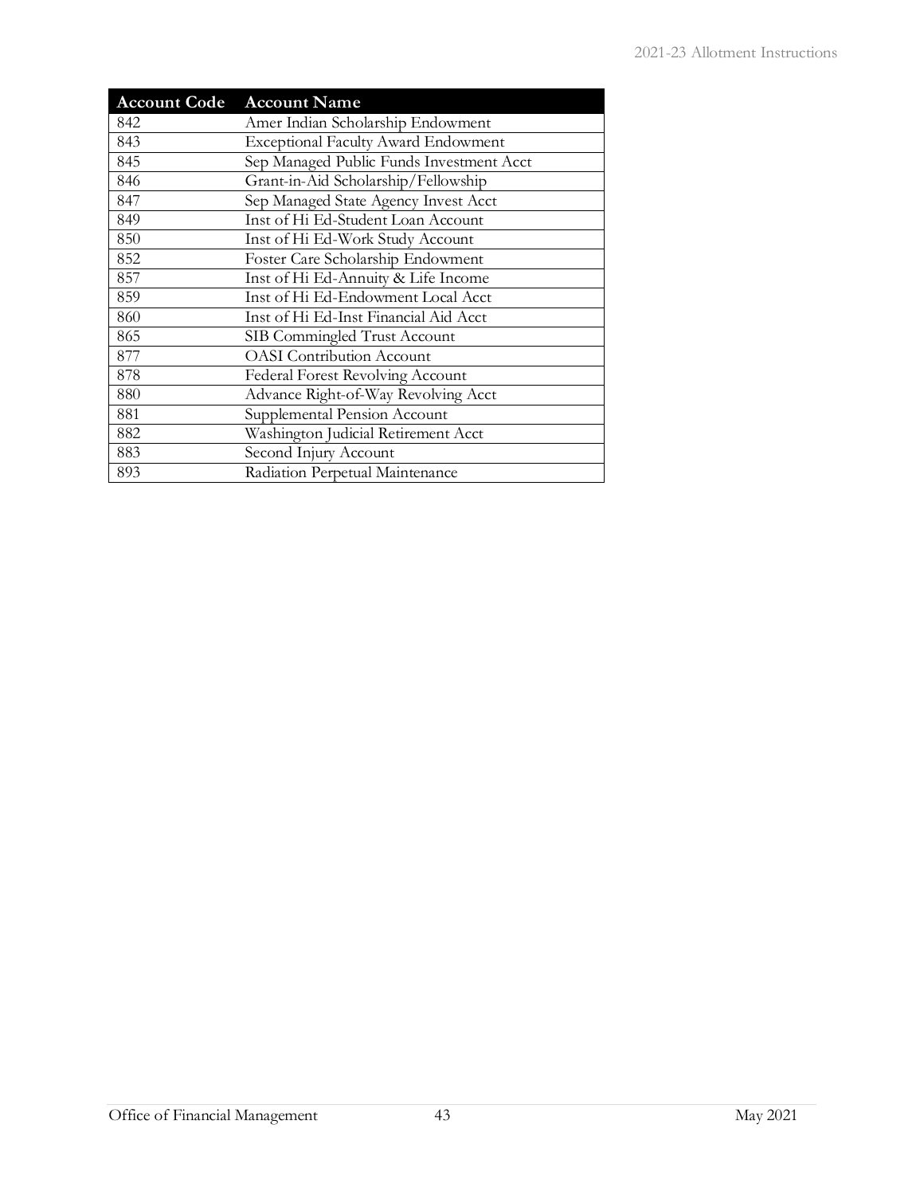| Account Code | Account Name |
|---|---|
| 842 | Amer Indian Scholarship Endowment |
| 843 | Exceptional Faculty Award Endowment |
| 845 | Sep Managed Public Funds Investment Acct |
| 846 | Grant-in-Aid Scholarship/Fellowship |
| 847 | Sep Managed State Agency Invest Acct |
| 849 | Inst of Hi Ed-Student Loan Account |
| 850 | Inst of Hi Ed-Work Study Account |
| 852 | Foster Care Scholarship Endowment |
| 857 | Inst of Hi Ed-Annuity & Life Income |
| 859 | Inst of Hi Ed-Endowment Local Acct |
| 860 | Inst of Hi Ed-Inst Financial Aid Acct |
| 865 | SIB Commingled Trust Account |
| 877 | OASI Contribution Account |
| 878 | Federal Forest Revolving Account |
| 880 | Advance Right-of-Way Revolving Acct |
| 881 | Supplemental Pension Account |
| 882 | Washington Judicial Retirement Acct |
| 883 | Second Injury Account |
| 893 | Radiation Perpetual Maintenance |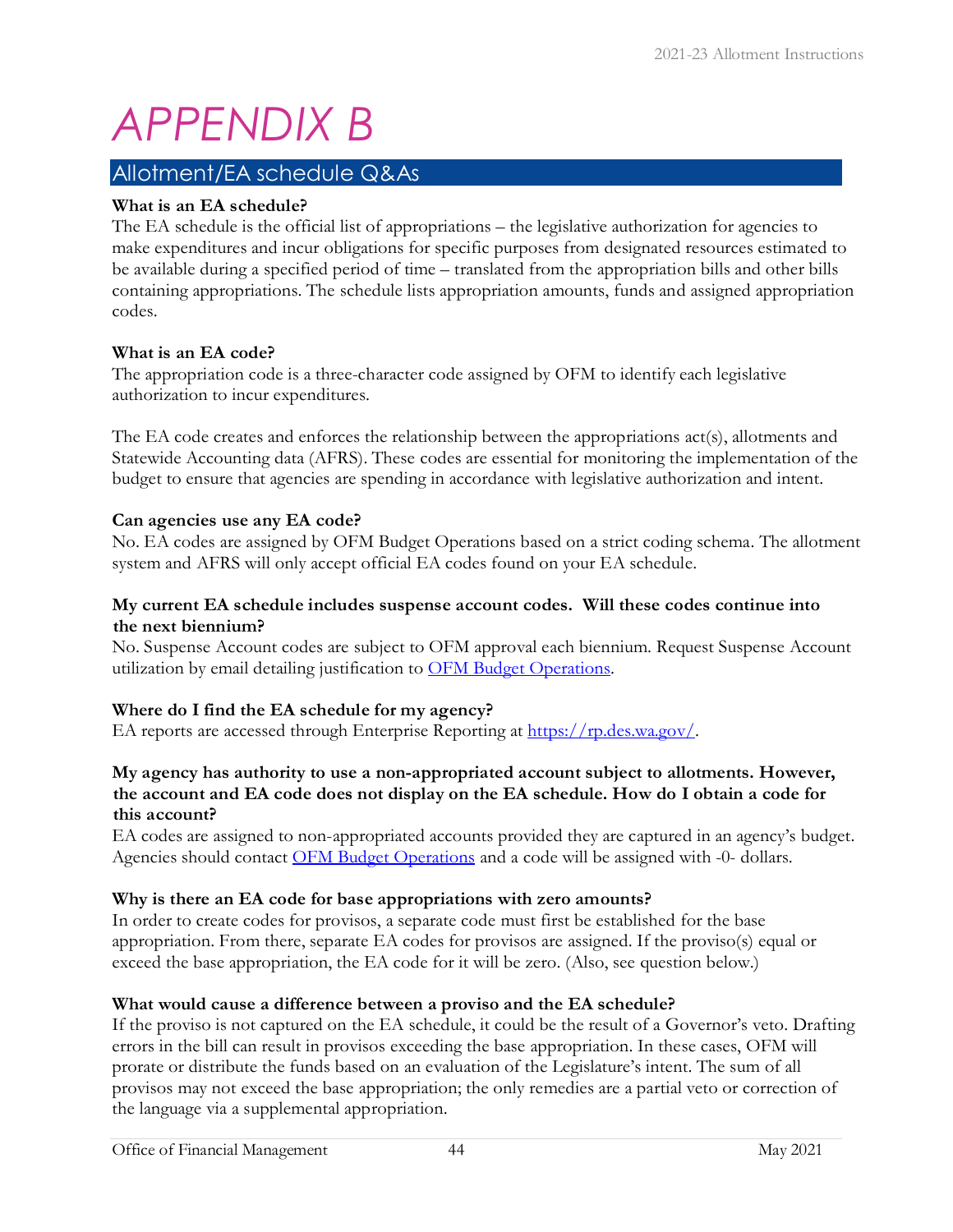# APPENDIX B

## Allotment/EA schedule Q&As

**What is an EA schedule?**
The EA schedule is the official list of appropriations – the legislative authorization for agencies to make expenditures and incur obligations for specific purposes from designated resources estimated to be available during a specified period of time – translated from the appropriation bills and other bills containing appropriations. The schedule lists appropriation amounts, funds and assigned appropriation codes.

**What is an EA code?**
The appropriation code is a three-character code assigned by OFM to identify each legislative authorization to incur expenditures.

The EA code creates and enforces the relationship between the appropriations act(s), allotments and Statewide Accounting data (AFRS). These codes are essential for monitoring the implementation of the budget to ensure that agencies are spending in accordance with legislative authorization and intent.

**Can agencies use any EA code?**
No. EA codes are assigned by OFM Budget Operations based on a strict coding schema. The allotment system and AFRS will only accept official EA codes found on your EA schedule.

**My current EA schedule includes suspense account codes. Will these codes continue into the next biennium?**
No. Suspense Account codes are subject to OFM approval each biennium. Request Suspense Account utilization by email detailing justification to OFM Budget Operations.

**Where do I find the EA schedule for my agency?**
EA reports are accessed through Enterprise Reporting at https://rp.des.wa.gov/.

**My agency has authority to use a non-appropriated account subject to allotments. However, the account and EA code does not display on the EA schedule. How do I obtain a code for this account?**
EA codes are assigned to non-appropriated accounts provided they are captured in an agency's budget. Agencies should contact OFM Budget Operations and a code will be assigned with -0- dollars.

**Why is there an EA code for base appropriations with zero amounts?**
In order to create codes for provisos, a separate code must first be established for the base appropriation. From there, separate EA codes for provisos are assigned. If the proviso(s) equal or exceed the base appropriation, the EA code for it will be zero. (Also, see question below.)

**What would cause a difference between a proviso and the EA schedule?**
If the proviso is not captured on the EA schedule, it could be the result of a Governor's veto. Drafting errors in the bill can result in provisos exceeding the base appropriation. In these cases, OFM will prorate or distribute the funds based on an evaluation of the Legislature's intent. The sum of all provisos may not exceed the base appropriation; the only remedies are a partial veto or correction of the language via a supplemental appropriation.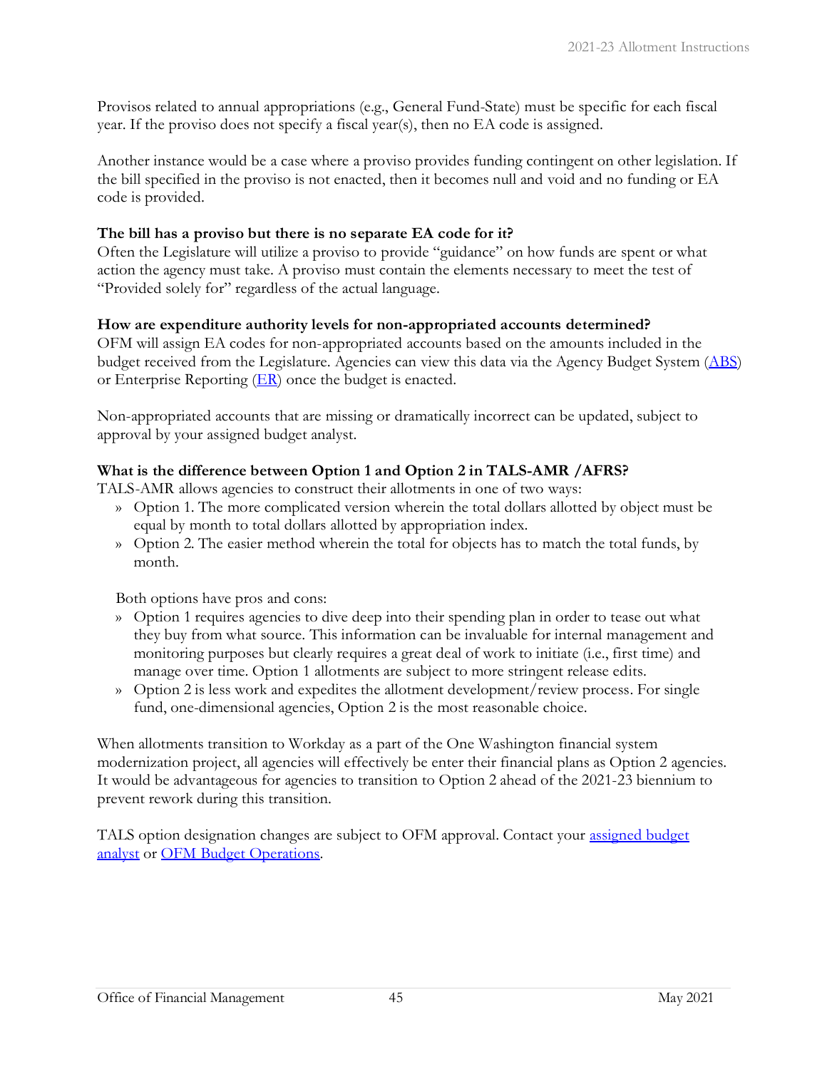Provisos related to annual appropriations (e.g., General Fund-State) must be specific for each fiscal year. If the proviso does not specify a fiscal year(s), then no EA code is assigned.

Another instance would be a case where a proviso provides funding contingent on other legislation. If the bill specified in the proviso is not enacted, then it becomes null and void and no funding or EA code is provided.

**The bill has a proviso but there is no separate EA code for it?**
Often the Legislature will utilize a proviso to provide "guidance" on how funds are spent or what action the agency must take. A proviso must contain the elements necessary to meet the test of "Provided solely for" regardless of the actual language.

**How are expenditure authority levels for non-appropriated accounts determined?**
OFM will assign EA codes for non-appropriated accounts based on the amounts included in the budget received from the Legislature. Agencies can view this data via the Agency Budget System (ABS) or Enterprise Reporting (ER) once the budget is enacted.

Non-appropriated accounts that are missing or dramatically incorrect can be updated, subject to approval by your assigned budget analyst.

**What is the difference between Option 1 and Option 2 in TALS-AMR /AFRS?**
TALS-AMR allows agencies to construct their allotments in one of two ways:

- Option 1. The more complicated version wherein the total dollars allotted by object must be equal by month to total dollars allotted by appropriation index.
- Option 2. The easier method wherein the total for objects has to match the total funds, by month.

Both options have pros and cons:

- Option 1 requires agencies to dive deep into their spending plan in order to tease out what they buy from what source. This information can be invaluable for internal management and monitoring purposes but clearly requires a great deal of work to initiate (i.e., first time) and manage over time. Option 1 allotments are subject to more stringent release edits.
- Option 2 is less work and expedites the allotment development/review process. For single fund, one-dimensional agencies, Option 2 is the most reasonable choice.

When allotments transition to Workday as a part of the One Washington financial system modernization project, all agencies will effectively be enter their financial plans as Option 2 agencies. It would be advantageous for agencies to transition to Option 2 ahead of the 2021-23 biennium to prevent rework during this transition.

TALS option designation changes are subject to OFM approval. Contact your assigned budget analyst or OFM Budget Operations.